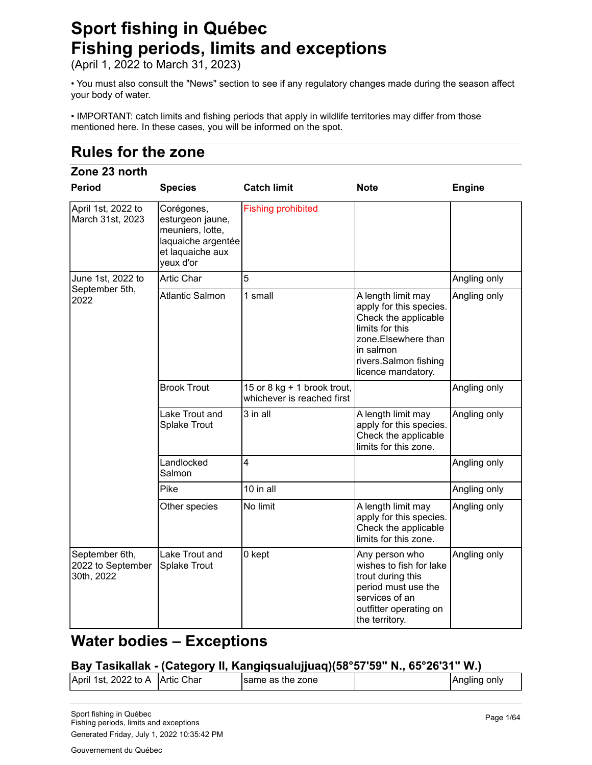# Sport fishing in Québec
# Fishing periods, limits and exceptions

(April 1, 2022 to March 31, 2023)

• You must also consult the "News" section to see if any regulatory changes made during the season affect your body of water.

• IMPORTANT: catch limits and fishing periods that apply in wildlife territories may differ from those mentioned here. In these cases, you will be informed on the spot.

## Rules for the zone

### Zone 23 north

| Period | Species | Catch limit | Note | Engine |
|---|---|---|---|---|
| April 1st, 2022 to March 31st, 2023 | Corégones, esturgeon jaune, meuniers, lotte, laquaiche argentée et laquaiche aux yeux d'or | Fishing prohibited | | |
| June 1st, 2022 to September 5th, 2022 | Artic Char | 5 | | Angling only |
| | Atlantic Salmon | 1 small | A length limit may apply for this species. Check the applicable limits for this zone.Elsewhere than in salmon rivers.Salmon fishing licence mandatory. | Angling only |
| | Brook Trout | 15 or 8 kg + 1 brook trout, whichever is reached first | | Angling only |
| | Lake Trout and Splake Trout | 3 in all | A length limit may apply for this species. Check the applicable limits for this zone. | Angling only |
| | Landlocked Salmon | 4 | | Angling only |
| | Pike | 10 in all | | Angling only |
| | Other species | No limit | A length limit may apply for this species. Check the applicable limits for this zone. | Angling only |
| September 6th, 2022 to September 30th, 2022 | Lake Trout and Splake Trout | 0 kept | Any person who wishes to fish for lake trout during this period must use the services of an outfitter operating on the territory. | Angling only |

## Water bodies – Exceptions

### Bay Tasikallak - (Category II, Kangiqsualujjuaq)(58°57'59" N., 65°26'31" W.)

| | | | | |
|---|---|---|---|---|
| April 1st, 2022 to A | Artic Char | same as the zone | | Angling only |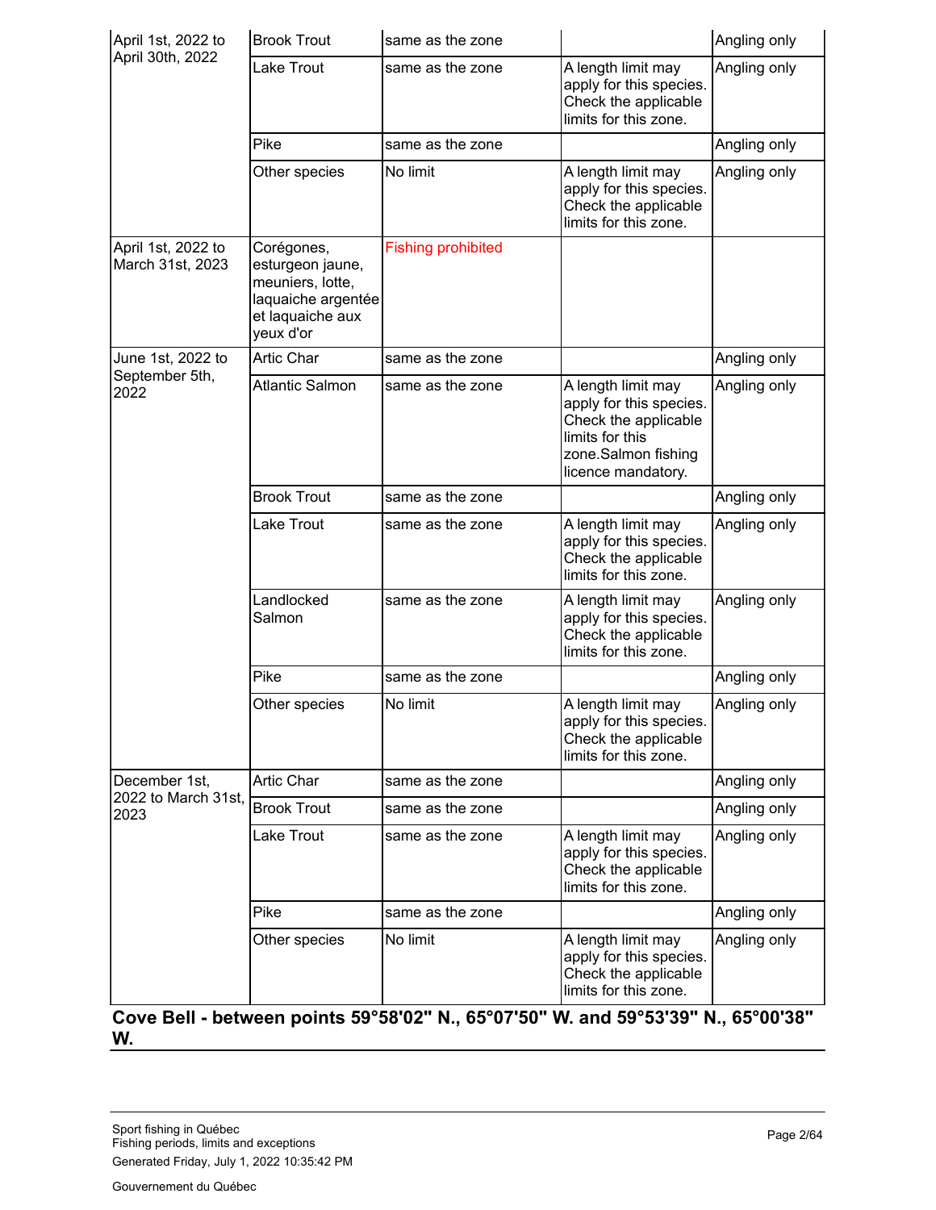| | | | | |
|---|---|---|---|---|
| April 1st, 2022 to April 30th, 2022 | Brook Trout | same as the zone | | Angling only |
| | Lake Trout | same as the zone | A length limit may apply for this species. Check the applicable limits for this zone. | Angling only |
| | Pike | same as the zone | | Angling only |
| | Other species | No limit | A length limit may apply for this species. Check the applicable limits for this zone. | Angling only |
| April 1st, 2022 to March 31st, 2023 | Corégones, esturgeon jaune, meuniers, lotte, laquaiche argentée et laquaiche aux yeux d'or | Fishing prohibited | | |
| June 1st, 2022 to September 5th, 2022 | Artic Char | same as the zone | | Angling only |
| | Atlantic Salmon | same as the zone | A length limit may apply for this species. Check the applicable limits for this zone.Salmon fishing licence mandatory. | Angling only |
| | Brook Trout | same as the zone | | Angling only |
| | Lake Trout | same as the zone | A length limit may apply for this species. Check the applicable limits for this zone. | Angling only |
| | Landlocked Salmon | same as the zone | A length limit may apply for this species. Check the applicable limits for this zone. | Angling only |
| | Pike | same as the zone | | Angling only |
| | Other species | No limit | A length limit may apply for this species. Check the applicable limits for this zone. | Angling only |
| December 1st, 2022 to March 31st, 2023 | Artic Char | same as the zone | | Angling only |
| | Brook Trout | same as the zone | | Angling only |
| | Lake Trout | same as the zone | A length limit may apply for this species. Check the applicable limits for this zone. | Angling only |
| | Pike | same as the zone | | Angling only |
| | Other species | No limit | A length limit may apply for this species. Check the applicable limits for this zone. | Angling only |

## Cove Bell - between points 59°58'02" N., 65°07'50" W. and 59°53'39" N., 65°00'38" W.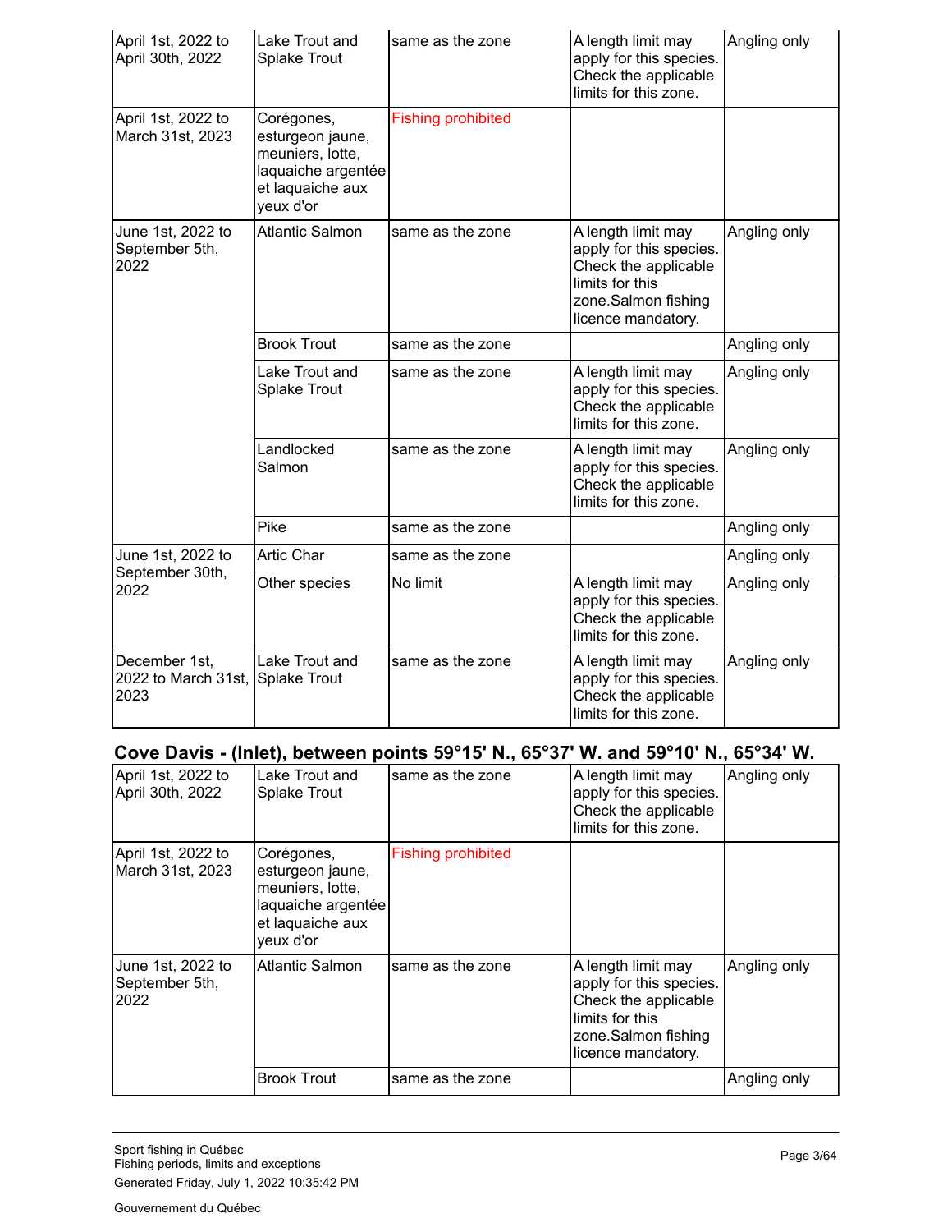| | | | | |
|---|---|---|---|---|
| April 1st, 2022 to April 30th, 2022 | Lake Trout and Splake Trout | same as the zone | A length limit may apply for this species. Check the applicable limits for this zone. | Angling only |
| April 1st, 2022 to March 31st, 2023 | Corégones, esturgeon jaune, meuniers, lotte, laquaiche argentée et laquaiche aux yeux d'or | Fishing prohibited | | |
| June 1st, 2022 to September 5th, 2022 | Atlantic Salmon | same as the zone | A length limit may apply for this species. Check the applicable limits for this zone.Salmon fishing licence mandatory. | Angling only |
| | Brook Trout | same as the zone | | Angling only |
| | Lake Trout and Splake Trout | same as the zone | A length limit may apply for this species. Check the applicable limits for this zone. | Angling only |
| | Landlocked Salmon | same as the zone | A length limit may apply for this species. Check the applicable limits for this zone. | Angling only |
| | Pike | same as the zone | | Angling only |
| June 1st, 2022 to September 30th, 2022 | Artic Char | same as the zone | | Angling only |
| | Other species | No limit | A length limit may apply for this species. Check the applicable limits for this zone. | Angling only |
| December 1st, 2022 to March 31st, 2023 | Lake Trout and Splake Trout | same as the zone | A length limit may apply for this species. Check the applicable limits for this zone. | Angling only |

## Cove Davis - (Inlet), between points 59°15' N., 65°37' W. and 59°10' N., 65°34' W.

| | | | | |
|---|---|---|---|---|
| April 1st, 2022 to April 30th, 2022 | Lake Trout and Splake Trout | same as the zone | A length limit may apply for this species. Check the applicable limits for this zone. | Angling only |
| April 1st, 2022 to March 31st, 2023 | Corégones, esturgeon jaune, meuniers, lotte, laquaiche argentée et laquaiche aux yeux d'or | Fishing prohibited | | |
| June 1st, 2022 to September 5th, 2022 | Atlantic Salmon | same as the zone | A length limit may apply for this species. Check the applicable limits for this zone.Salmon fishing licence mandatory. | Angling only |
| | Brook Trout | same as the zone | | Angling only |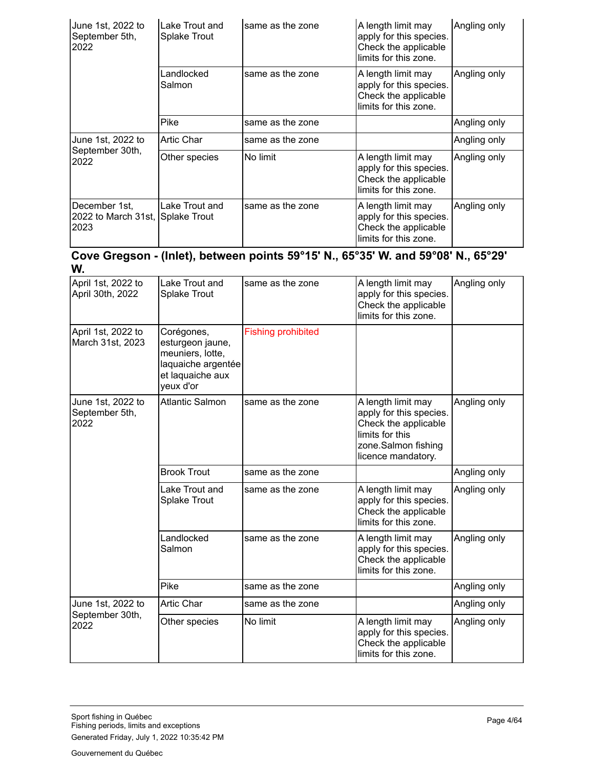| | | | | |
|---|---|---|---|---|
| June 1st, 2022 to September 5th, 2022 | Lake Trout and Splake Trout | same as the zone | A length limit may apply for this species. Check the applicable limits for this zone. | Angling only |
| | Landlocked Salmon | same as the zone | A length limit may apply for this species. Check the applicable limits for this zone. | Angling only |
| | Pike | same as the zone | | Angling only |
| June 1st, 2022 to September 30th, 2022 | Artic Char | same as the zone | | Angling only |
| | Other species | No limit | A length limit may apply for this species. Check the applicable limits for this zone. | Angling only |
| December 1st, 2022 to March 31st, 2023 | Lake Trout and Splake Trout | same as the zone | A length limit may apply for this species. Check the applicable limits for this zone. | Angling only |

### Cove Gregson - (Inlet), between points 59°15' N., 65°35' W. and 59°08' N., 65°29' W.

| | | | | |
|---|---|---|---|---|
| April 1st, 2022 to April 30th, 2022 | Lake Trout and Splake Trout | same as the zone | A length limit may apply for this species. Check the applicable limits for this zone. | Angling only |
| April 1st, 2022 to March 31st, 2023 | Corégones, esturgeon jaune, meuniers, lotte, laquaiche argentée et laquaiche aux yeux d'or | Fishing prohibited | | |
| June 1st, 2022 to September 5th, 2022 | Atlantic Salmon | same as the zone | A length limit may apply for this species. Check the applicable limits for this zone.Salmon fishing licence mandatory. | Angling only |
| | Brook Trout | same as the zone | | Angling only |
| | Lake Trout and Splake Trout | same as the zone | A length limit may apply for this species. Check the applicable limits for this zone. | Angling only |
| | Landlocked Salmon | same as the zone | A length limit may apply for this species. Check the applicable limits for this zone. | Angling only |
| | Pike | same as the zone | | Angling only |
| June 1st, 2022 to September 30th, 2022 | Artic Char | same as the zone | | Angling only |
| | Other species | No limit | A length limit may apply for this species. Check the applicable limits for this zone. | Angling only |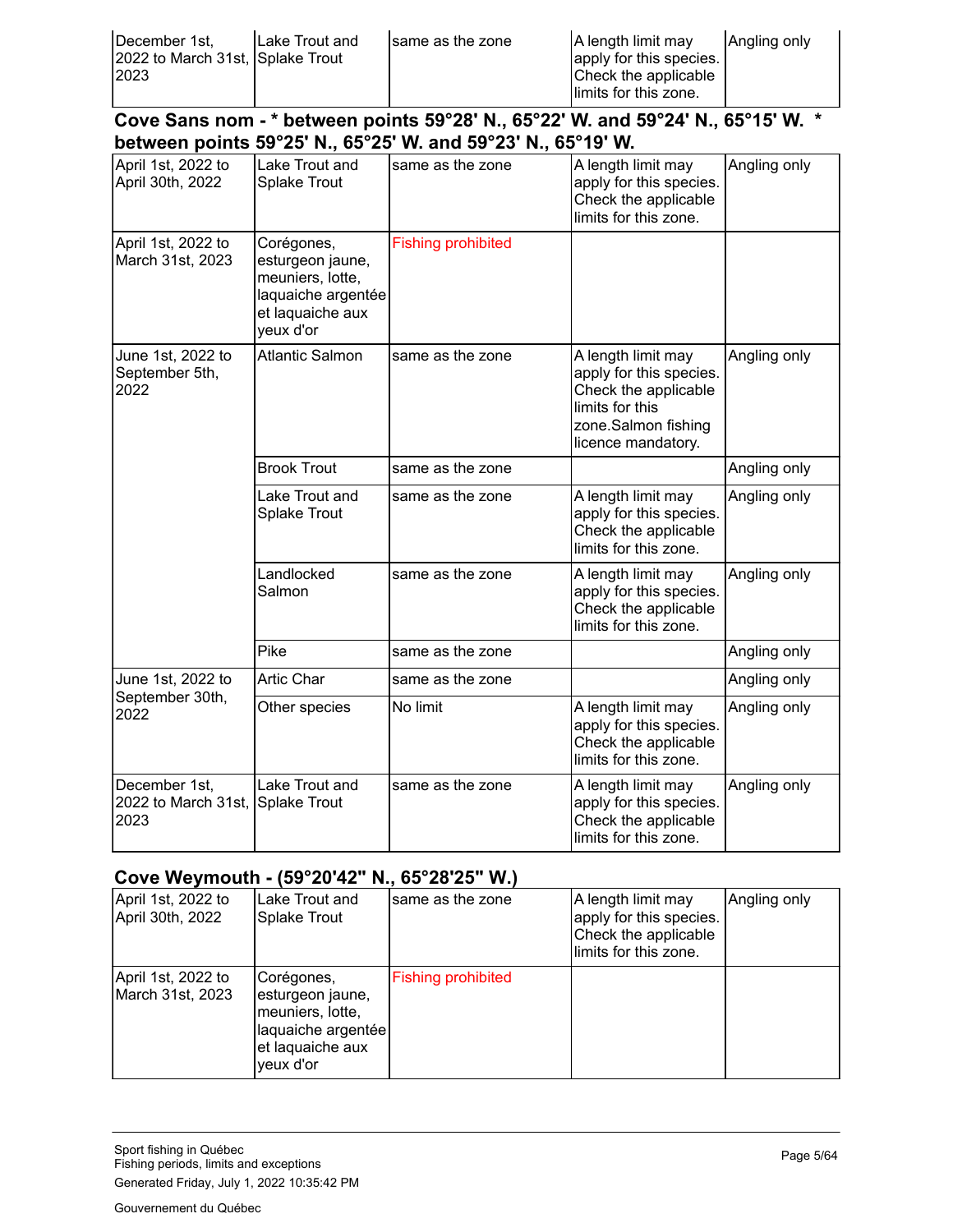| | | | | |
|---|---|---|---|---|
| December 1st, 2022 to March 31st, 2023 | Lake Trout and Splake Trout | same as the zone | A length limit may apply for this species. Check the applicable limits for this zone. | Angling only |

## Cove Sans nom - * between points 59°28' N., 65°22' W. and 59°24' N., 65°15' W. * between points 59°25' N., 65°25' W. and 59°23' N., 65°19' W.

| | | | | |
|---|---|---|---|---|
| April 1st, 2022 to April 30th, 2022 | Lake Trout and Splake Trout | same as the zone | A length limit may apply for this species. Check the applicable limits for this zone. | Angling only |
| April 1st, 2022 to March 31st, 2023 | Corégones, esturgeon jaune, meuniers, lotte, laquaiche argentée et laquaiche aux yeux d'or | Fishing prohibited | | |
| June 1st, 2022 to September 5th, 2022 | Atlantic Salmon | same as the zone | A length limit may apply for this species. Check the applicable limits for this zone.Salmon fishing licence mandatory. | Angling only |
| | Brook Trout | same as the zone | | Angling only |
| | Lake Trout and Splake Trout | same as the zone | A length limit may apply for this species. Check the applicable limits for this zone. | Angling only |
| | Landlocked Salmon | same as the zone | A length limit may apply for this species. Check the applicable limits for this zone. | Angling only |
| | Pike | same as the zone | | Angling only |
| June 1st, 2022 to September 30th, 2022 | Artic Char | same as the zone | | Angling only |
| | Other species | No limit | A length limit may apply for this species. Check the applicable limits for this zone. | Angling only |
| December 1st, 2022 to March 31st, 2023 | Lake Trout and Splake Trout | same as the zone | A length limit may apply for this species. Check the applicable limits for this zone. | Angling only |

## Cove Weymouth - (59°20'42" N., 65°28'25" W.)

| | | | | |
|---|---|---|---|---|
| April 1st, 2022 to April 30th, 2022 | Lake Trout and Splake Trout | same as the zone | A length limit may apply for this species. Check the applicable limits for this zone. | Angling only |
| April 1st, 2022 to March 31st, 2023 | Corégones, esturgeon jaune, meuniers, lotte, laquaiche argentée et laquaiche aux yeux d'or | Fishing prohibited | | |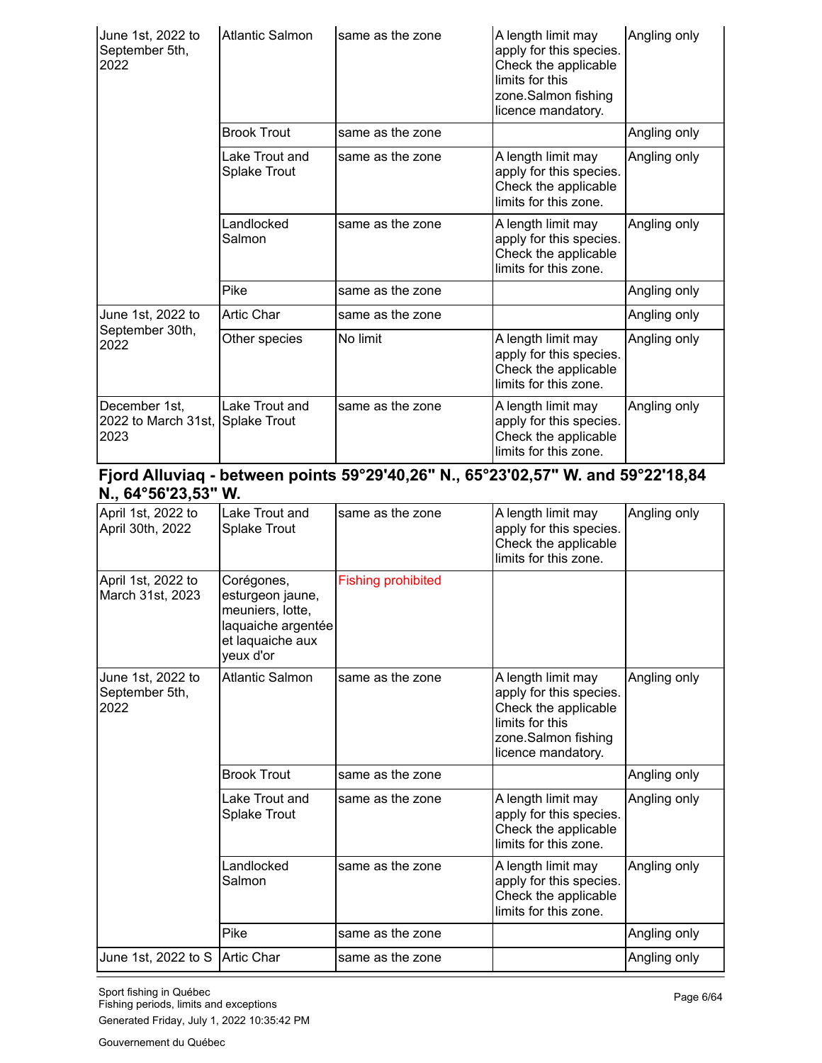| | | | | |
|---|---|---|---|---|
| June 1st, 2022 to September 5th, 2022 | Atlantic Salmon | same as the zone | A length limit may apply for this species. Check the applicable limits for this zone.Salmon fishing licence mandatory. | Angling only |
| | Brook Trout | same as the zone | | Angling only |
| | Lake Trout and Splake Trout | same as the zone | A length limit may apply for this species. Check the applicable limits for this zone. | Angling only |
| | Landlocked Salmon | same as the zone | A length limit may apply for this species. Check the applicable limits for this zone. | Angling only |
| | Pike | same as the zone | | Angling only |
| June 1st, 2022 to September 30th, 2022 | Artic Char | same as the zone | | Angling only |
| | Other species | No limit | A length limit may apply for this species. Check the applicable limits for this zone. | Angling only |
| December 1st, 2022 to March 31st, 2023 | Lake Trout and Splake Trout | same as the zone | A length limit may apply for this species. Check the applicable limits for this zone. | Angling only |

## Fjord Alluviaq - between points 59°29'40,26" N., 65°23'02,57" W. and 59°22'18,84 N., 64°56'23,53" W.

| | | | | |
|---|---|---|---|---|
| April 1st, 2022 to April 30th, 2022 | Lake Trout and Splake Trout | same as the zone | A length limit may apply for this species. Check the applicable limits for this zone. | Angling only |
| April 1st, 2022 to March 31st, 2023 | Corégones, esturgeon jaune, meuniers, lotte, laquaiche argentée et laquaiche aux yeux d'or | Fishing prohibited | | |
| June 1st, 2022 to September 5th, 2022 | Atlantic Salmon | same as the zone | A length limit may apply for this species. Check the applicable limits for this zone.Salmon fishing licence mandatory. | Angling only |
| | Brook Trout | same as the zone | | Angling only |
| | Lake Trout and Splake Trout | same as the zone | A length limit may apply for this species. Check the applicable limits for this zone. | Angling only |
| | Landlocked Salmon | same as the zone | A length limit may apply for this species. Check the applicable limits for this zone. | Angling only |
| | Pike | same as the zone | | Angling only |
| June 1st, 2022 to S | Artic Char | same as the zone | | Angling only |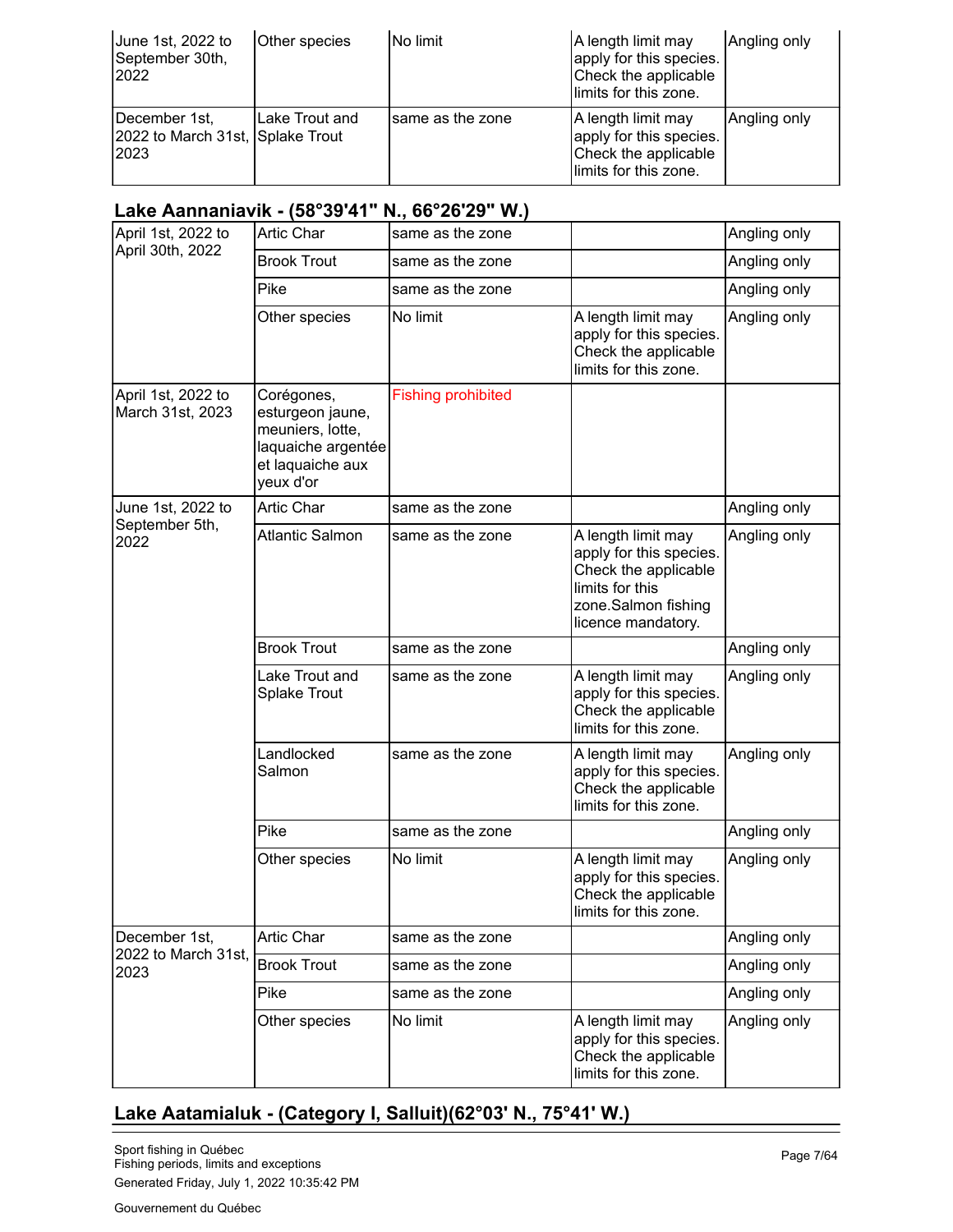| | | | | |
|---|---|---|---|---|
| June 1st, 2022 to September 30th, 2022 | Other species | No limit | A length limit may apply for this species. Check the applicable limits for this zone. | Angling only |
| December 1st, 2022 to March 31st, 2023 | Lake Trout and Splake Trout | same as the zone | A length limit may apply for this species. Check the applicable limits for this zone. | Angling only |

## Lake Aannaniavik - (58°39'41" N., 66°26'29" W.)

| | | | | |
|---|---|---|---|---|
| April 1st, 2022 to April 30th, 2022 | Artic Char | same as the zone | | Angling only |
| | Brook Trout | same as the zone | | Angling only |
| | Pike | same as the zone | | Angling only |
| | Other species | No limit | A length limit may apply for this species. Check the applicable limits for this zone. | Angling only |
| April 1st, 2022 to March 31st, 2023 | Corégones, esturgeon jaune, meuniers, lotte, laquaiche argentée et laquaiche aux yeux d'or | Fishing prohibited | | |
| June 1st, 2022 to September 5th, 2022 | Artic Char | same as the zone | | Angling only |
| | Atlantic Salmon | same as the zone | A length limit may apply for this species. Check the applicable limits for this zone.Salmon fishing licence mandatory. | Angling only |
| | Brook Trout | same as the zone | | Angling only |
| | Lake Trout and Splake Trout | same as the zone | A length limit may apply for this species. Check the applicable limits for this zone. | Angling only |
| | Landlocked Salmon | same as the zone | A length limit may apply for this species. Check the applicable limits for this zone. | Angling only |
| | Pike | same as the zone | | Angling only |
| | Other species | No limit | A length limit may apply for this species. Check the applicable limits for this zone. | Angling only |
| December 1st, 2022 to March 31st, 2023 | Artic Char | same as the zone | | Angling only |
| | Brook Trout | same as the zone | | Angling only |
| | Pike | same as the zone | | Angling only |
| | Other species | No limit | A length limit may apply for this species. Check the applicable limits for this zone. | Angling only |

## Lake Aatamialuk - (Category I, Salluit)(62°03' N., 75°41' W.)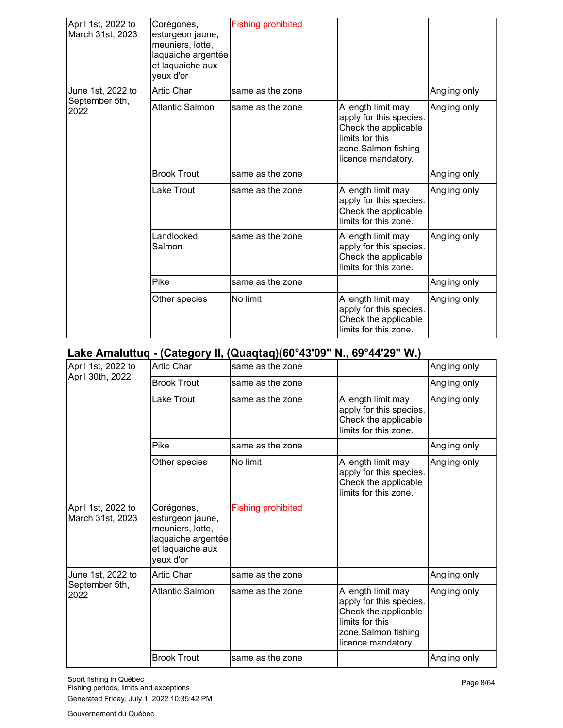| | | | | |
|---|---|---|---|---|
| April 1st, 2022 to March 31st, 2023 | Corégones, esturgeon jaune, meuniers, lotte, laquaiche argentée et laquaiche aux yeux d'or | Fishing prohibited | | |
| June 1st, 2022 to September 5th, 2022 | Artic Char | same as the zone | | Angling only |
| | Atlantic Salmon | same as the zone | A length limit may apply for this species. Check the applicable limits for this zone.Salmon fishing licence mandatory. | Angling only |
| | Brook Trout | same as the zone | | Angling only |
| | Lake Trout | same as the zone | A length limit may apply for this species. Check the applicable limits for this zone. | Angling only |
| | Landlocked Salmon | same as the zone | A length limit may apply for this species. Check the applicable limits for this zone. | Angling only |
| | Pike | same as the zone | | Angling only |
| | Other species | No limit | A length limit may apply for this species. Check the applicable limits for this zone. | Angling only |

## Lake Amaluttuq - (Category II, (Quaqtaq)(60°43'09" N., 69°44'29" W.)

| | | | | |
|---|---|---|---|---|
| April 1st, 2022 to April 30th, 2022 | Artic Char | same as the zone | | Angling only |
| | Brook Trout | same as the zone | | Angling only |
| | Lake Trout | same as the zone | A length limit may apply for this species. Check the applicable limits for this zone. | Angling only |
| | Pike | same as the zone | | Angling only |
| | Other species | No limit | A length limit may apply for this species. Check the applicable limits for this zone. | Angling only |
| April 1st, 2022 to March 31st, 2023 | Corégones, esturgeon jaune, meuniers, lotte, laquaiche argentée et laquaiche aux yeux d'or | Fishing prohibited | | |
| June 1st, 2022 to September 5th, 2022 | Artic Char | same as the zone | | Angling only |
| | Atlantic Salmon | same as the zone | A length limit may apply for this species. Check the applicable limits for this zone.Salmon fishing licence mandatory. | Angling only |
| | Brook Trout | same as the zone | | Angling only |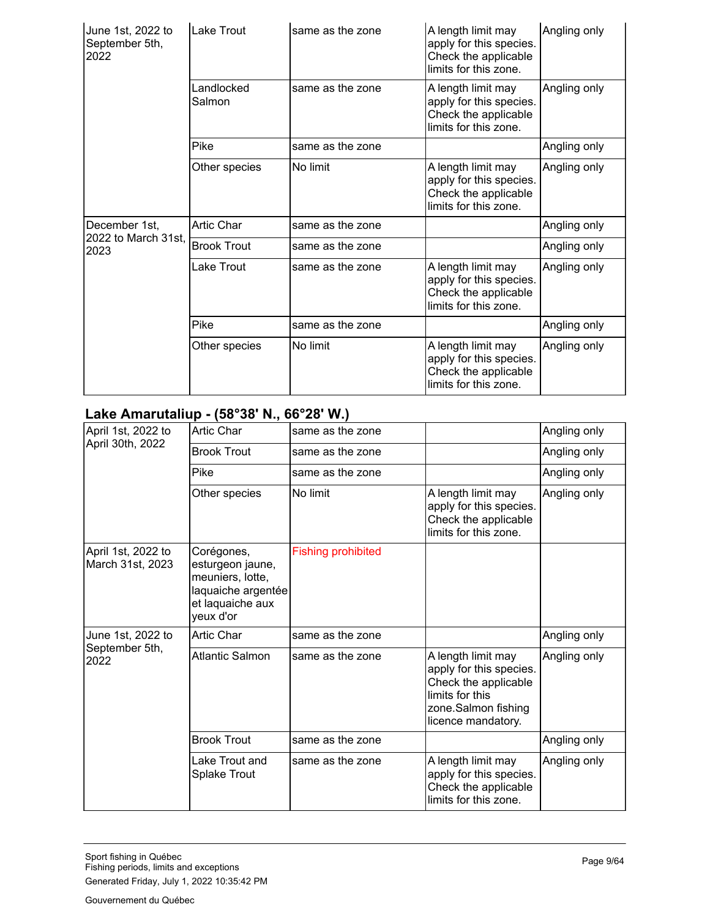| | | | | |
|---|---|---|---|---|
| June 1st, 2022 to September 5th, 2022 | Lake Trout | same as the zone | A length limit may apply for this species. Check the applicable limits for this zone. | Angling only |
| | Landlocked Salmon | same as the zone | A length limit may apply for this species. Check the applicable limits for this zone. | Angling only |
| | Pike | same as the zone | | Angling only |
| | Other species | No limit | A length limit may apply for this species. Check the applicable limits for this zone. | Angling only |
| December 1st, 2022 to March 31st, 2023 | Artic Char | same as the zone | | Angling only |
| | Brook Trout | same as the zone | | Angling only |
| | Lake Trout | same as the zone | A length limit may apply for this species. Check the applicable limits for this zone. | Angling only |
| | Pike | same as the zone | | Angling only |
| | Other species | No limit | A length limit may apply for this species. Check the applicable limits for this zone. | Angling only |

## Lake Amarutaliup - (58°38' N., 66°28' W.)

| | | | | |
|---|---|---|---|---|
| April 1st, 2022 to April 30th, 2022 | Artic Char | same as the zone | | Angling only |
| | Brook Trout | same as the zone | | Angling only |
| | Pike | same as the zone | | Angling only |
| | Other species | No limit | A length limit may apply for this species. Check the applicable limits for this zone. | Angling only |
| April 1st, 2022 to March 31st, 2023 | Corégones, esturgeon jaune, meuniers, lotte, laquaiche argentée et laquaiche aux yeux d'or | Fishing prohibited | | |
| June 1st, 2022 to September 5th, 2022 | Artic Char | same as the zone | | Angling only |
| | Atlantic Salmon | same as the zone | A length limit may apply for this species. Check the applicable limits for this zone.Salmon fishing licence mandatory. | Angling only |
| | Brook Trout | same as the zone | | Angling only |
| | Lake Trout and Splake Trout | same as the zone | A length limit may apply for this species. Check the applicable limits for this zone. | Angling only |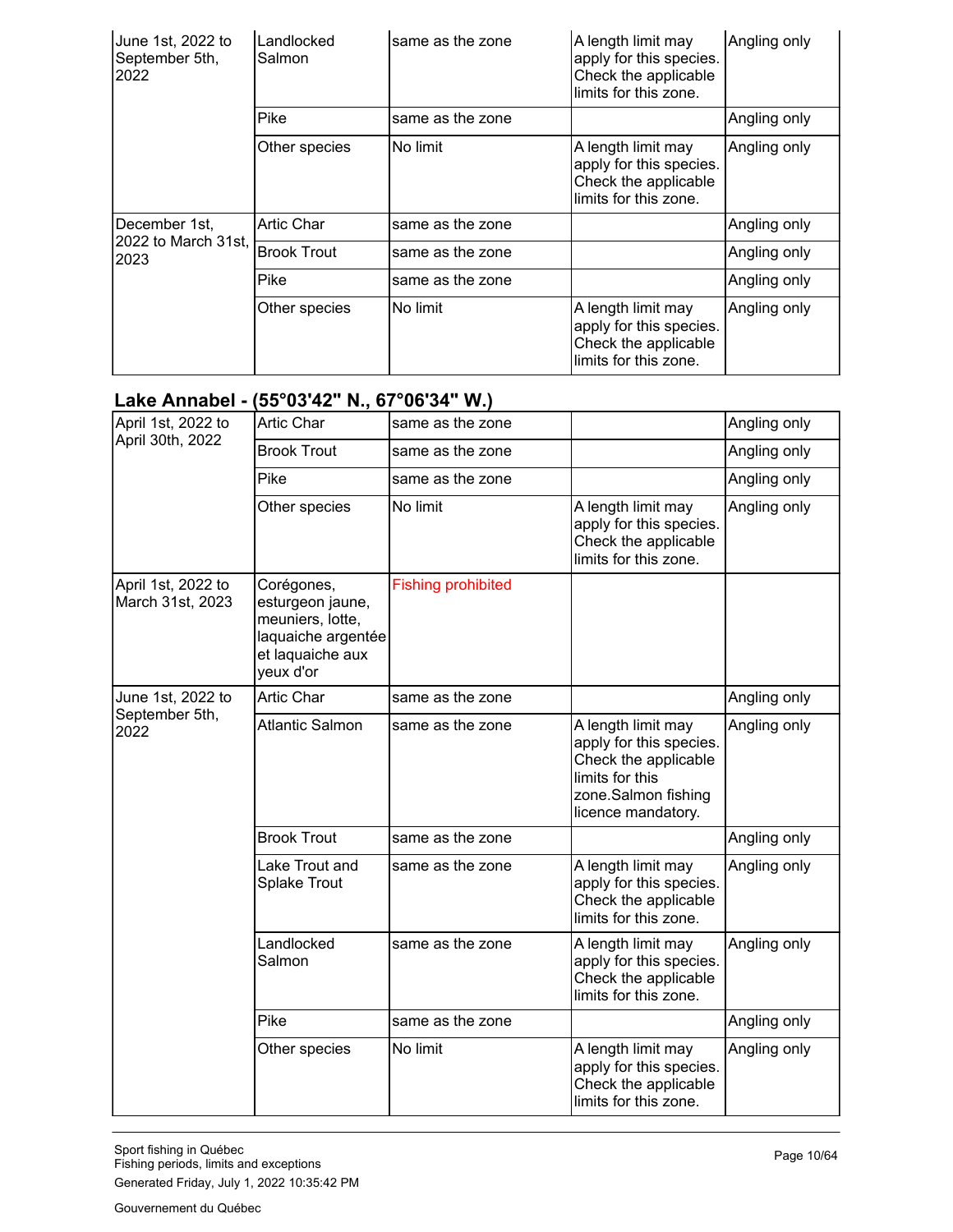| | | | | |
|---|---|---|---|---|
| June 1st, 2022 to September 5th, 2022 | Landlocked Salmon | same as the zone | A length limit may apply for this species. Check the applicable limits for this zone. | Angling only |
| | Pike | same as the zone | | Angling only |
| | Other species | No limit | A length limit may apply for this species. Check the applicable limits for this zone. | Angling only |
| December 1st, 2022 to March 31st, 2023 | Artic Char | same as the zone | | Angling only |
| | Brook Trout | same as the zone | | Angling only |
| | Pike | same as the zone | | Angling only |
| | Other species | No limit | A length limit may apply for this species. Check the applicable limits for this zone. | Angling only |

### Lake Annabel - (55°03'42" N., 67°06'34" W.)

| | | | | |
|---|---|---|---|---|
| April 1st, 2022 to April 30th, 2022 | Artic Char | same as the zone | | Angling only |
| | Brook Trout | same as the zone | | Angling only |
| | Pike | same as the zone | | Angling only |
| | Other species | No limit | A length limit may apply for this species. Check the applicable limits for this zone. | Angling only |
| April 1st, 2022 to March 31st, 2023 | Corégones, esturgeon jaune, meuniers, lotte, laquaiche argentée et laquaiche aux yeux d'or | Fishing prohibited | | |
| June 1st, 2022 to September 5th, 2022 | Artic Char | same as the zone | | Angling only |
| | Atlantic Salmon | same as the zone | A length limit may apply for this species. Check the applicable limits for this zone.Salmon fishing licence mandatory. | Angling only |
| | Brook Trout | same as the zone | | Angling only |
| | Lake Trout and Splake Trout | same as the zone | A length limit may apply for this species. Check the applicable limits for this zone. | Angling only |
| | Landlocked Salmon | same as the zone | A length limit may apply for this species. Check the applicable limits for this zone. | Angling only |
| | Pike | same as the zone | | Angling only |
| | Other species | No limit | A length limit may apply for this species. Check the applicable limits for this zone. | Angling only |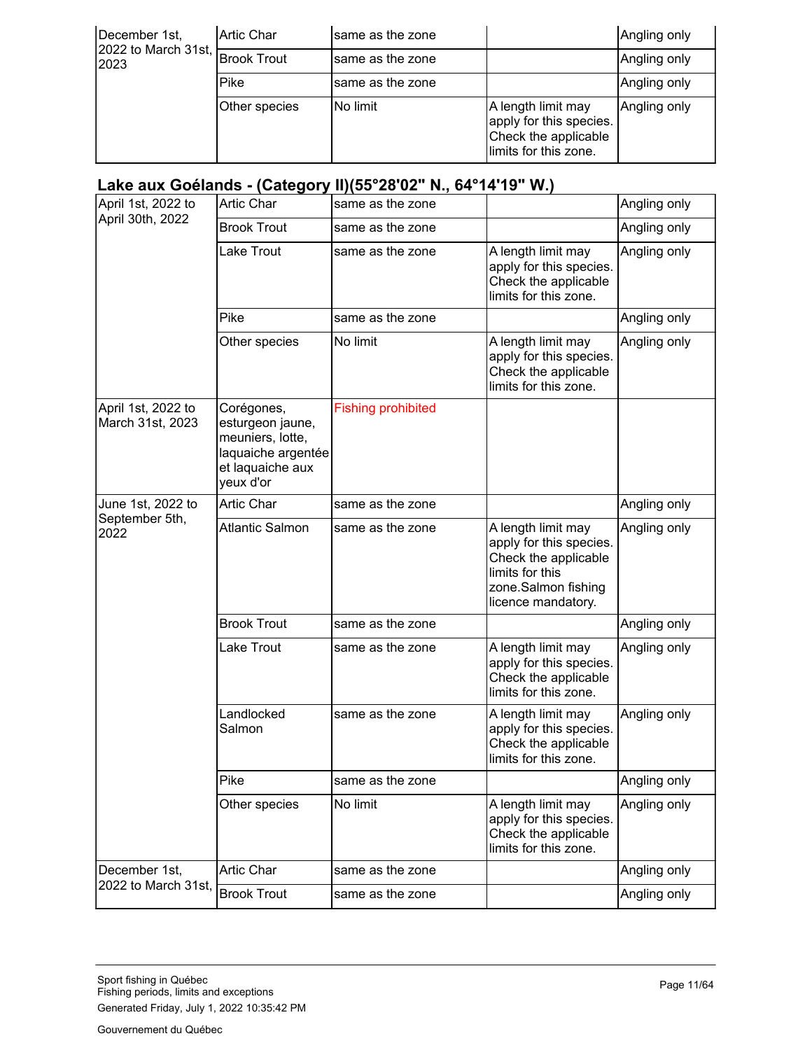| | | | | |
|---|---|---|---|---|
| December 1st, 2022 to March 31st, 2023 | Artic Char | same as the zone | | Angling only |
| | Brook Trout | same as the zone | | Angling only |
| | Pike | same as the zone | | Angling only |
| | Other species | No limit | A length limit may apply for this species. Check the applicable limits for this zone. | Angling only |

## Lake aux Goélands - (Category II)(55°28'02" N., 64°14'19" W.)

| | | | | |
|---|---|---|---|---|
| April 1st, 2022 to April 30th, 2022 | Artic Char | same as the zone | | Angling only |
| | Brook Trout | same as the zone | | Angling only |
| | Lake Trout | same as the zone | A length limit may apply for this species. Check the applicable limits for this zone. | Angling only |
| | Pike | same as the zone | | Angling only |
| | Other species | No limit | A length limit may apply for this species. Check the applicable limits for this zone. | Angling only |
| April 1st, 2022 to March 31st, 2023 | Corégones, esturgeon jaune, meuniers, lotte, laquaiche argentée et laquaiche aux yeux d'or | Fishing prohibited | | |
| June 1st, 2022 to September 5th, 2022 | Artic Char | same as the zone | | Angling only |
| | Atlantic Salmon | same as the zone | A length limit may apply for this species. Check the applicable limits for this zone.Salmon fishing licence mandatory. | Angling only |
| | Brook Trout | same as the zone | | Angling only |
| | Lake Trout | same as the zone | A length limit may apply for this species. Check the applicable limits for this zone. | Angling only |
| | Landlocked Salmon | same as the zone | A length limit may apply for this species. Check the applicable limits for this zone. | Angling only |
| | Pike | same as the zone | | Angling only |
| | Other species | No limit | A length limit may apply for this species. Check the applicable limits for this zone. | Angling only |
| December 1st, 2022 to March 31st, | Artic Char | same as the zone | | Angling only |
| | Brook Trout | same as the zone | | Angling only |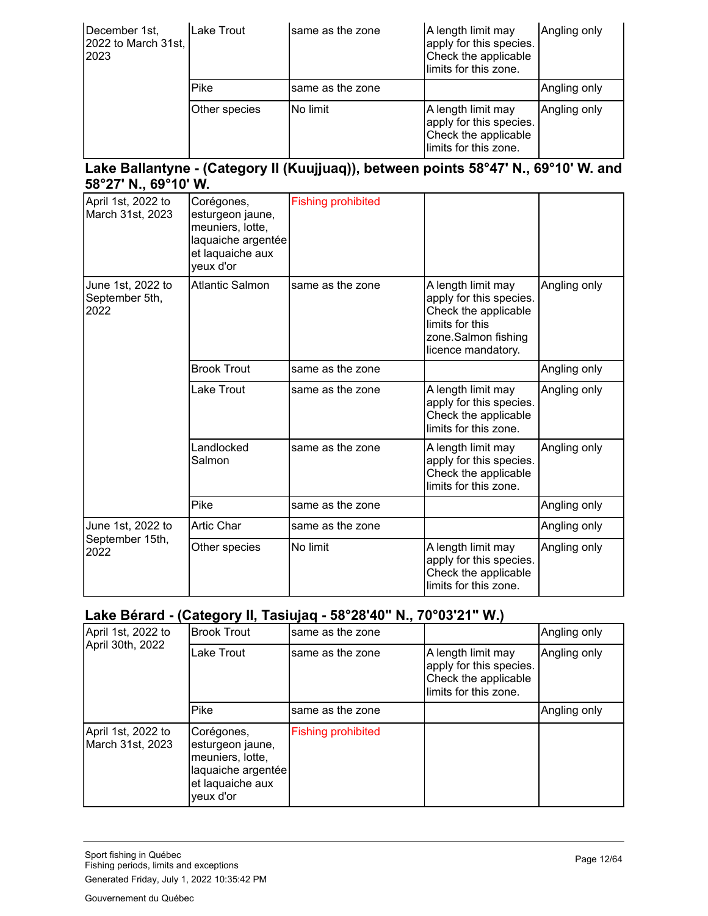| | | | | |
|---|---|---|---|---|
| December 1st, 2022 to March 31st, 2023 | Lake Trout | same as the zone | A length limit may apply for this species. Check the applicable limits for this zone. | Angling only |
| | Pike | same as the zone | | Angling only |
| | Other species | No limit | A length limit may apply for this species. Check the applicable limits for this zone. | Angling only |

### Lake Ballantyne - (Category II (Kuujjuaq)), between points 58°47' N., 69°10' W. and 58°27' N., 69°10' W.

| | | | | |
|---|---|---|---|---|
| April 1st, 2022 to March 31st, 2023 | Corégones, esturgeon jaune, meuniers, lotte, laquaiche argentée et laquaiche aux yeux d'or | Fishing prohibited | | |
| June 1st, 2022 to September 5th, 2022 | Atlantic Salmon | same as the zone | A length limit may apply for this species. Check the applicable limits for this zone.Salmon fishing licence mandatory. | Angling only |
| | Brook Trout | same as the zone | | Angling only |
| | Lake Trout | same as the zone | A length limit may apply for this species. Check the applicable limits for this zone. | Angling only |
| | Landlocked Salmon | same as the zone | A length limit may apply for this species. Check the applicable limits for this zone. | Angling only |
| | Pike | same as the zone | | Angling only |
| June 1st, 2022 to September 15th, 2022 | Artic Char | same as the zone | | Angling only |
| | Other species | No limit | A length limit may apply for this species. Check the applicable limits for this zone. | Angling only |

### Lake Bérard - (Category II, Tasiujaq - 58°28'40" N., 70°03'21" W.)

| | | | | |
|---|---|---|---|---|
| April 1st, 2022 to April 30th, 2022 | Brook Trout | same as the zone | | Angling only |
| | Lake Trout | same as the zone | A length limit may apply for this species. Check the applicable limits for this zone. | Angling only |
| | Pike | same as the zone | | Angling only |
| April 1st, 2022 to March 31st, 2023 | Corégones, esturgeon jaune, meuniers, lotte, laquaiche argentée et laquaiche aux yeux d'or | Fishing prohibited | | |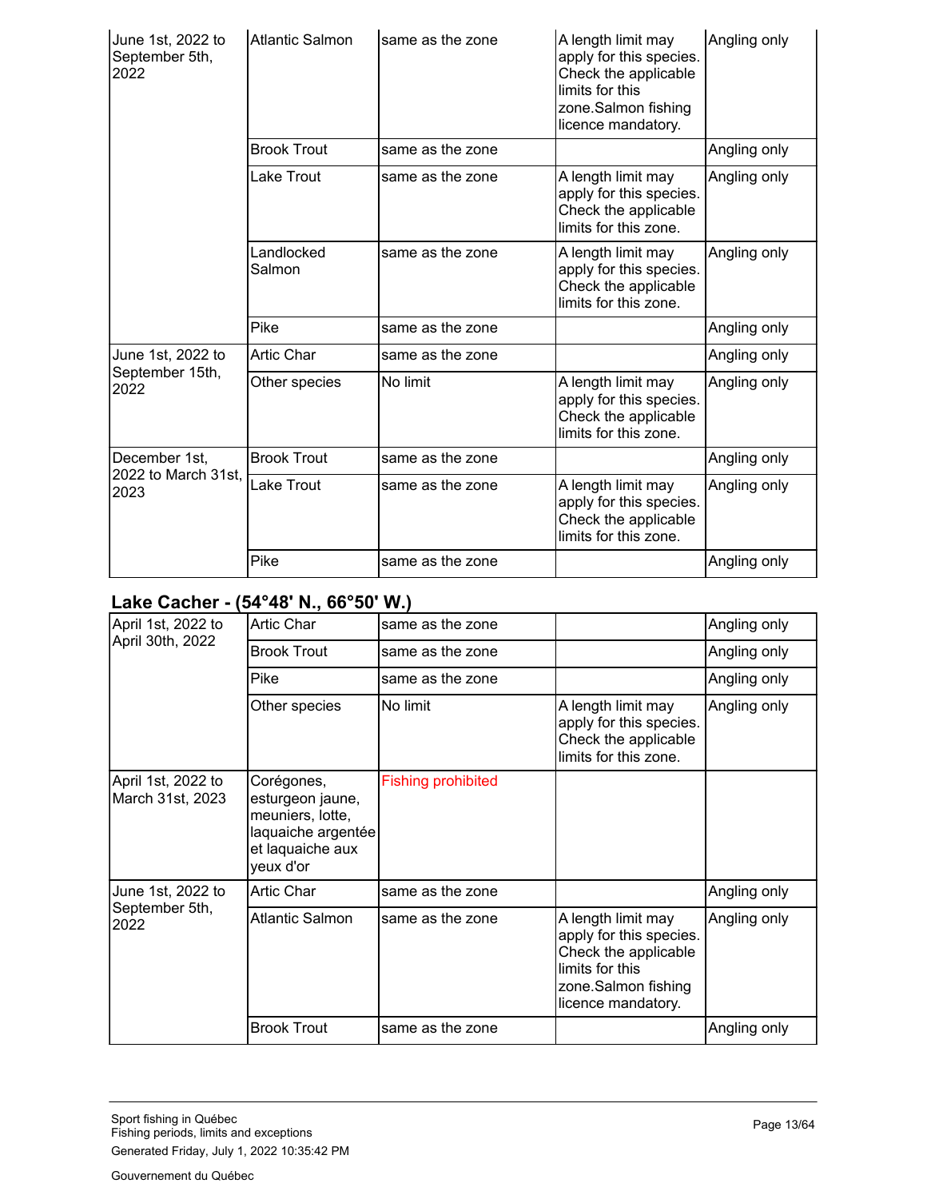| | | | | |
|---|---|---|---|---|
| June 1st, 2022 to September 5th, 2022 | Atlantic Salmon | same as the zone | A length limit may apply for this species. Check the applicable limits for this zone.Salmon fishing licence mandatory. | Angling only |
| | Brook Trout | same as the zone | | Angling only |
| | Lake Trout | same as the zone | A length limit may apply for this species. Check the applicable limits for this zone. | Angling only |
| | Landlocked Salmon | same as the zone | A length limit may apply for this species. Check the applicable limits for this zone. | Angling only |
| | Pike | same as the zone | | Angling only |
| June 1st, 2022 to September 15th, 2022 | Artic Char | same as the zone | | Angling only |
| | Other species | No limit | A length limit may apply for this species. Check the applicable limits for this zone. | Angling only |
| December 1st, 2022 to March 31st, 2023 | Brook Trout | same as the zone | | Angling only |
| | Lake Trout | same as the zone | A length limit may apply for this species. Check the applicable limits for this zone. | Angling only |
| | Pike | same as the zone | | Angling only |

### Lake Cacher - (54°48' N., 66°50' W.)

| | | | | |
|---|---|---|---|---|
| April 1st, 2022 to April 30th, 2022 | Artic Char | same as the zone | | Angling only |
| | Brook Trout | same as the zone | | Angling only |
| | Pike | same as the zone | | Angling only |
| | Other species | No limit | A length limit may apply for this species. Check the applicable limits for this zone. | Angling only |
| April 1st, 2022 to March 31st, 2023 | Corégones, esturgeon jaune, meuniers, lotte, laquaiche argentée et laquaiche aux yeux d'or | Fishing prohibited | | |
| June 1st, 2022 to September 5th, 2022 | Artic Char | same as the zone | | Angling only |
| | Atlantic Salmon | same as the zone | A length limit may apply for this species. Check the applicable limits for this zone.Salmon fishing licence mandatory. | Angling only |
| | Brook Trout | same as the zone | | Angling only |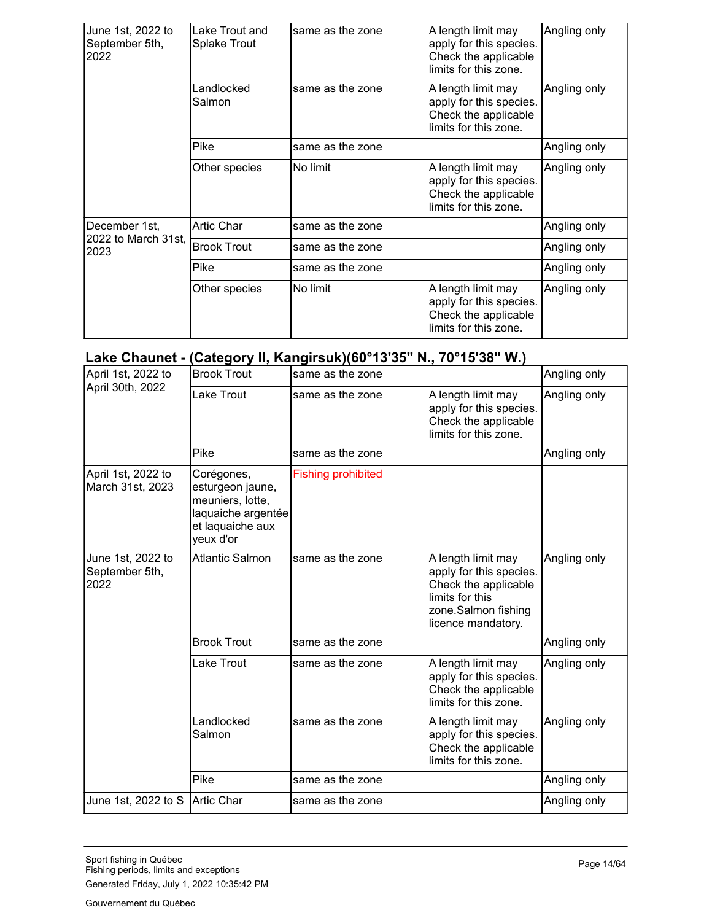| | | | | |
|---|---|---|---|---|
| June 1st, 2022 to September 5th, 2022 | Lake Trout and Splake Trout | same as the zone | A length limit may apply for this species. Check the applicable limits for this zone. | Angling only |
| | Landlocked Salmon | same as the zone | A length limit may apply for this species. Check the applicable limits for this zone. | Angling only |
| | Pike | same as the zone | | Angling only |
| | Other species | No limit | A length limit may apply for this species. Check the applicable limits for this zone. | Angling only |
| December 1st, 2022 to March 31st, 2023 | Artic Char | same as the zone | | Angling only |
| | Brook Trout | same as the zone | | Angling only |
| | Pike | same as the zone | | Angling only |
| | Other species | No limit | A length limit may apply for this species. Check the applicable limits for this zone. | Angling only |

## Lake Chaunet - (Category II, Kangirsuk)(60°13'35" N., 70°15'38" W.)

| | | | | |
|---|---|---|---|---|
| April 1st, 2022 to April 30th, 2022 | Brook Trout | same as the zone | | Angling only |
| | Lake Trout | same as the zone | A length limit may apply for this species. Check the applicable limits for this zone. | Angling only |
| | Pike | same as the zone | | Angling only |
| April 1st, 2022 to March 31st, 2023 | Corégones, esturgeon jaune, meuniers, lotte, laquaiche argentée et laquaiche aux yeux d'or | Fishing prohibited | | |
| June 1st, 2022 to September 5th, 2022 | Atlantic Salmon | same as the zone | A length limit may apply for this species. Check the applicable limits for this zone.Salmon fishing licence mandatory. | Angling only |
| | Brook Trout | same as the zone | | Angling only |
| | Lake Trout | same as the zone | A length limit may apply for this species. Check the applicable limits for this zone. | Angling only |
| | Landlocked Salmon | same as the zone | A length limit may apply for this species. Check the applicable limits for this zone. | Angling only |
| | Pike | same as the zone | | Angling only |
| June 1st, 2022 to S | Artic Char | same as the zone | | Angling only |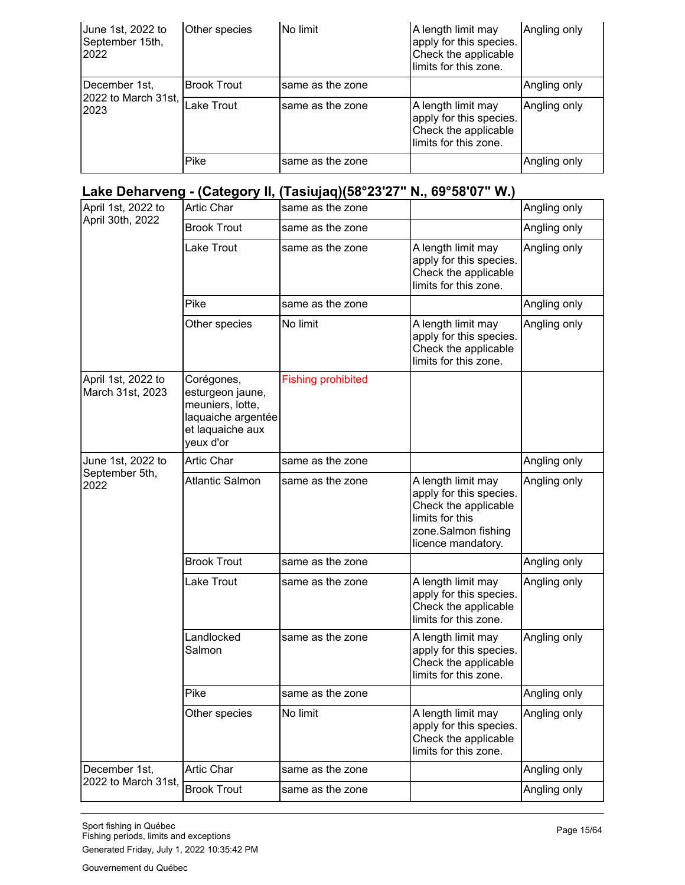| | | | | |
|---|---|---|---|---|
| June 1st, 2022 to September 15th, 2022 | Other species | No limit | A length limit may apply for this species. Check the applicable limits for this zone. | Angling only |
| December 1st, 2022 to March 31st, 2023 | Brook Trout | same as the zone | | Angling only |
| | Lake Trout | same as the zone | A length limit may apply for this species. Check the applicable limits for this zone. | Angling only |
| | Pike | same as the zone | | Angling only |

## Lake Deharveng - (Category II, (Tasiujaq)(58°23'27" N., 69°58'07" W.)

| | | | | |
|---|---|---|---|---|
| April 1st, 2022 to April 30th, 2022 | Artic Char | same as the zone | | Angling only |
| | Brook Trout | same as the zone | | Angling only |
| | Lake Trout | same as the zone | A length limit may apply for this species. Check the applicable limits for this zone. | Angling only |
| | Pike | same as the zone | | Angling only |
| | Other species | No limit | A length limit may apply for this species. Check the applicable limits for this zone. | Angling only |
| April 1st, 2022 to March 31st, 2023 | Corégones, esturgeon jaune, meuniers, lotte, laquaiche argentée et laquaiche aux yeux d'or | Fishing prohibited | | |
| June 1st, 2022 to September 5th, 2022 | Artic Char | same as the zone | | Angling only |
| | Atlantic Salmon | same as the zone | A length limit may apply for this species. Check the applicable limits for this zone.Salmon fishing licence mandatory. | Angling only |
| | Brook Trout | same as the zone | | Angling only |
| | Lake Trout | same as the zone | A length limit may apply for this species. Check the applicable limits for this zone. | Angling only |
| | Landlocked Salmon | same as the zone | A length limit may apply for this species. Check the applicable limits for this zone. | Angling only |
| | Pike | same as the zone | | Angling only |
| | Other species | No limit | A length limit may apply for this species. Check the applicable limits for this zone. | Angling only |
| December 1st, 2022 to March 31st, | Artic Char | same as the zone | | Angling only |
| | Brook Trout | same as the zone | | Angling only |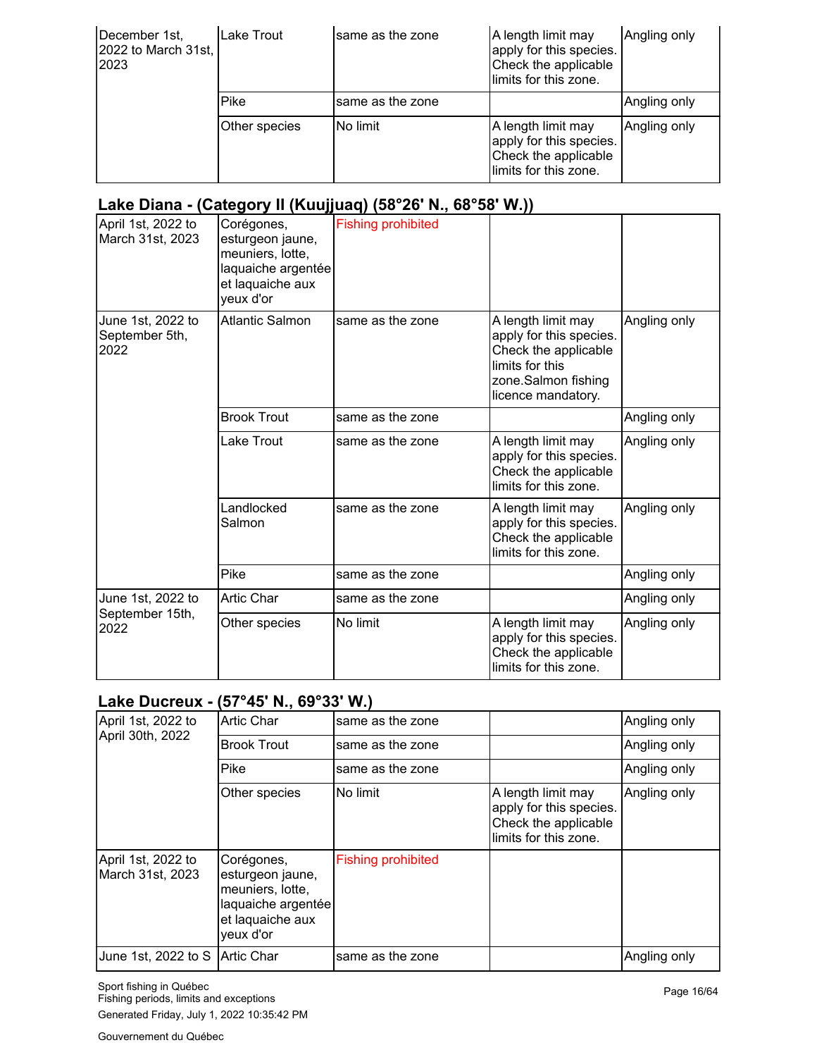| | | | | |
|---|---|---|---|---|
| December 1st, 2022 to March 31st, 2023 | Lake Trout | same as the zone | A length limit may apply for this species. Check the applicable limits for this zone. | Angling only |
| | Pike | same as the zone | | Angling only |
| | Other species | No limit | A length limit may apply for this species. Check the applicable limits for this zone. | Angling only |

## Lake Diana - (Category II (Kuujjuaq) (58°26' N., 68°58' W.))

| | | | | |
|---|---|---|---|---|
| April 1st, 2022 to March 31st, 2023 | Corégones, esturgeon jaune, meuniers, lotte, laquaiche argentée et laquaiche aux yeux d'or | Fishing prohibited | | |
| June 1st, 2022 to September 5th, 2022 | Atlantic Salmon | same as the zone | A length limit may apply for this species. Check the applicable limits for this zone.Salmon fishing licence mandatory. | Angling only |
| | Brook Trout | same as the zone | | Angling only |
| | Lake Trout | same as the zone | A length limit may apply for this species. Check the applicable limits for this zone. | Angling only |
| | Landlocked Salmon | same as the zone | A length limit may apply for this species. Check the applicable limits for this zone. | Angling only |
| | Pike | same as the zone | | Angling only |
| June 1st, 2022 to September 15th, 2022 | Artic Char | same as the zone | | Angling only |
| | Other species | No limit | A length limit may apply for this species. Check the applicable limits for this zone. | Angling only |

## Lake Ducreux - (57°45' N., 69°33' W.)

| | | | | |
|---|---|---|---|---|
| April 1st, 2022 to April 30th, 2022 | Artic Char | same as the zone | | Angling only |
| | Brook Trout | same as the zone | | Angling only |
| | Pike | same as the zone | | Angling only |
| | Other species | No limit | A length limit may apply for this species. Check the applicable limits for this zone. | Angling only |
| April 1st, 2022 to March 31st, 2023 | Corégones, esturgeon jaune, meuniers, lotte, laquaiche argentée et laquaiche aux yeux d'or | Fishing prohibited | | |
| June 1st, 2022 to S | Artic Char | same as the zone | | Angling only |

Sport fishing in Québec
Fishing periods, limits and exceptions
Generated Friday, July 1, 2022 10:35:42 PM

Gouvernement du Québec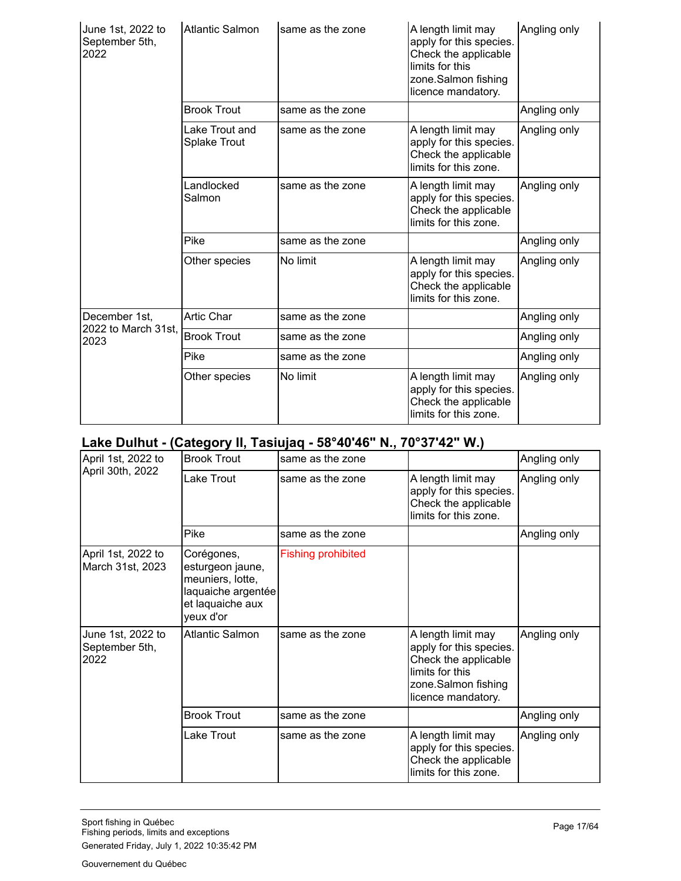| | | | | |
|---|---|---|---|---|
| June 1st, 2022 to September 5th, 2022 | Atlantic Salmon | same as the zone | A length limit may apply for this species. Check the applicable limits for this zone.Salmon fishing licence mandatory. | Angling only |
| | Brook Trout | same as the zone | | Angling only |
| | Lake Trout and Splake Trout | same as the zone | A length limit may apply for this species. Check the applicable limits for this zone. | Angling only |
| | Landlocked Salmon | same as the zone | A length limit may apply for this species. Check the applicable limits for this zone. | Angling only |
| | Pike | same as the zone | | Angling only |
| | Other species | No limit | A length limit may apply for this species. Check the applicable limits for this zone. | Angling only |
| December 1st, 2022 to March 31st, 2023 | Artic Char | same as the zone | | Angling only |
| | Brook Trout | same as the zone | | Angling only |
| | Pike | same as the zone | | Angling only |
| | Other species | No limit | A length limit may apply for this species. Check the applicable limits for this zone. | Angling only |

## Lake Dulhut - (Category II, Tasiujaq - 58°40'46" N., 70°37'42" W.)

| | | | | |
|---|---|---|---|---|
| April 1st, 2022 to April 30th, 2022 | Brook Trout | same as the zone | | Angling only |
| | Lake Trout | same as the zone | A length limit may apply for this species. Check the applicable limits for this zone. | Angling only |
| | Pike | same as the zone | | Angling only |
| April 1st, 2022 to March 31st, 2023 | Corégones, esturgeon jaune, meuniers, lotte, laquaiche argentée et laquaiche aux yeux d'or | Fishing prohibited | | |
| June 1st, 2022 to September 5th, 2022 | Atlantic Salmon | same as the zone | A length limit may apply for this species. Check the applicable limits for this zone.Salmon fishing licence mandatory. | Angling only |
| | Brook Trout | same as the zone | | Angling only |
| | Lake Trout | same as the zone | A length limit may apply for this species. Check the applicable limits for this zone. | Angling only |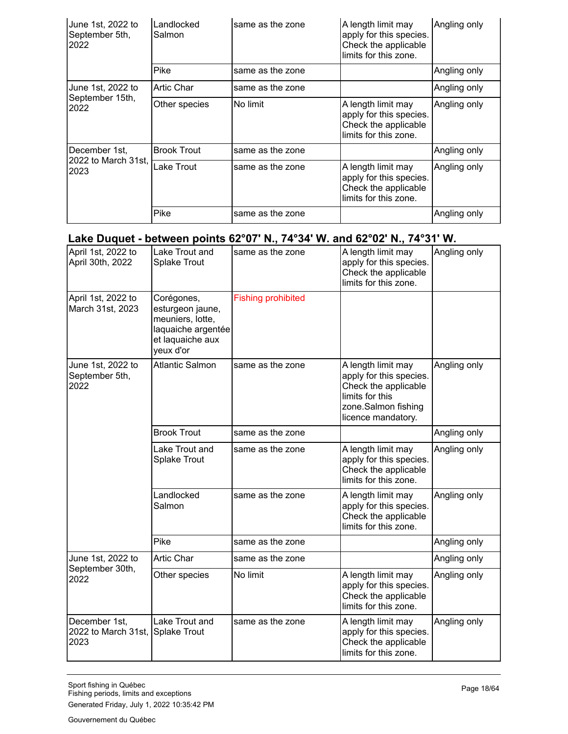| | | | | |
|---|---|---|---|---|
| June 1st, 2022 to September 5th, 2022 | Landlocked Salmon | same as the zone | A length limit may apply for this species. Check the applicable limits for this zone. | Angling only |
| | Pike | same as the zone | | Angling only |
| June 1st, 2022 to September 15th, 2022 | Artic Char | same as the zone | | Angling only |
| | Other species | No limit | A length limit may apply for this species. Check the applicable limits for this zone. | Angling only |
| December 1st, 2022 to March 31st, 2023 | Brook Trout | same as the zone | | Angling only |
| | Lake Trout | same as the zone | A length limit may apply for this species. Check the applicable limits for this zone. | Angling only |
| | Pike | same as the zone | | Angling only |

## Lake Duquet - between points 62°07' N., 74°34' W. and 62°02' N., 74°31' W.

| | | | | |
|---|---|---|---|---|
| April 1st, 2022 to April 30th, 2022 | Lake Trout and Splake Trout | same as the zone | A length limit may apply for this species. Check the applicable limits for this zone. | Angling only |
| April 1st, 2022 to March 31st, 2023 | Corégones, esturgeon jaune, meuniers, lotte, laquaiche argentée et laquaiche aux yeux d'or | Fishing prohibited | | |
| June 1st, 2022 to September 5th, 2022 | Atlantic Salmon | same as the zone | A length limit may apply for this species. Check the applicable limits for this zone.Salmon fishing licence mandatory. | Angling only |
| | Brook Trout | same as the zone | | Angling only |
| | Lake Trout and Splake Trout | same as the zone | A length limit may apply for this species. Check the applicable limits for this zone. | Angling only |
| | Landlocked Salmon | same as the zone | A length limit may apply for this species. Check the applicable limits for this zone. | Angling only |
| | Pike | same as the zone | | Angling only |
| June 1st, 2022 to September 30th, 2022 | Artic Char | same as the zone | | Angling only |
| | Other species | No limit | A length limit may apply for this species. Check the applicable limits for this zone. | Angling only |
| December 1st, 2022 to March 31st, 2023 | Lake Trout and Splake Trout | same as the zone | A length limit may apply for this species. Check the applicable limits for this zone. | Angling only |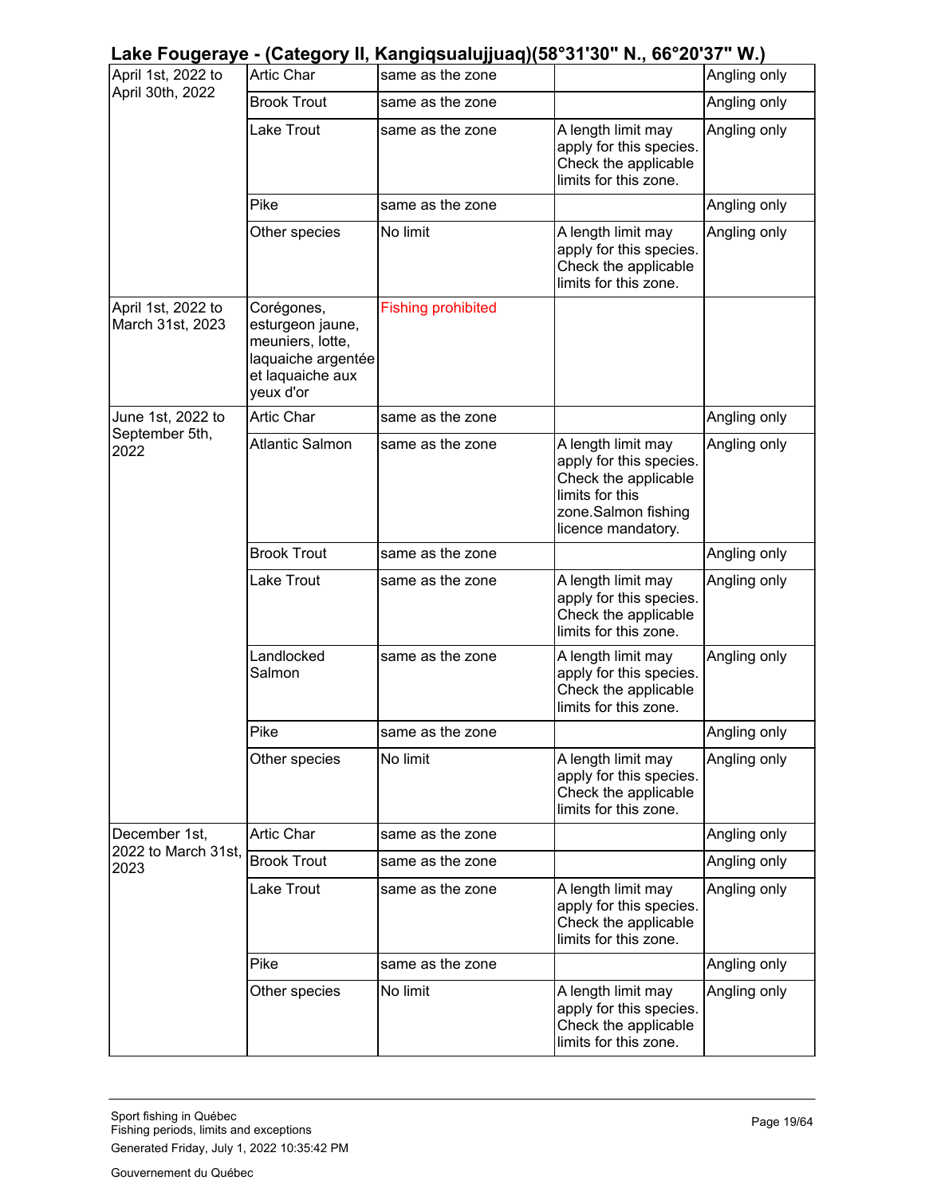## Lake Fougeraye - (Category II, Kangiqsualujjuaq)(58°31'30" N., 66°20'37" W.)

| | | | | |
|---|---|---|---|---|
| April 1st, 2022 to April 30th, 2022 | Artic Char | same as the zone | | Angling only |
| | Brook Trout | same as the zone | | Angling only |
| | Lake Trout | same as the zone | A length limit may apply for this species. Check the applicable limits for this zone. | Angling only |
| | Pike | same as the zone | | Angling only |
| | Other species | No limit | A length limit may apply for this species. Check the applicable limits for this zone. | Angling only |
| April 1st, 2022 to March 31st, 2023 | Corégones, esturgeon jaune, meuniers, lotte, laquaiche argentée et laquaiche aux yeux d'or | Fishing prohibited | | |
| June 1st, 2022 to September 5th, 2022 | Artic Char | same as the zone | | Angling only |
| | Atlantic Salmon | same as the zone | A length limit may apply for this species. Check the applicable limits for this zone.Salmon fishing licence mandatory. | Angling only |
| | Brook Trout | same as the zone | | Angling only |
| | Lake Trout | same as the zone | A length limit may apply for this species. Check the applicable limits for this zone. | Angling only |
| | Landlocked Salmon | same as the zone | A length limit may apply for this species. Check the applicable limits for this zone. | Angling only |
| | Pike | same as the zone | | Angling only |
| | Other species | No limit | A length limit may apply for this species. Check the applicable limits for this zone. | Angling only |
| December 1st, 2022 to March 31st, 2023 | Artic Char | same as the zone | | Angling only |
| | Brook Trout | same as the zone | | Angling only |
| | Lake Trout | same as the zone | A length limit may apply for this species. Check the applicable limits for this zone. | Angling only |
| | Pike | same as the zone | | Angling only |
| | Other species | No limit | A length limit may apply for this species. Check the applicable limits for this zone. | Angling only |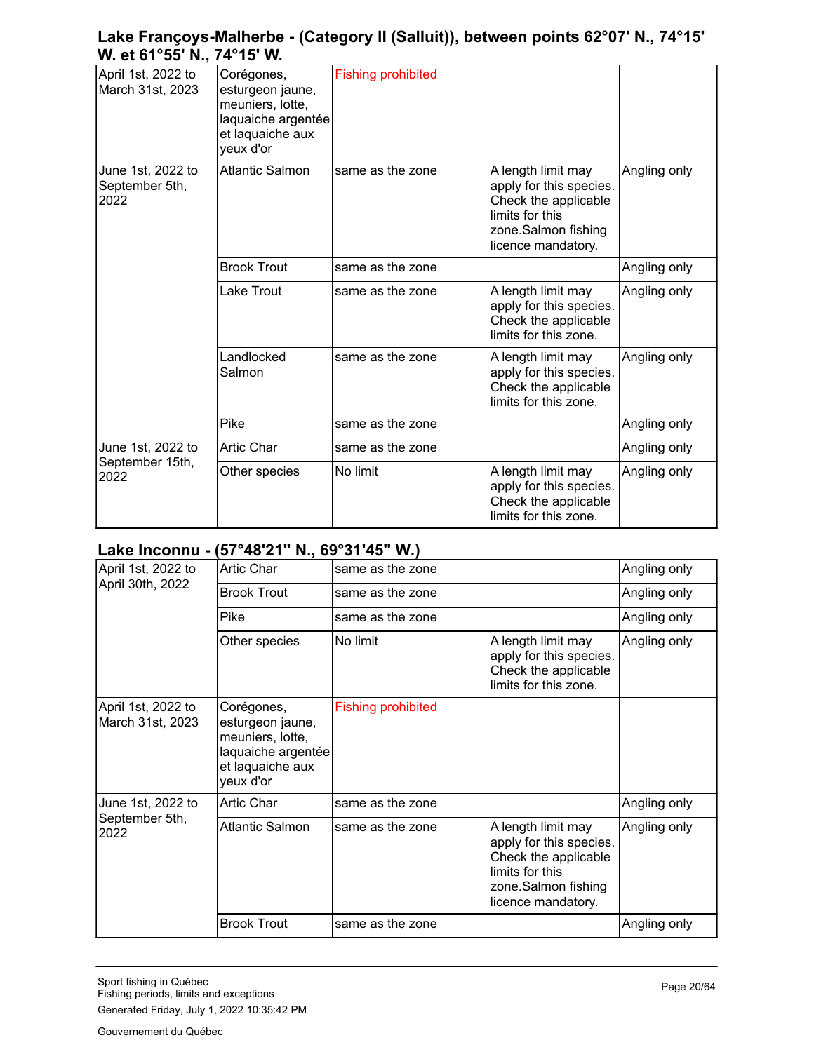## Lake Françoys-Malherbe - (Category II (Salluit)), between points 62°07' N., 74°15' W. et 61°55' N., 74°15' W.

| | | | | |
|---|---|---|---|---|
| April 1st, 2022 to March 31st, 2023 | Corégones, esturgeon jaune, meuniers, lotte, laquaiche argentée et laquaiche aux yeux d'or | Fishing prohibited | | |
| June 1st, 2022 to September 5th, 2022 | Atlantic Salmon | same as the zone | A length limit may apply for this species. Check the applicable limits for this zone.Salmon fishing licence mandatory. | Angling only |
| | Brook Trout | same as the zone | | Angling only |
| | Lake Trout | same as the zone | A length limit may apply for this species. Check the applicable limits for this zone. | Angling only |
| | Landlocked Salmon | same as the zone | A length limit may apply for this species. Check the applicable limits for this zone. | Angling only |
| | Pike | same as the zone | | Angling only |
| June 1st, 2022 to September 15th, 2022 | Artic Char | same as the zone | | Angling only |
| | Other species | No limit | A length limit may apply for this species. Check the applicable limits for this zone. | Angling only |

## Lake Inconnu - (57°48'21" N., 69°31'45" W.)

| | | | | |
|---|---|---|---|---|
| April 1st, 2022 to April 30th, 2022 | Artic Char | same as the zone | | Angling only |
| | Brook Trout | same as the zone | | Angling only |
| | Pike | same as the zone | | Angling only |
| | Other species | No limit | A length limit may apply for this species. Check the applicable limits for this zone. | Angling only |
| April 1st, 2022 to March 31st, 2023 | Corégones, esturgeon jaune, meuniers, lotte, laquaiche argentée et laquaiche aux yeux d'or | Fishing prohibited | | |
| June 1st, 2022 to September 5th, 2022 | Artic Char | same as the zone | | Angling only |
| | Atlantic Salmon | same as the zone | A length limit may apply for this species. Check the applicable limits for this zone.Salmon fishing licence mandatory. | Angling only |
| | Brook Trout | same as the zone | | Angling only |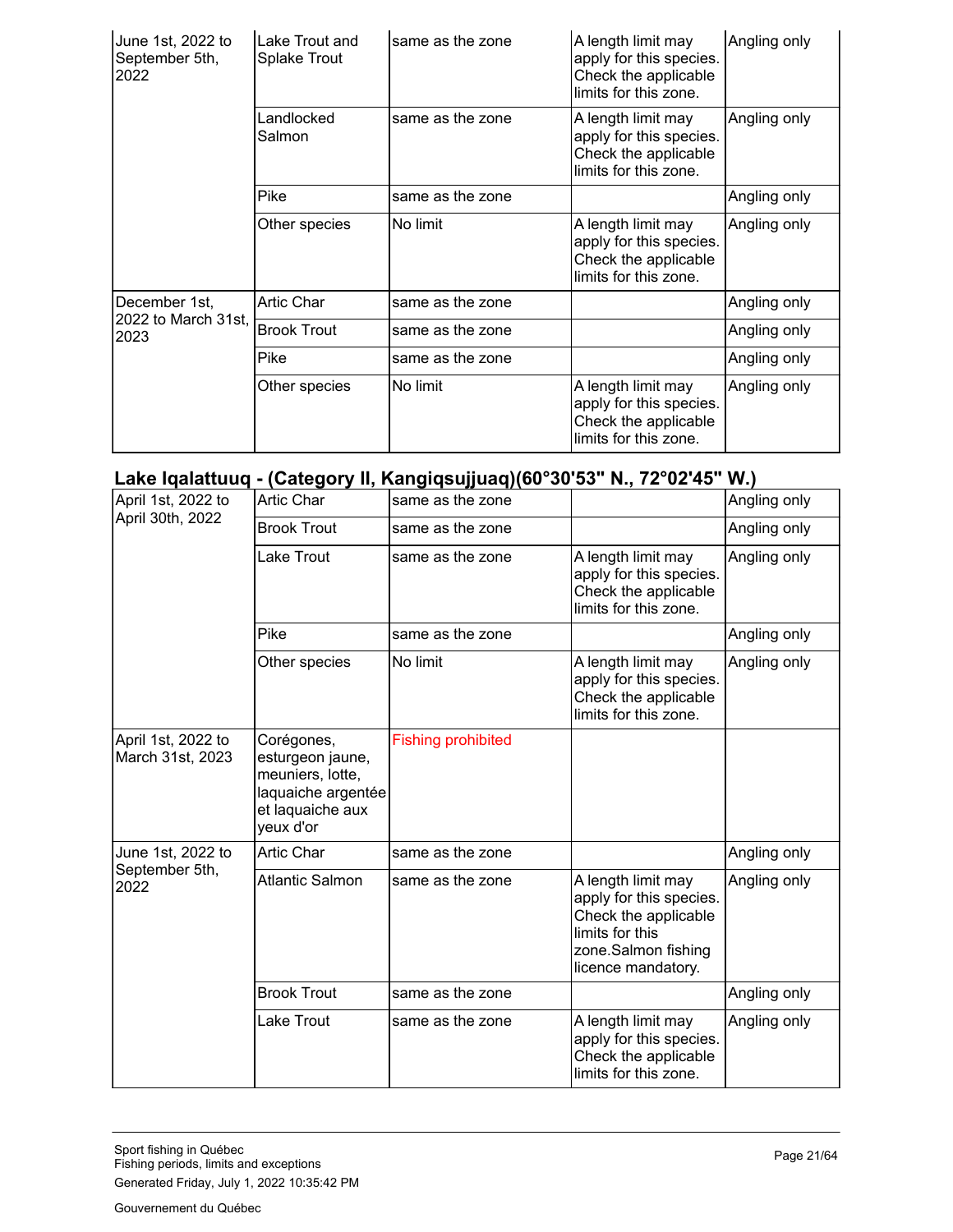| | | | | |
|---|---|---|---|---|
| June 1st, 2022 to September 5th, 2022 | Lake Trout and Splake Trout | same as the zone | A length limit may apply for this species. Check the applicable limits for this zone. | Angling only |
| | Landlocked Salmon | same as the zone | A length limit may apply for this species. Check the applicable limits for this zone. | Angling only |
| | Pike | same as the zone | | Angling only |
| | Other species | No limit | A length limit may apply for this species. Check the applicable limits for this zone. | Angling only |
| December 1st, 2022 to March 31st, 2023 | Artic Char | same as the zone | | Angling only |
| | Brook Trout | same as the zone | | Angling only |
| | Pike | same as the zone | | Angling only |
| | Other species | No limit | A length limit may apply for this species. Check the applicable limits for this zone. | Angling only |

## Lake Iqalattuuq - (Category II, Kangiqsujjuaq)(60°30'53" N., 72°02'45" W.)

| | | | | |
|---|---|---|---|---|
| April 1st, 2022 to April 30th, 2022 | Artic Char | same as the zone | | Angling only |
| | Brook Trout | same as the zone | | Angling only |
| | Lake Trout | same as the zone | A length limit may apply for this species. Check the applicable limits for this zone. | Angling only |
| | Pike | same as the zone | | Angling only |
| | Other species | No limit | A length limit may apply for this species. Check the applicable limits for this zone. | Angling only |
| April 1st, 2022 to March 31st, 2023 | Corégones, esturgeon jaune, meuniers, lotte, laquaiche argentée et laquaiche aux yeux d'or | Fishing prohibited | | |
| June 1st, 2022 to September 5th, 2022 | Artic Char | same as the zone | | Angling only |
| | Atlantic Salmon | same as the zone | A length limit may apply for this species. Check the applicable limits for this zone.Salmon fishing licence mandatory. | Angling only |
| | Brook Trout | same as the zone | | Angling only |
| | Lake Trout | same as the zone | A length limit may apply for this species. Check the applicable limits for this zone. | Angling only |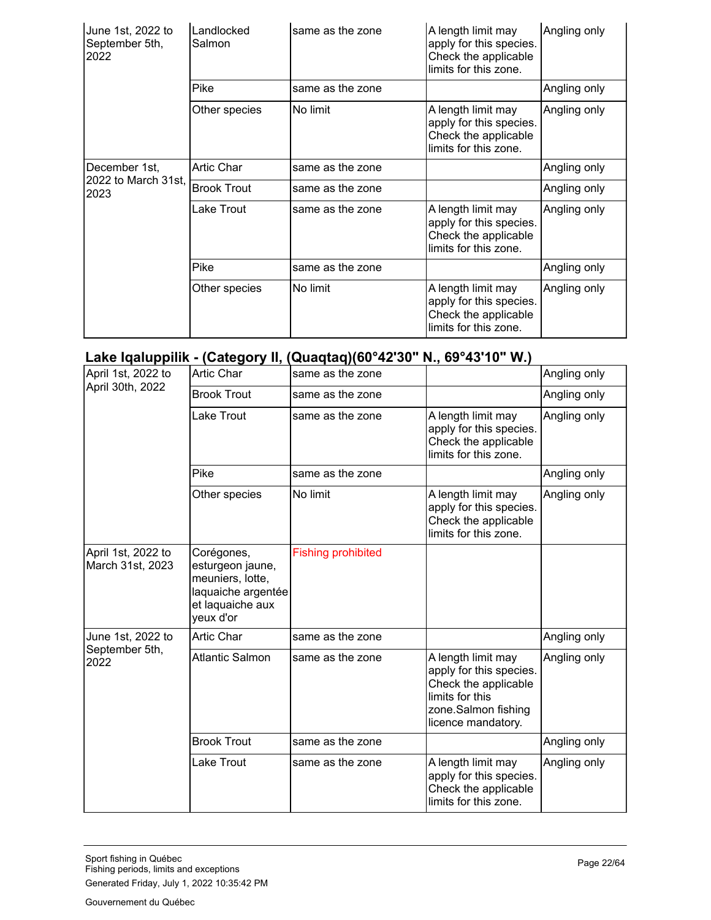| | | | | |
|---|---|---|---|---|
| June 1st, 2022 to September 5th, 2022 | Landlocked Salmon | same as the zone | A length limit may apply for this species. Check the applicable limits for this zone. | Angling only |
| | Pike | same as the zone | | Angling only |
| | Other species | No limit | A length limit may apply for this species. Check the applicable limits for this zone. | Angling only |
| December 1st, 2022 to March 31st, 2023 | Artic Char | same as the zone | | Angling only |
| | Brook Trout | same as the zone | | Angling only |
| | Lake Trout | same as the zone | A length limit may apply for this species. Check the applicable limits for this zone. | Angling only |
| | Pike | same as the zone | | Angling only |
| | Other species | No limit | A length limit may apply for this species. Check the applicable limits for this zone. | Angling only |

## Lake Iqaluppilik - (Category II, (Quaqtaq)(60°42'30" N., 69°43'10" W.)

| | | | | |
|---|---|---|---|---|
| April 1st, 2022 to April 30th, 2022 | Artic Char | same as the zone | | Angling only |
| | Brook Trout | same as the zone | | Angling only |
| | Lake Trout | same as the zone | A length limit may apply for this species. Check the applicable limits for this zone. | Angling only |
| | Pike | same as the zone | | Angling only |
| | Other species | No limit | A length limit may apply for this species. Check the applicable limits for this zone. | Angling only |
| April 1st, 2022 to March 31st, 2023 | Corégones, esturgeon jaune, meuniers, lotte, laquaiche argentée et laquaiche aux yeux d'or | Fishing prohibited | | |
| June 1st, 2022 to September 5th, 2022 | Artic Char | same as the zone | | Angling only |
| | Atlantic Salmon | same as the zone | A length limit may apply for this species. Check the applicable limits for this zone.Salmon fishing licence mandatory. | Angling only |
| | Brook Trout | same as the zone | | Angling only |
| | Lake Trout | same as the zone | A length limit may apply for this species. Check the applicable limits for this zone. | Angling only |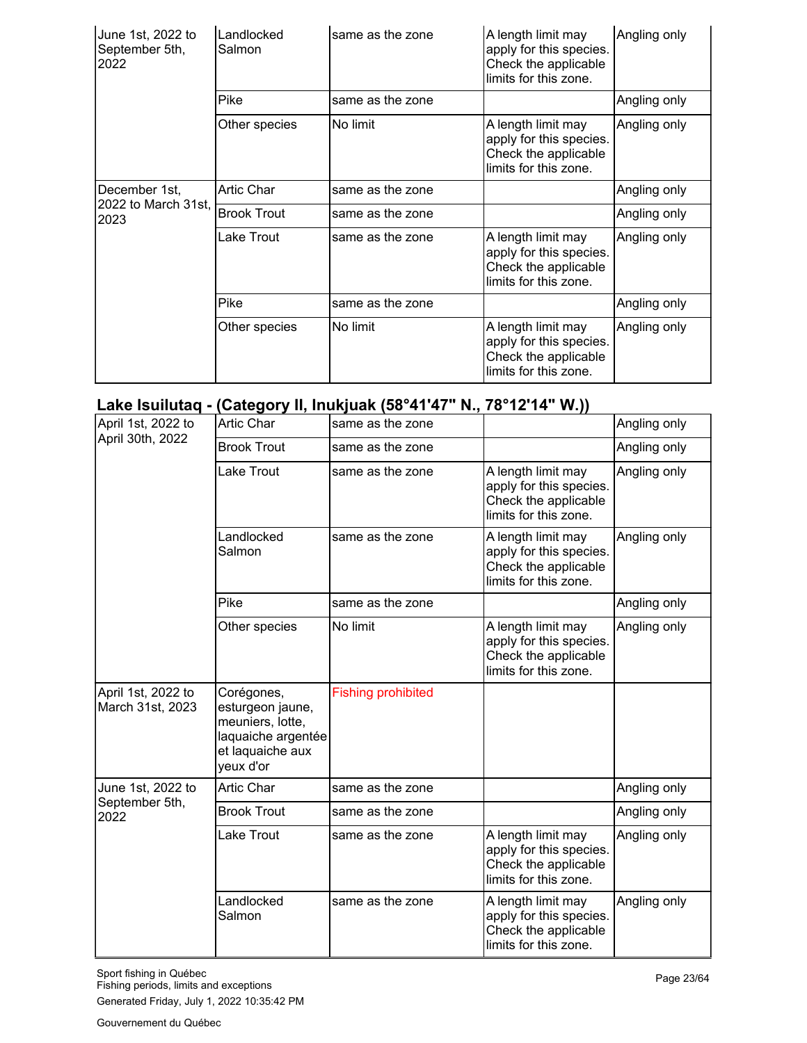| | | | | |
|---|---|---|---|---|
| June 1st, 2022 to September 5th, 2022 | Landlocked Salmon | same as the zone | A length limit may apply for this species. Check the applicable limits for this zone. | Angling only |
| | Pike | same as the zone | | Angling only |
| | Other species | No limit | A length limit may apply for this species. Check the applicable limits for this zone. | Angling only |
| December 1st, 2022 to March 31st, 2023 | Artic Char | same as the zone | | Angling only |
| | Brook Trout | same as the zone | | Angling only |
| | Lake Trout | same as the zone | A length limit may apply for this species. Check the applicable limits for this zone. | Angling only |
| | Pike | same as the zone | | Angling only |
| | Other species | No limit | A length limit may apply for this species. Check the applicable limits for this zone. | Angling only |

## Lake Isuilutaq - (Category II, Inukjuak (58°41'47" N., 78°12'14" W.))

| | | | | |
|---|---|---|---|---|
| April 1st, 2022 to April 30th, 2022 | Artic Char | same as the zone | | Angling only |
| | Brook Trout | same as the zone | | Angling only |
| | Lake Trout | same as the zone | A length limit may apply for this species. Check the applicable limits for this zone. | Angling only |
| | Landlocked Salmon | same as the zone | A length limit may apply for this species. Check the applicable limits for this zone. | Angling only |
| | Pike | same as the zone | | Angling only |
| | Other species | No limit | A length limit may apply for this species. Check the applicable limits for this zone. | Angling only |
| April 1st, 2022 to March 31st, 2023 | Corégones, esturgeon jaune, meuniers, lotte, laquaiche argentée et laquaiche aux yeux d'or | Fishing prohibited | | |
| June 1st, 2022 to September 5th, 2022 | Artic Char | same as the zone | | Angling only |
| | Brook Trout | same as the zone | | Angling only |
| | Lake Trout | same as the zone | A length limit may apply for this species. Check the applicable limits for this zone. | Angling only |
| | Landlocked Salmon | same as the zone | A length limit may apply for this species. Check the applicable limits for this zone. | Angling only |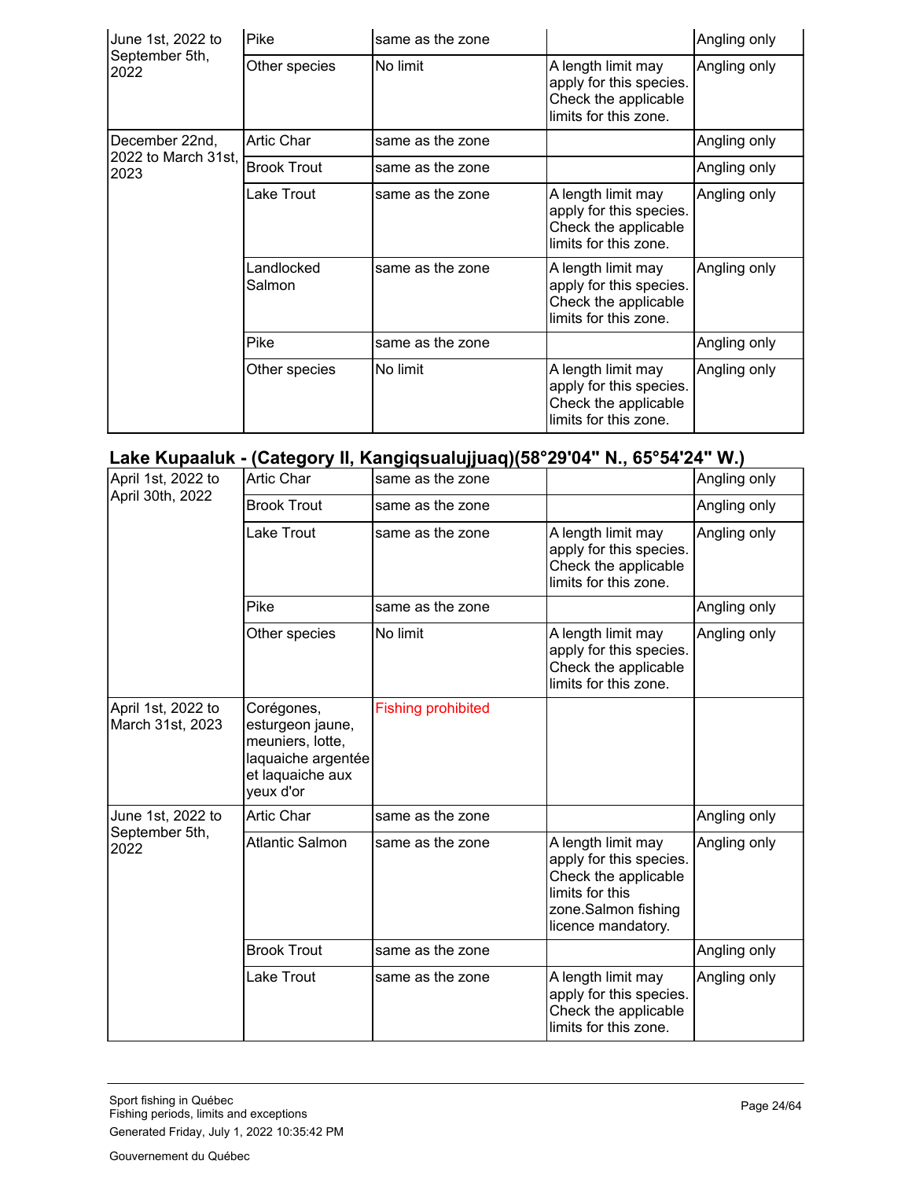| | | | | |
|---|---|---|---|---|
| June 1st, 2022 to September 5th, 2022 | Pike | same as the zone | | Angling only |
| | Other species | No limit | A length limit may apply for this species. Check the applicable limits for this zone. | Angling only |
| December 22nd, 2022 to March 31st, 2023 | Artic Char | same as the zone | | Angling only |
| | Brook Trout | same as the zone | | Angling only |
| | Lake Trout | same as the zone | A length limit may apply for this species. Check the applicable limits for this zone. | Angling only |
| | Landlocked Salmon | same as the zone | A length limit may apply for this species. Check the applicable limits for this zone. | Angling only |
| | Pike | same as the zone | | Angling only |
| | Other species | No limit | A length limit may apply for this species. Check the applicable limits for this zone. | Angling only |

## Lake Kupaaluk - (Category II, Kangiqsualujjuaq)(58°29'04" N., 65°54'24" W.)

| | | | | |
|---|---|---|---|---|
| April 1st, 2022 to April 30th, 2022 | Artic Char | same as the zone | | Angling only |
| | Brook Trout | same as the zone | | Angling only |
| | Lake Trout | same as the zone | A length limit may apply for this species. Check the applicable limits for this zone. | Angling only |
| | Pike | same as the zone | | Angling only |
| | Other species | No limit | A length limit may apply for this species. Check the applicable limits for this zone. | Angling only |
| April 1st, 2022 to March 31st, 2023 | Corégones, esturgeon jaune, meuniers, lotte, laquaiche argentée et laquaiche aux yeux d'or | Fishing prohibited | | |
| June 1st, 2022 to September 5th, 2022 | Artic Char | same as the zone | | Angling only |
| | Atlantic Salmon | same as the zone | A length limit may apply for this species. Check the applicable limits for this zone.Salmon fishing licence mandatory. | Angling only |
| | Brook Trout | same as the zone | | Angling only |
| | Lake Trout | same as the zone | A length limit may apply for this species. Check the applicable limits for this zone. | Angling only |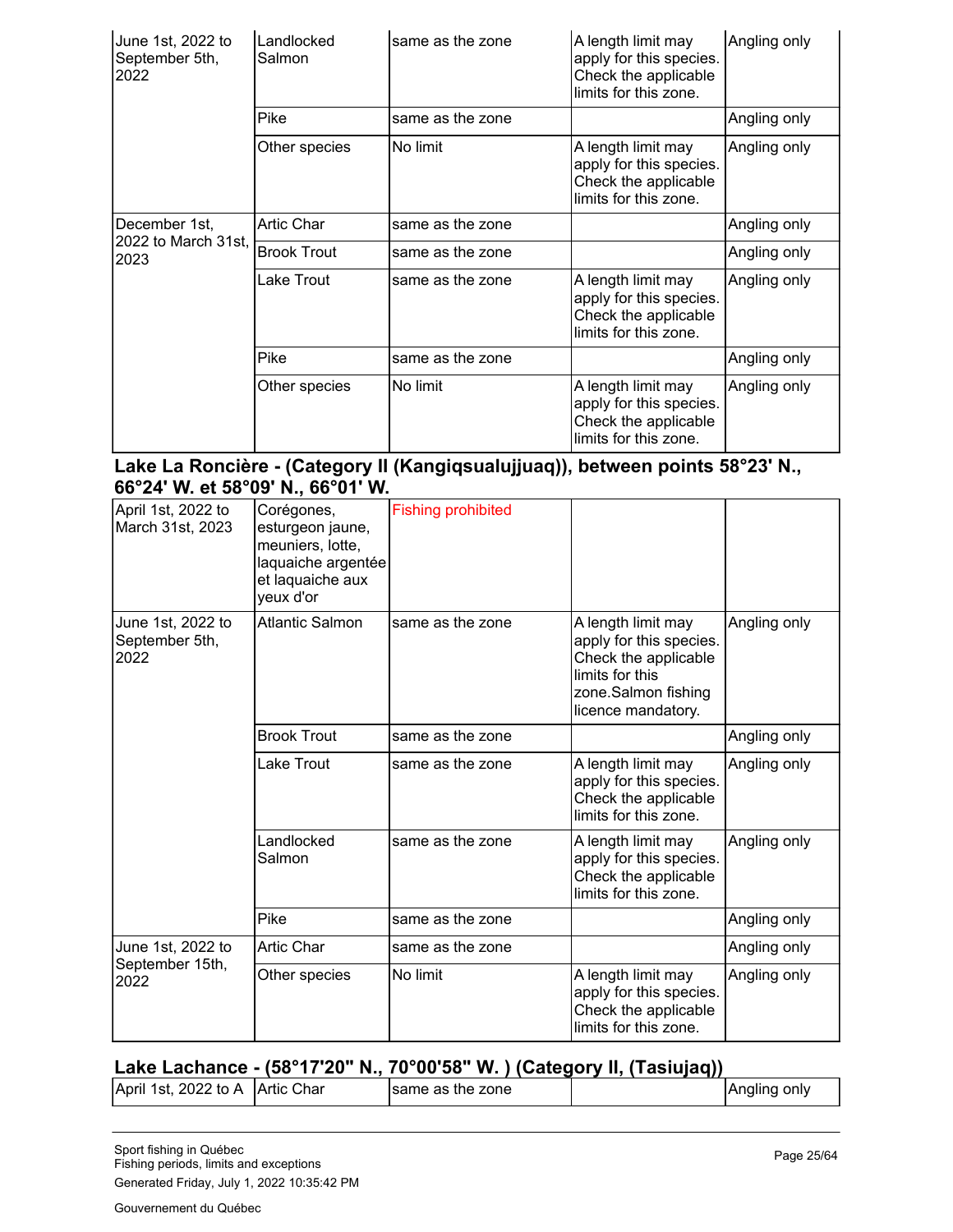| | | | | |
|---|---|---|---|---|
| June 1st, 2022 to September 5th, 2022 | Landlocked Salmon | same as the zone | A length limit may apply for this species. Check the applicable limits for this zone. | Angling only |
| | Pike | same as the zone | | Angling only |
| | Other species | No limit | A length limit may apply for this species. Check the applicable limits for this zone. | Angling only |
| December 1st, 2022 to March 31st, 2023 | Artic Char | same as the zone | | Angling only |
| | Brook Trout | same as the zone | | Angling only |
| | Lake Trout | same as the zone | A length limit may apply for this species. Check the applicable limits for this zone. | Angling only |
| | Pike | same as the zone | | Angling only |
| | Other species | No limit | A length limit may apply for this species. Check the applicable limits for this zone. | Angling only |

### Lake La Roncière - (Category II (Kangiqsualujjuaq)), between points 58°23' N., 66°24' W. et 58°09' N., 66°01' W.

| | | | | |
|---|---|---|---|---|
| April 1st, 2022 to March 31st, 2023 | Corégones, esturgeon jaune, meuniers, lotte, laquaiche argentée et laquaiche aux yeux d'or | Fishing prohibited | | |
| June 1st, 2022 to September 5th, 2022 | Atlantic Salmon | same as the zone | A length limit may apply for this species. Check the applicable limits for this zone.Salmon fishing licence mandatory. | Angling only |
| | Brook Trout | same as the zone | | Angling only |
| | Lake Trout | same as the zone | A length limit may apply for this species. Check the applicable limits for this zone. | Angling only |
| | Landlocked Salmon | same as the zone | A length limit may apply for this species. Check the applicable limits for this zone. | Angling only |
| | Pike | same as the zone | | Angling only |
| June 1st, 2022 to September 15th, 2022 | Artic Char | same as the zone | | Angling only |
| | Other species | No limit | A length limit may apply for this species. Check the applicable limits for this zone. | Angling only |

### Lake Lachance - (58°17'20" N., 70°00'58" W. ) (Category II, (Tasiujaq))

| | | | | |
|---|---|---|---|---|
| April 1st, 2022 to A | Artic Char | same as the zone | | Angling only |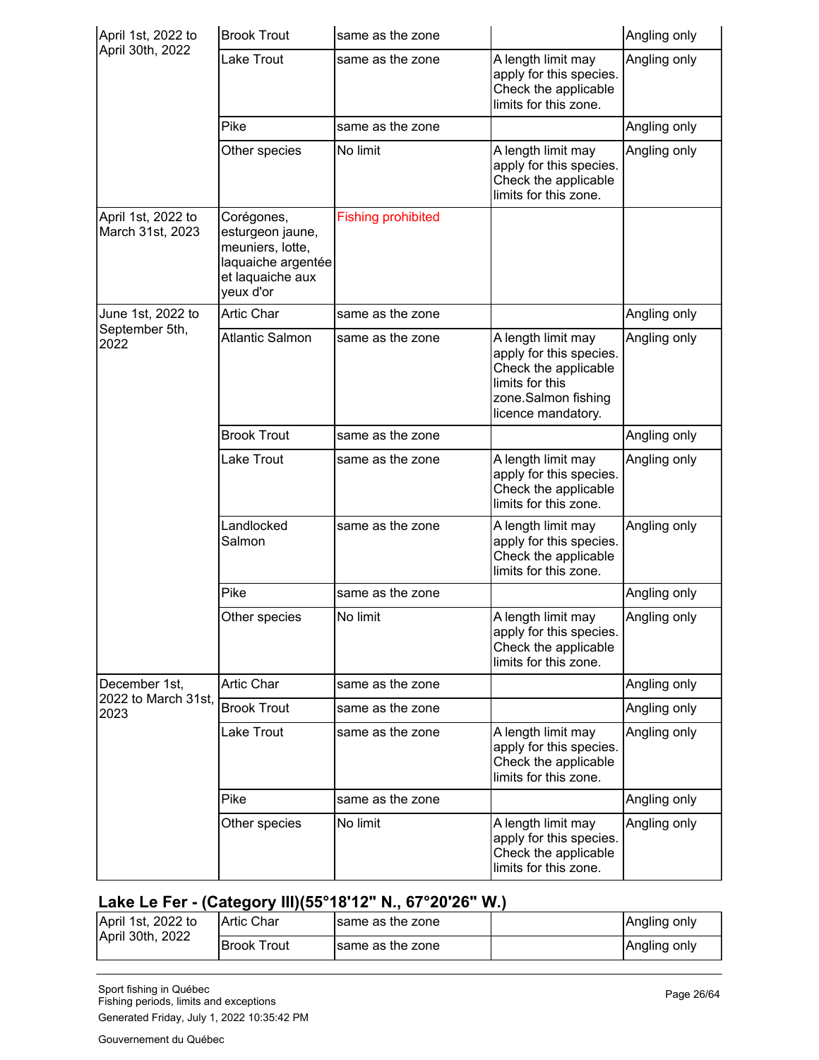| | | | | |
|---|---|---|---|---|
| April 1st, 2022 to April 30th, 2022 | Brook Trout | same as the zone | | Angling only |
| | Lake Trout | same as the zone | A length limit may apply for this species. Check the applicable limits for this zone. | Angling only |
| | Pike | same as the zone | | Angling only |
| | Other species | No limit | A length limit may apply for this species. Check the applicable limits for this zone. | Angling only |
| April 1st, 2022 to March 31st, 2023 | Corégones, esturgeon jaune, meuniers, lotte, laquaiche argentée et laquaiche aux yeux d'or | Fishing prohibited | | |
| June 1st, 2022 to September 5th, 2022 | Artic Char | same as the zone | | Angling only |
| | Atlantic Salmon | same as the zone | A length limit may apply for this species. Check the applicable limits for this zone.Salmon fishing licence mandatory. | Angling only |
| | Brook Trout | same as the zone | | Angling only |
| | Lake Trout | same as the zone | A length limit may apply for this species. Check the applicable limits for this zone. | Angling only |
| | Landlocked Salmon | same as the zone | A length limit may apply for this species. Check the applicable limits for this zone. | Angling only |
| | Pike | same as the zone | | Angling only |
| | Other species | No limit | A length limit may apply for this species. Check the applicable limits for this zone. | Angling only |
| December 1st, 2022 to March 31st, 2023 | Artic Char | same as the zone | | Angling only |
| | Brook Trout | same as the zone | | Angling only |
| | Lake Trout | same as the zone | A length limit may apply for this species. Check the applicable limits for this zone. | Angling only |
| | Pike | same as the zone | | Angling only |
| | Other species | No limit | A length limit may apply for this species. Check the applicable limits for this zone. | Angling only |

### Lake Le Fer - (Category III)(55°18'12" N., 67°20'26" W.)

| | | | | |
|---|---|---|---|---|
| April 1st, 2022 to April 30th, 2022 | Artic Char | same as the zone | | Angling only |
| | Brook Trout | same as the zone | | Angling only |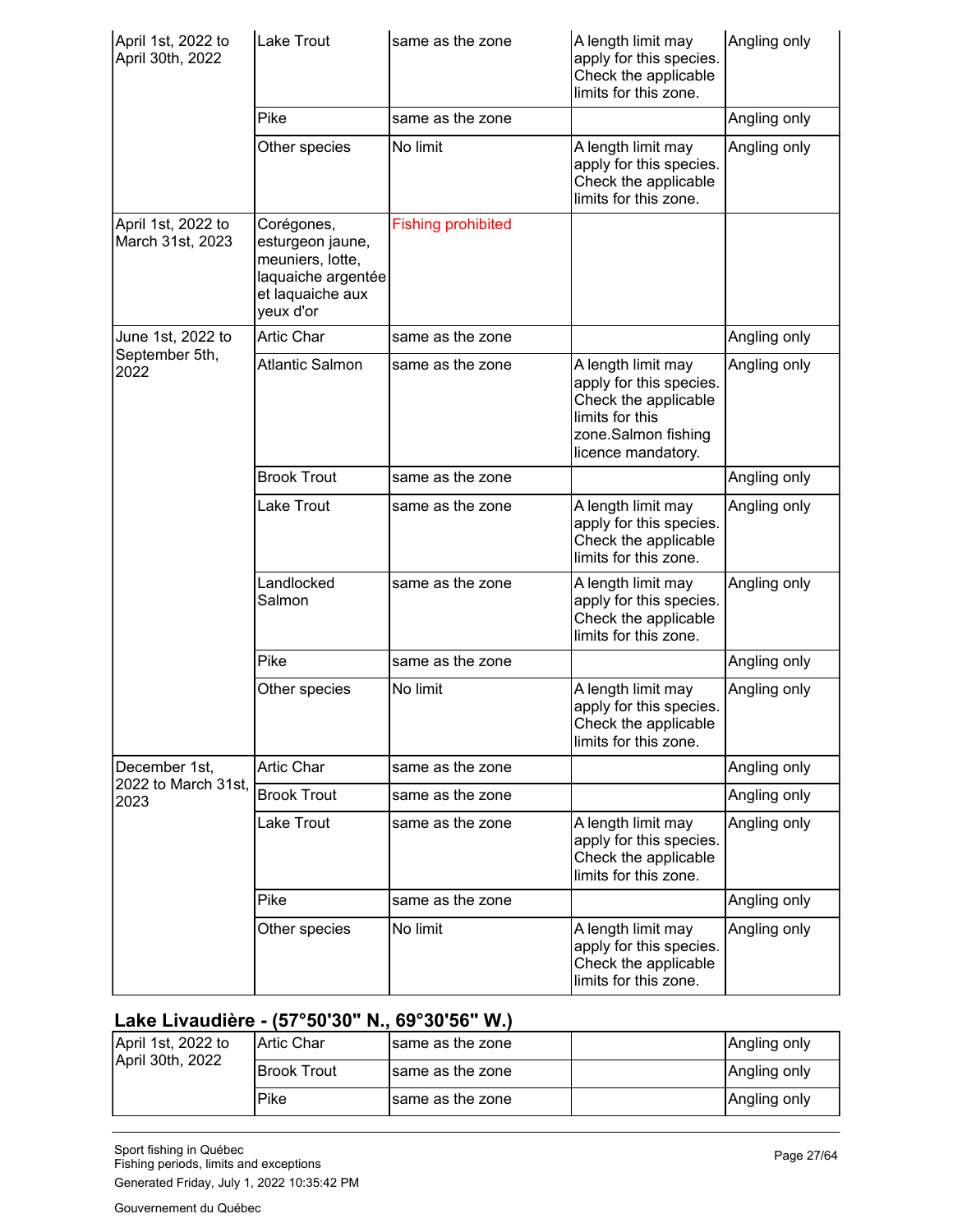| | | | | |
|---|---|---|---|---|
| April 1st, 2022 to April 30th, 2022 | Lake Trout | same as the zone | A length limit may apply for this species. Check the applicable limits for this zone. | Angling only |
| | Pike | same as the zone | | Angling only |
| | Other species | No limit | A length limit may apply for this species. Check the applicable limits for this zone. | Angling only |
| April 1st, 2022 to March 31st, 2023 | Corégones, esturgeon jaune, meuniers, lotte, laquaiche argentée et laquaiche aux yeux d'or | Fishing prohibited | | |
| June 1st, 2022 to September 5th, 2022 | Artic Char | same as the zone | | Angling only |
| | Atlantic Salmon | same as the zone | A length limit may apply for this species. Check the applicable limits for this zone.Salmon fishing licence mandatory. | Angling only |
| | Brook Trout | same as the zone | | Angling only |
| | Lake Trout | same as the zone | A length limit may apply for this species. Check the applicable limits for this zone. | Angling only |
| | Landlocked Salmon | same as the zone | A length limit may apply for this species. Check the applicable limits for this zone. | Angling only |
| | Pike | same as the zone | | Angling only |
| | Other species | No limit | A length limit may apply for this species. Check the applicable limits for this zone. | Angling only |
| December 1st, 2022 to March 31st, 2023 | Artic Char | same as the zone | | Angling only |
| | Brook Trout | same as the zone | | Angling only |
| | Lake Trout | same as the zone | A length limit may apply for this species. Check the applicable limits for this zone. | Angling only |
| | Pike | same as the zone | | Angling only |
| | Other species | No limit | A length limit may apply for this species. Check the applicable limits for this zone. | Angling only |

## Lake Livaudière - (57°50'30" N., 69°30'56" W.)

| | | | | |
|---|---|---|---|---|
| April 1st, 2022 to April 30th, 2022 | Artic Char | same as the zone | | Angling only |
| | Brook Trout | same as the zone | | Angling only |
| | Pike | same as the zone | | Angling only |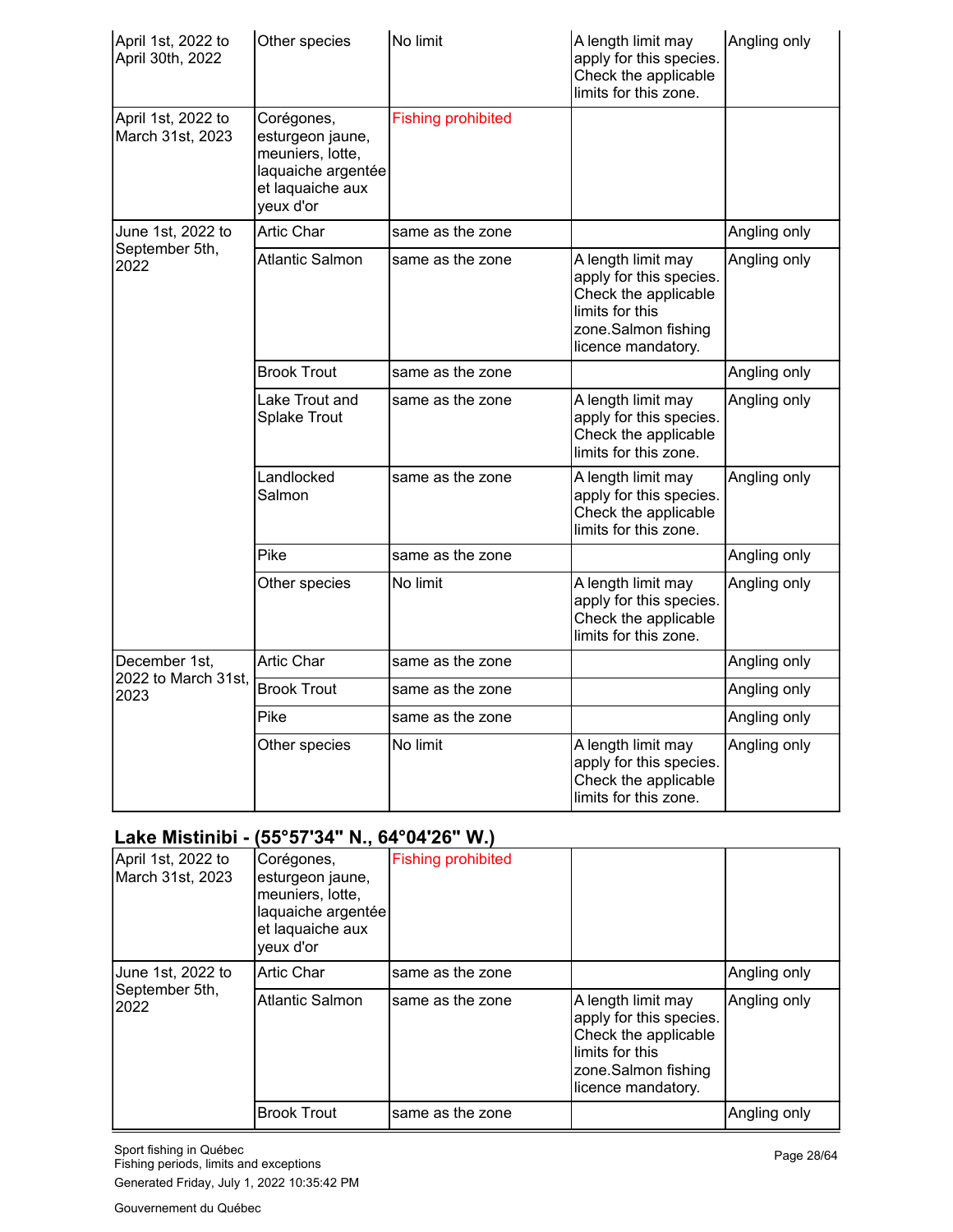| | | | | |
|---|---|---|---|---|
| April 1st, 2022 to April 30th, 2022 | Other species | No limit | A length limit may apply for this species. Check the applicable limits for this zone. | Angling only |
| April 1st, 2022 to March 31st, 2023 | Corégones, esturgeon jaune, meuniers, lotte, laquaiche argentée et laquaiche aux yeux d'or | Fishing prohibited | | |
| June 1st, 2022 to September 5th, 2022 | Artic Char | same as the zone | | Angling only |
| | Atlantic Salmon | same as the zone | A length limit may apply for this species. Check the applicable limits for this zone.Salmon fishing licence mandatory. | Angling only |
| | Brook Trout | same as the zone | | Angling only |
| | Lake Trout and Splake Trout | same as the zone | A length limit may apply for this species. Check the applicable limits for this zone. | Angling only |
| | Landlocked Salmon | same as the zone | A length limit may apply for this species. Check the applicable limits for this zone. | Angling only |
| | Pike | same as the zone | | Angling only |
| | Other species | No limit | A length limit may apply for this species. Check the applicable limits for this zone. | Angling only |
| December 1st, 2022 to March 31st, 2023 | Artic Char | same as the zone | | Angling only |
| | Brook Trout | same as the zone | | Angling only |
| | Pike | same as the zone | | Angling only |
| | Other species | No limit | A length limit may apply for this species. Check the applicable limits for this zone. | Angling only |

### Lake Mistinibi - (55°57'34" N., 64°04'26" W.)

| | | | | |
|---|---|---|---|---|
| April 1st, 2022 to March 31st, 2023 | Corégones, esturgeon jaune, meuniers, lotte, laquaiche argentée et laquaiche aux yeux d'or | Fishing prohibited | | |
| June 1st, 2022 to September 5th, 2022 | Artic Char | same as the zone | | Angling only |
| | Atlantic Salmon | same as the zone | A length limit may apply for this species. Check the applicable limits for this zone.Salmon fishing licence mandatory. | Angling only |
| | Brook Trout | same as the zone | | Angling only |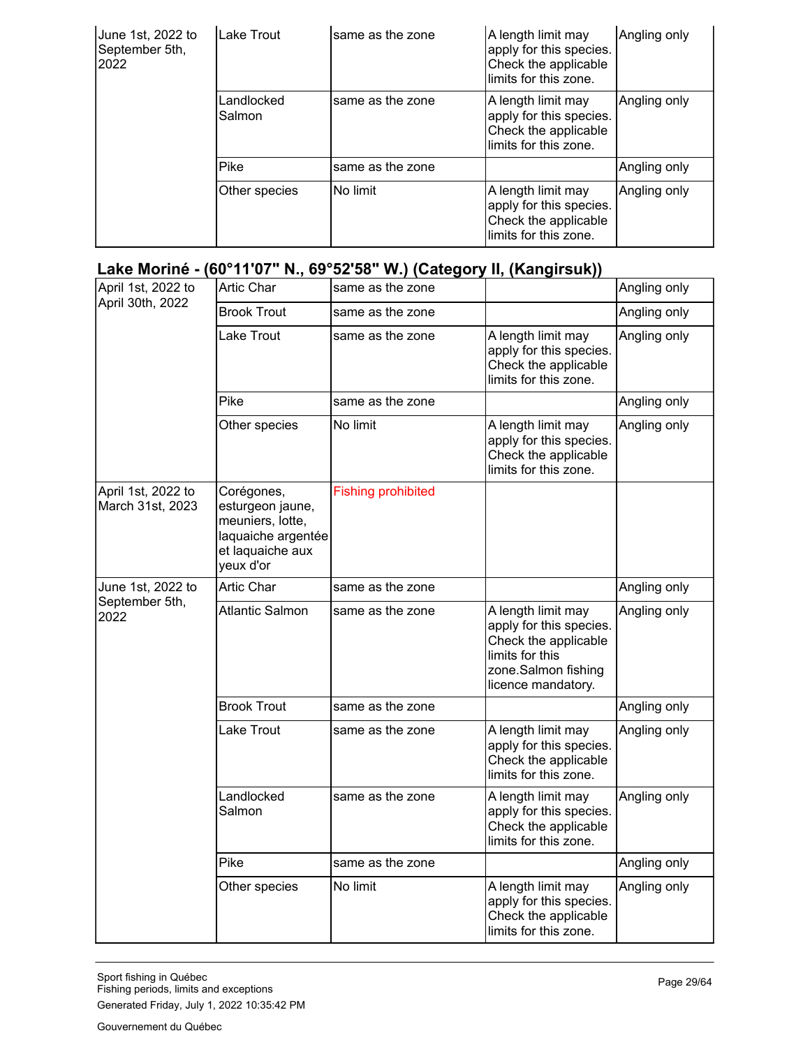| | | | | |
|---|---|---|---|---|
| June 1st, 2022 to September 5th, 2022 | Lake Trout | same as the zone | A length limit may apply for this species. Check the applicable limits for this zone. | Angling only |
| | Landlocked Salmon | same as the zone | A length limit may apply for this species. Check the applicable limits for this zone. | Angling only |
| | Pike | same as the zone | | Angling only |
| | Other species | No limit | A length limit may apply for this species. Check the applicable limits for this zone. | Angling only |

### Lake Moriné - (60°11'07" N., 69°52'58" W.) (Category II, (Kangirsuk))

| | | | | |
|---|---|---|---|---|
| April 1st, 2022 to April 30th, 2022 | Artic Char | same as the zone | | Angling only |
| | Brook Trout | same as the zone | | Angling only |
| | Lake Trout | same as the zone | A length limit may apply for this species. Check the applicable limits for this zone. | Angling only |
| | Pike | same as the zone | | Angling only |
| | Other species | No limit | A length limit may apply for this species. Check the applicable limits for this zone. | Angling only |
| April 1st, 2022 to March 31st, 2023 | Corégones, esturgeon jaune, meuniers, lotte, laquaiche argentée et laquaiche aux yeux d'or | Fishing prohibited | | |
| June 1st, 2022 to September 5th, 2022 | Artic Char | same as the zone | | Angling only |
| | Atlantic Salmon | same as the zone | A length limit may apply for this species. Check the applicable limits for this zone.Salmon fishing licence mandatory. | Angling only |
| | Brook Trout | same as the zone | | Angling only |
| | Lake Trout | same as the zone | A length limit may apply for this species. Check the applicable limits for this zone. | Angling only |
| | Landlocked Salmon | same as the zone | A length limit may apply for this species. Check the applicable limits for this zone. | Angling only |
| | Pike | same as the zone | | Angling only |
| | Other species | No limit | A length limit may apply for this species. Check the applicable limits for this zone. | Angling only |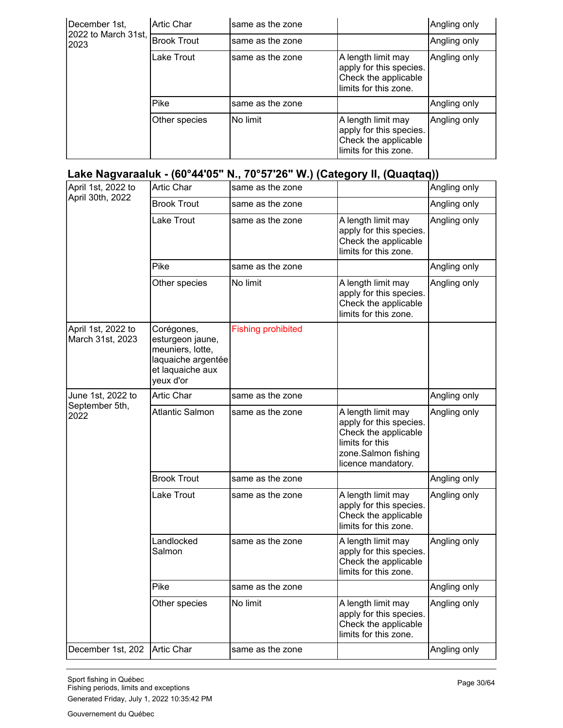| | | | | |
|---|---|---|---|---|
| December 1st, 2022 to March 31st, 2023 | Artic Char | same as the zone | | Angling only |
| | Brook Trout | same as the zone | | Angling only |
| | Lake Trout | same as the zone | A length limit may apply for this species. Check the applicable limits for this zone. | Angling only |
| | Pike | same as the zone | | Angling only |
| | Other species | No limit | A length limit may apply for this species. Check the applicable limits for this zone. | Angling only |

## Lake Nagvaraaluk - (60°44'05" N., 70°57'26" W.) (Category II, (Quaqtaq))

| | | | | |
|---|---|---|---|---|
| April 1st, 2022 to April 30th, 2022 | Artic Char | same as the zone | | Angling only |
| | Brook Trout | same as the zone | | Angling only |
| | Lake Trout | same as the zone | A length limit may apply for this species. Check the applicable limits for this zone. | Angling only |
| | Pike | same as the zone | | Angling only |
| | Other species | No limit | A length limit may apply for this species. Check the applicable limits for this zone. | Angling only |
| April 1st, 2022 to March 31st, 2023 | Corégones, esturgeon jaune, meuniers, lotte, laquaiche argentée et laquaiche aux yeux d'or | Fishing prohibited | | |
| June 1st, 2022 to September 5th, 2022 | Artic Char | same as the zone | | Angling only |
| | Atlantic Salmon | same as the zone | A length limit may apply for this species. Check the applicable limits for this zone.Salmon fishing licence mandatory. | Angling only |
| | Brook Trout | same as the zone | | Angling only |
| | Lake Trout | same as the zone | A length limit may apply for this species. Check the applicable limits for this zone. | Angling only |
| | Landlocked Salmon | same as the zone | A length limit may apply for this species. Check the applicable limits for this zone. | Angling only |
| | Pike | same as the zone | | Angling only |
| | Other species | No limit | A length limit may apply for this species. Check the applicable limits for this zone. | Angling only |
| December 1st, 202 | Artic Char | same as the zone | | Angling only |

Sport fishing in Québec
Fishing periods, limits and exceptions
Generated Friday, July 1, 2022 10:35:42 PM

Gouvernement du Québec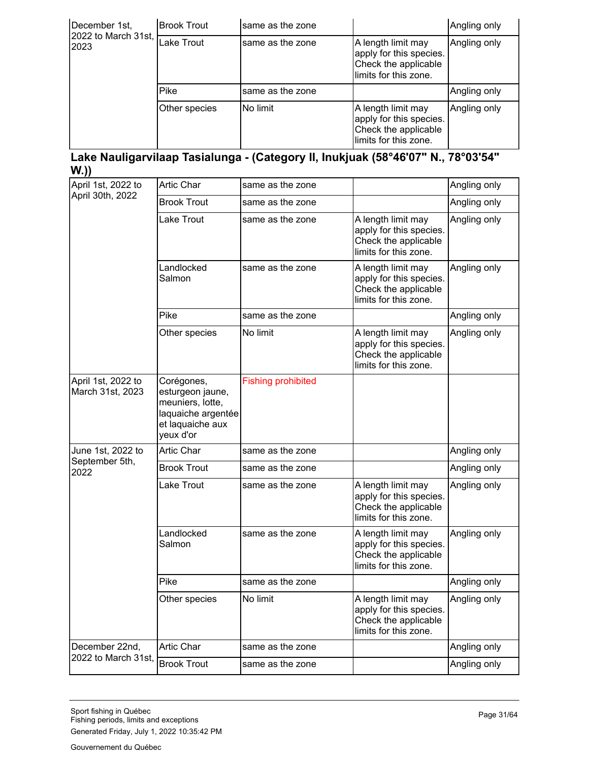| | | | | |
|---|---|---|---|---|
| December 1st, 2022 to March 31st, 2023 | Brook Trout | same as the zone | | Angling only |
| | Lake Trout | same as the zone | A length limit may apply for this species. Check the applicable limits for this zone. | Angling only |
| | Pike | same as the zone | | Angling only |
| | Other species | No limit | A length limit may apply for this species. Check the applicable limits for this zone. | Angling only |

### Lake Nauligarvilaap Tasialunga - (Category II, Inukjuak (58°46'07" N., 78°03'54" W.))

| | | | | |
|---|---|---|---|---|
| April 1st, 2022 to April 30th, 2022 | Artic Char | same as the zone | | Angling only |
| | Brook Trout | same as the zone | | Angling only |
| | Lake Trout | same as the zone | A length limit may apply for this species. Check the applicable limits for this zone. | Angling only |
| | Landlocked Salmon | same as the zone | A length limit may apply for this species. Check the applicable limits for this zone. | Angling only |
| | Pike | same as the zone | | Angling only |
| | Other species | No limit | A length limit may apply for this species. Check the applicable limits for this zone. | Angling only |
| April 1st, 2022 to March 31st, 2023 | Corégones, esturgeon jaune, meuniers, lotte, laquaiche argentée et laquaiche aux yeux d'or | Fishing prohibited | | |
| June 1st, 2022 to September 5th, 2022 | Artic Char | same as the zone | | Angling only |
| | Brook Trout | same as the zone | | Angling only |
| | Lake Trout | same as the zone | A length limit may apply for this species. Check the applicable limits for this zone. | Angling only |
| | Landlocked Salmon | same as the zone | A length limit may apply for this species. Check the applicable limits for this zone. | Angling only |
| | Pike | same as the zone | | Angling only |
| | Other species | No limit | A length limit may apply for this species. Check the applicable limits for this zone. | Angling only |
| December 22nd, 2022 to March 31st, | Artic Char | same as the zone | | Angling only |
| | Brook Trout | same as the zone | | Angling only |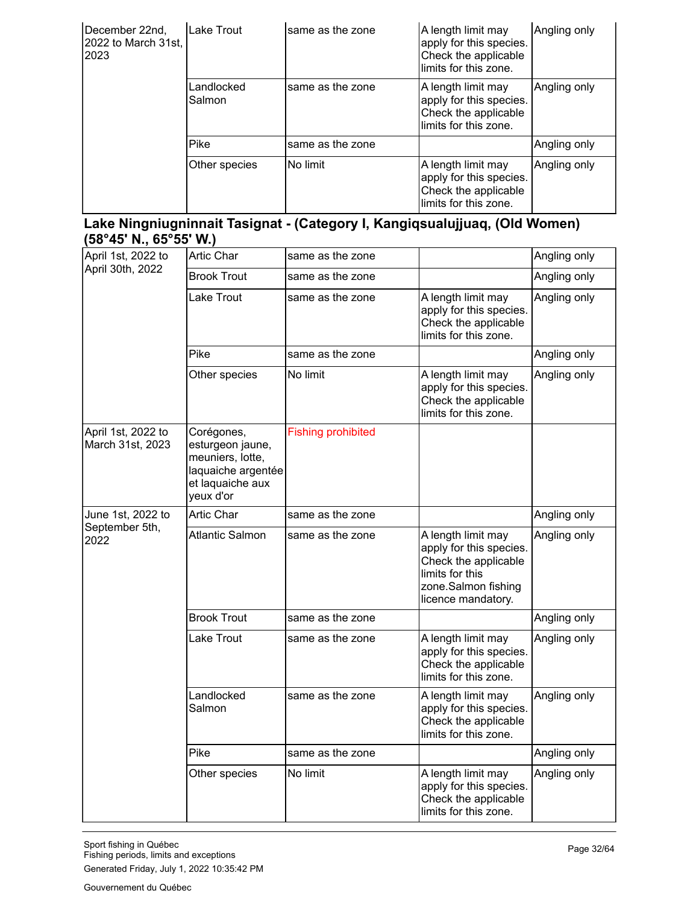| | | | | |
|---|---|---|---|---|
| December 22nd, 2022 to March 31st, 2023 | Lake Trout | same as the zone | A length limit may apply for this species. Check the applicable limits for this zone. | Angling only |
| | Landlocked Salmon | same as the zone | A length limit may apply for this species. Check the applicable limits for this zone. | Angling only |
| | Pike | same as the zone | | Angling only |
| | Other species | No limit | A length limit may apply for this species. Check the applicable limits for this zone. | Angling only |

### Lake Ningniugninnait Tasignat - (Category I, Kangiqsualujjuaq, (Old Women) (58°45' N., 65°55' W.)

| | | | | |
|---|---|---|---|---|
| April 1st, 2022 to April 30th, 2022 | Artic Char | same as the zone | | Angling only |
| | Brook Trout | same as the zone | | Angling only |
| | Lake Trout | same as the zone | A length limit may apply for this species. Check the applicable limits for this zone. | Angling only |
| | Pike | same as the zone | | Angling only |
| | Other species | No limit | A length limit may apply for this species. Check the applicable limits for this zone. | Angling only |
| April 1st, 2022 to March 31st, 2023 | Corégones, esturgeon jaune, meuniers, lotte, laquaiche argentée et laquaiche aux yeux d'or | Fishing prohibited | | |
| June 1st, 2022 to September 5th, 2022 | Artic Char | same as the zone | | Angling only |
| | Atlantic Salmon | same as the zone | A length limit may apply for this species. Check the applicable limits for this zone.Salmon fishing licence mandatory. | Angling only |
| | Brook Trout | same as the zone | | Angling only |
| | Lake Trout | same as the zone | A length limit may apply for this species. Check the applicable limits for this zone. | Angling only |
| | Landlocked Salmon | same as the zone | A length limit may apply for this species. Check the applicable limits for this zone. | Angling only |
| | Pike | same as the zone | | Angling only |
| | Other species | No limit | A length limit may apply for this species. Check the applicable limits for this zone. | Angling only |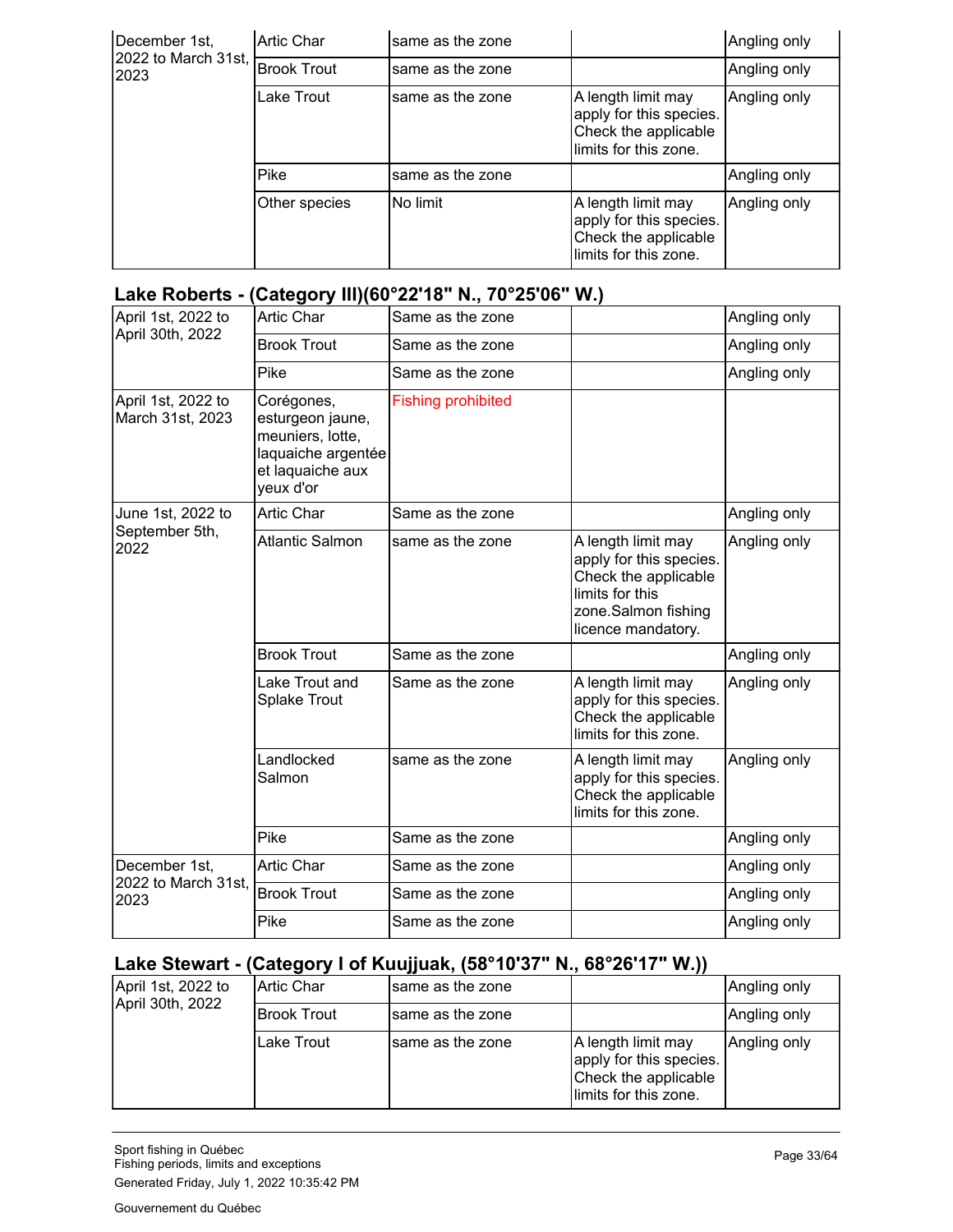| | | | | |
|---|---|---|---|---|
| December 1st, 2022 to March 31st, 2023 | Artic Char | same as the zone | | Angling only |
| | Brook Trout | same as the zone | | Angling only |
| | Lake Trout | same as the zone | A length limit may apply for this species. Check the applicable limits for this zone. | Angling only |
| | Pike | same as the zone | | Angling only |
| | Other species | No limit | A length limit may apply for this species. Check the applicable limits for this zone. | Angling only |

## Lake Roberts - (Category III)(60°22'18" N., 70°25'06" W.)

| | | | | |
|---|---|---|---|---|
| April 1st, 2022 to April 30th, 2022 | Artic Char | Same as the zone | | Angling only |
| | Brook Trout | Same as the zone | | Angling only |
| | Pike | Same as the zone | | Angling only |
| April 1st, 2022 to March 31st, 2023 | Corégones, esturgeon jaune, meuniers, lotte, laquaiche argentée et laquaiche aux yeux d'or | Fishing prohibited | | |
| June 1st, 2022 to September 5th, 2022 | Artic Char | Same as the zone | | Angling only |
| | Atlantic Salmon | same as the zone | A length limit may apply for this species. Check the applicable limits for this zone.Salmon fishing licence mandatory. | Angling only |
| | Brook Trout | Same as the zone | | Angling only |
| | Lake Trout and Splake Trout | Same as the zone | A length limit may apply for this species. Check the applicable limits for this zone. | Angling only |
| | Landlocked Salmon | same as the zone | A length limit may apply for this species. Check the applicable limits for this zone. | Angling only |
| | Pike | Same as the zone | | Angling only |
| December 1st, 2022 to March 31st, 2023 | Artic Char | Same as the zone | | Angling only |
| | Brook Trout | Same as the zone | | Angling only |
| | Pike | Same as the zone | | Angling only |

## Lake Stewart - (Category I of Kuujjuak, (58°10'37" N., 68°26'17" W.))

| | | | | |
|---|---|---|---|---|
| April 1st, 2022 to April 30th, 2022 | Artic Char | same as the zone | | Angling only |
| | Brook Trout | same as the zone | | Angling only |
| | Lake Trout | same as the zone | A length limit may apply for this species. Check the applicable limits for this zone. | Angling only |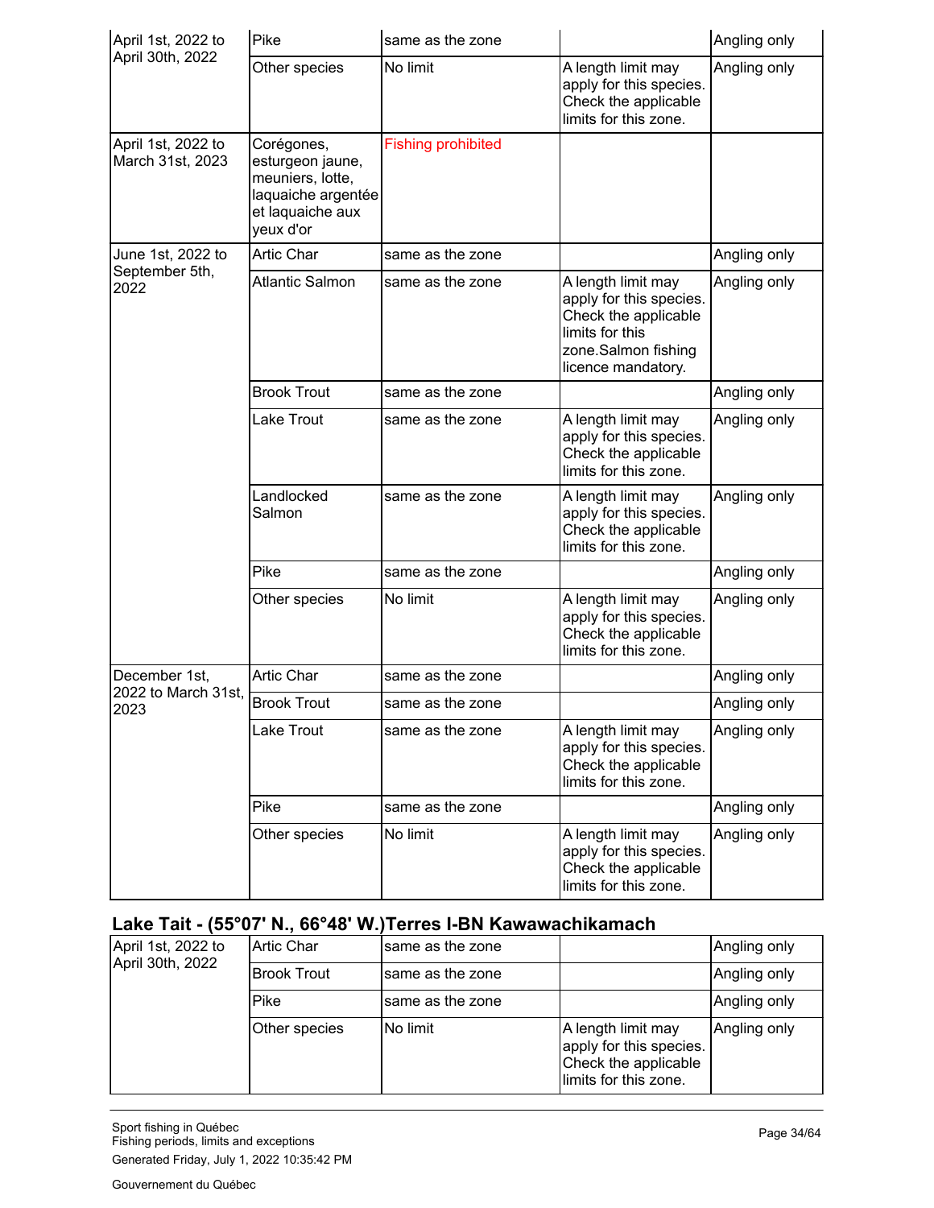| | | | | |
|---|---|---|---|---|
| April 1st, 2022 to April 30th, 2022 | Pike | same as the zone | | Angling only |
| | Other species | No limit | A length limit may apply for this species. Check the applicable limits for this zone. | Angling only |
| April 1st, 2022 to March 31st, 2023 | Corégones, esturgeon jaune, meuniers, lotte, laquaiche argentée et laquaiche aux yeux d'or | Fishing prohibited | | |
| June 1st, 2022 to September 5th, 2022 | Artic Char | same as the zone | | Angling only |
| | Atlantic Salmon | same as the zone | A length limit may apply for this species. Check the applicable limits for this zone.Salmon fishing licence mandatory. | Angling only |
| | Brook Trout | same as the zone | | Angling only |
| | Lake Trout | same as the zone | A length limit may apply for this species. Check the applicable limits for this zone. | Angling only |
| | Landlocked Salmon | same as the zone | A length limit may apply for this species. Check the applicable limits for this zone. | Angling only |
| | Pike | same as the zone | | Angling only |
| | Other species | No limit | A length limit may apply for this species. Check the applicable limits for this zone. | Angling only |
| December 1st, 2022 to March 31st, 2023 | Artic Char | same as the zone | | Angling only |
| | Brook Trout | same as the zone | | Angling only |
| | Lake Trout | same as the zone | A length limit may apply for this species. Check the applicable limits for this zone. | Angling only |
| | Pike | same as the zone | | Angling only |
| | Other species | No limit | A length limit may apply for this species. Check the applicable limits for this zone. | Angling only |

### Lake Tait - (55°07' N., 66°48' W.)Terres I-BN Kawawachikamach

| | | | | |
|---|---|---|---|---|
| April 1st, 2022 to April 30th, 2022 | Artic Char | same as the zone | | Angling only |
| | Brook Trout | same as the zone | | Angling only |
| | Pike | same as the zone | | Angling only |
| | Other species | No limit | A length limit may apply for this species. Check the applicable limits for this zone. | Angling only |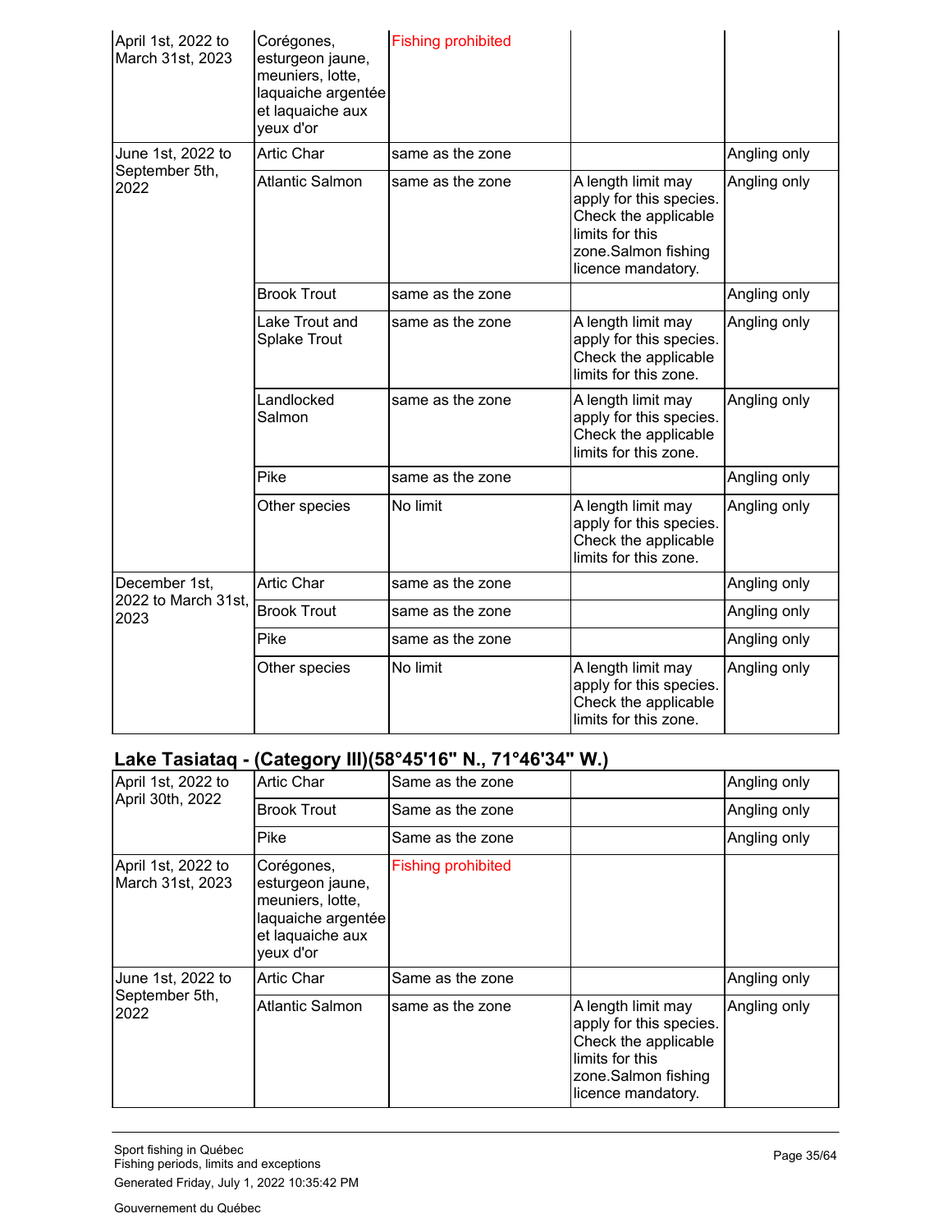| | | | | |
|---|---|---|---|---|
| April 1st, 2022 to March 31st, 2023 | Corégones, esturgeon jaune, meuniers, lotte, laquaiche argentée et laquaiche aux yeux d'or | Fishing prohibited | | |
| June 1st, 2022 to September 5th, 2022 | Artic Char | same as the zone | | Angling only |
| | Atlantic Salmon | same as the zone | A length limit may apply for this species. Check the applicable limits for this zone.Salmon fishing licence mandatory. | Angling only |
| | Brook Trout | same as the zone | | Angling only |
| | Lake Trout and Splake Trout | same as the zone | A length limit may apply for this species. Check the applicable limits for this zone. | Angling only |
| | Landlocked Salmon | same as the zone | A length limit may apply for this species. Check the applicable limits for this zone. | Angling only |
| | Pike | same as the zone | | Angling only |
| | Other species | No limit | A length limit may apply for this species. Check the applicable limits for this zone. | Angling only |
| December 1st, 2022 to March 31st, 2023 | Artic Char | same as the zone | | Angling only |
| | Brook Trout | same as the zone | | Angling only |
| | Pike | same as the zone | | Angling only |
| | Other species | No limit | A length limit may apply for this species. Check the applicable limits for this zone. | Angling only |

## Lake Tasiataq - (Category III)(58°45'16" N., 71°46'34" W.)

| | | | | |
|---|---|---|---|---|
| April 1st, 2022 to April 30th, 2022 | Artic Char | Same as the zone | | Angling only |
| | Brook Trout | Same as the zone | | Angling only |
| | Pike | Same as the zone | | Angling only |
| April 1st, 2022 to March 31st, 2023 | Corégones, esturgeon jaune, meuniers, lotte, laquaiche argentée et laquaiche aux yeux d'or | Fishing prohibited | | |
| June 1st, 2022 to September 5th, 2022 | Artic Char | Same as the zone | | Angling only |
| | Atlantic Salmon | same as the zone | A length limit may apply for this species. Check the applicable limits for this zone.Salmon fishing licence mandatory. | Angling only |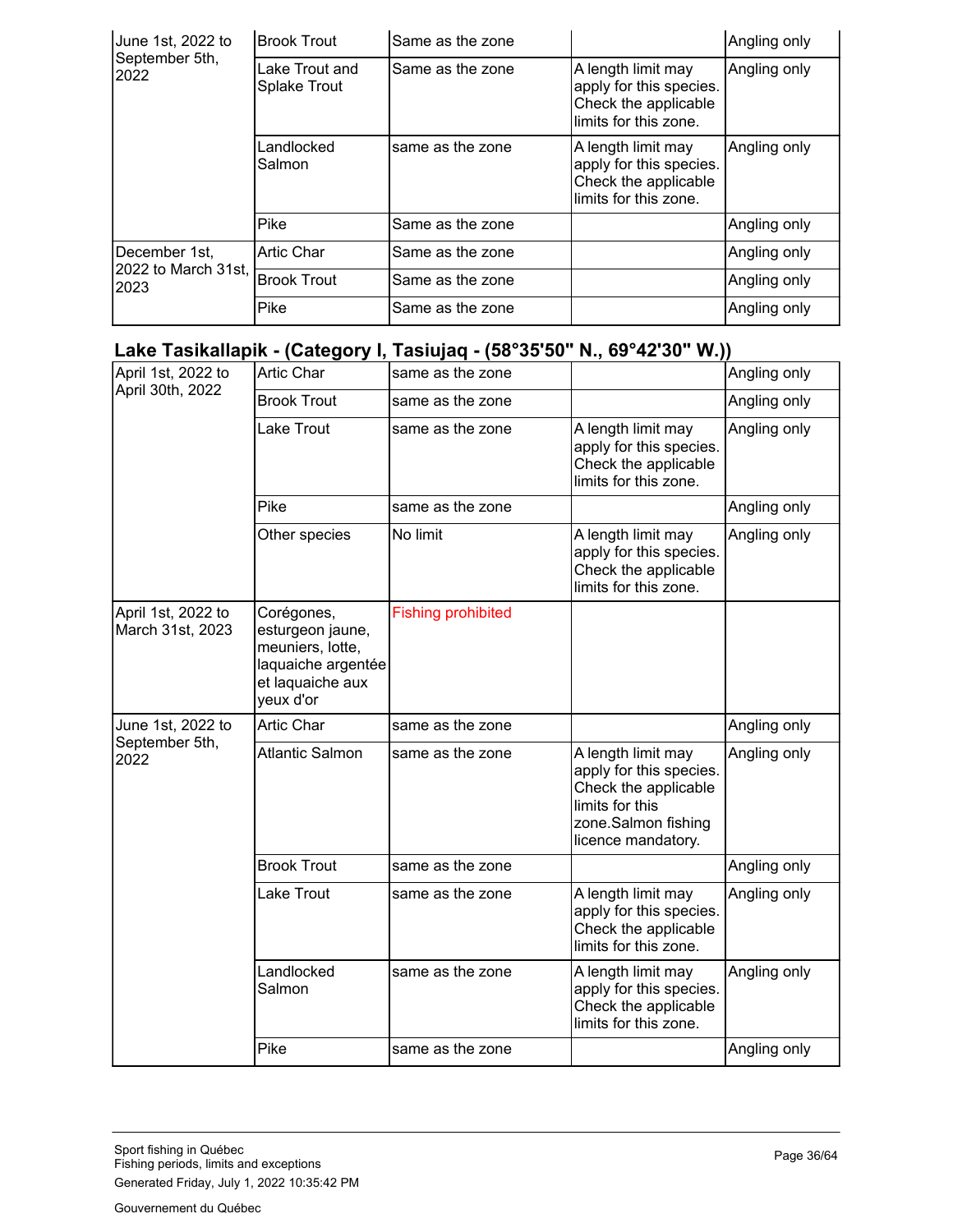| | | | | |
|---|---|---|---|---|
| June 1st, 2022 to September 5th, 2022 | Brook Trout | Same as the zone | | Angling only |
| | Lake Trout and Splake Trout | Same as the zone | A length limit may apply for this species. Check the applicable limits for this zone. | Angling only |
| | Landlocked Salmon | same as the zone | A length limit may apply for this species. Check the applicable limits for this zone. | Angling only |
| | Pike | Same as the zone | | Angling only |
| December 1st, 2022 to March 31st, 2023 | Artic Char | Same as the zone | | Angling only |
| | Brook Trout | Same as the zone | | Angling only |
| | Pike | Same as the zone | | Angling only |

### Lake Tasikallapik - (Category I, Tasiujaq - (58°35'50" N., 69°42'30" W.))

| | | | | |
|---|---|---|---|---|
| April 1st, 2022 to April 30th, 2022 | Artic Char | same as the zone | | Angling only |
| | Brook Trout | same as the zone | | Angling only |
| | Lake Trout | same as the zone | A length limit may apply for this species. Check the applicable limits for this zone. | Angling only |
| | Pike | same as the zone | | Angling only |
| | Other species | No limit | A length limit may apply for this species. Check the applicable limits for this zone. | Angling only |
| April 1st, 2022 to March 31st, 2023 | Corégones, esturgeon jaune, meuniers, lotte, laquaiche argentée et laquaiche aux yeux d'or | Fishing prohibited | | |
| June 1st, 2022 to September 5th, 2022 | Artic Char | same as the zone | | Angling only |
| | Atlantic Salmon | same as the zone | A length limit may apply for this species. Check the applicable limits for this zone.Salmon fishing licence mandatory. | Angling only |
| | Brook Trout | same as the zone | | Angling only |
| | Lake Trout | same as the zone | A length limit may apply for this species. Check the applicable limits for this zone. | Angling only |
| | Landlocked Salmon | same as the zone | A length limit may apply for this species. Check the applicable limits for this zone. | Angling only |
| | Pike | same as the zone | | Angling only |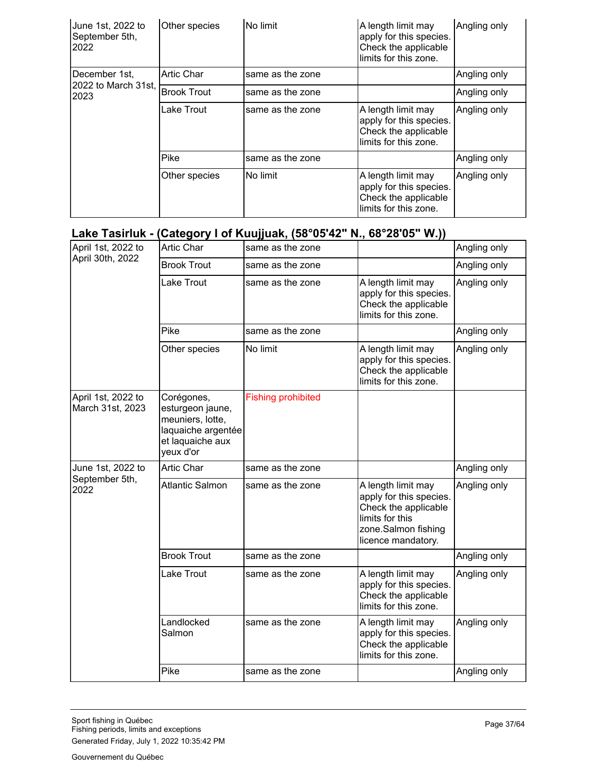| | | | | |
|---|---|---|---|---|
| June 1st, 2022 to September 5th, 2022 | Other species | No limit | A length limit may apply for this species. Check the applicable limits for this zone. | Angling only |
| December 1st, 2022 to March 31st, 2023 | Artic Char | same as the zone | | Angling only |
| | Brook Trout | same as the zone | | Angling only |
| | Lake Trout | same as the zone | A length limit may apply for this species. Check the applicable limits for this zone. | Angling only |
| | Pike | same as the zone | | Angling only |
| | Other species | No limit | A length limit may apply for this species. Check the applicable limits for this zone. | Angling only |

## Lake Tasirluk - (Category I of Kuujjuak, (58°05'42" N., 68°28'05" W.))

| | | | | |
|---|---|---|---|---|
| April 1st, 2022 to April 30th, 2022 | Artic Char | same as the zone | | Angling only |
| | Brook Trout | same as the zone | | Angling only |
| | Lake Trout | same as the zone | A length limit may apply for this species. Check the applicable limits for this zone. | Angling only |
| | Pike | same as the zone | | Angling only |
| | Other species | No limit | A length limit may apply for this species. Check the applicable limits for this zone. | Angling only |
| April 1st, 2022 to March 31st, 2023 | Corégones, esturgeon jaune, meuniers, lotte, laquaiche argentée et laquaiche aux yeux d'or | Fishing prohibited | | |
| June 1st, 2022 to September 5th, 2022 | Artic Char | same as the zone | | Angling only |
| | Atlantic Salmon | same as the zone | A length limit may apply for this species. Check the applicable limits for this zone.Salmon fishing licence mandatory. | Angling only |
| | Brook Trout | same as the zone | | Angling only |
| | Lake Trout | same as the zone | A length limit may apply for this species. Check the applicable limits for this zone. | Angling only |
| | Landlocked Salmon | same as the zone | A length limit may apply for this species. Check the applicable limits for this zone. | Angling only |
| | Pike | same as the zone | | Angling only |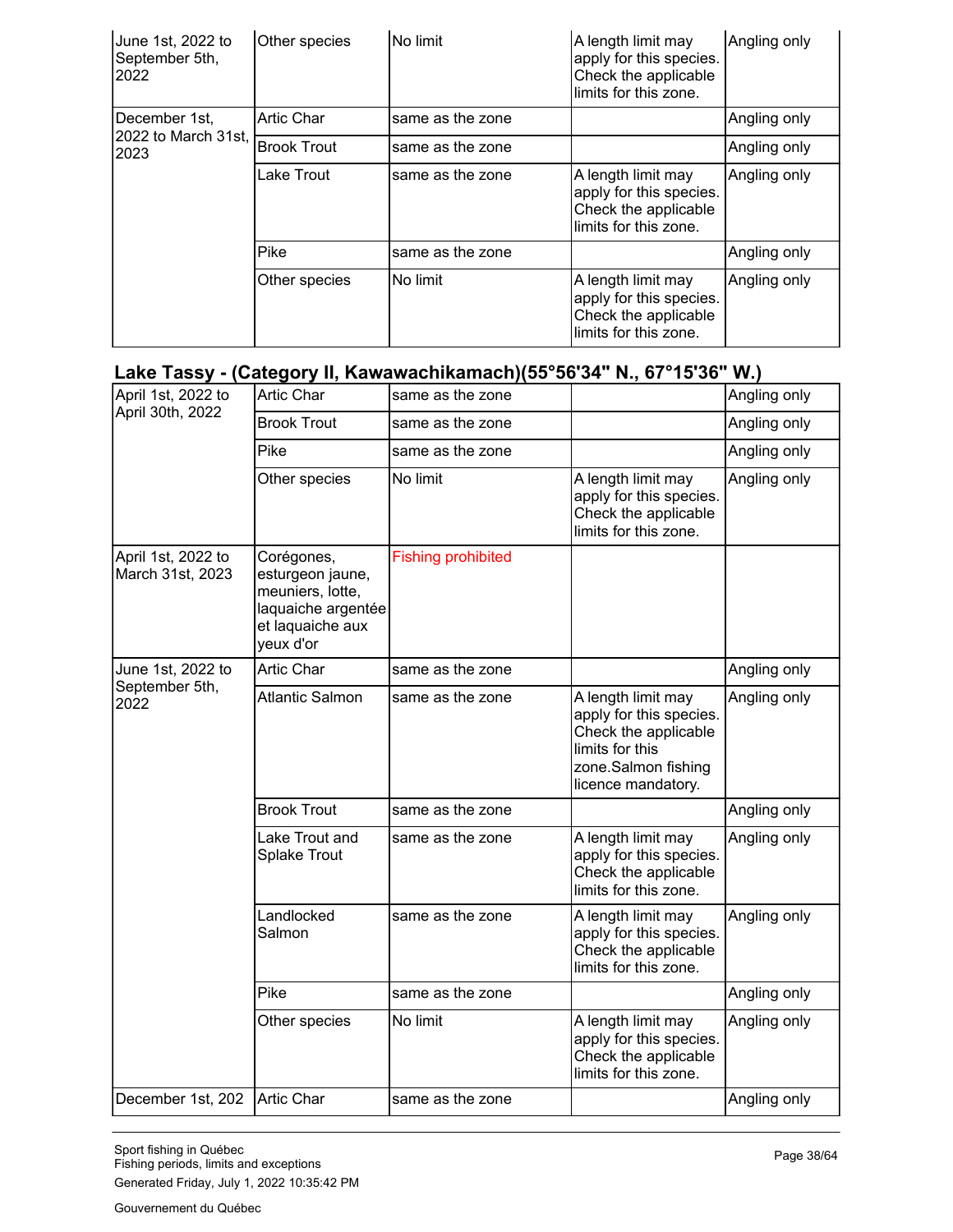| | | | | |
|---|---|---|---|---|
| June 1st, 2022 to September 5th, 2022 | Other species | No limit | A length limit may apply for this species. Check the applicable limits for this zone. | Angling only |
| December 1st, 2022 to March 31st, 2023 | Artic Char | same as the zone | | Angling only |
| | Brook Trout | same as the zone | | Angling only |
| | Lake Trout | same as the zone | A length limit may apply for this species. Check the applicable limits for this zone. | Angling only |
| | Pike | same as the zone | | Angling only |
| | Other species | No limit | A length limit may apply for this species. Check the applicable limits for this zone. | Angling only |

## Lake Tassy - (Category II, Kawawachikamach)(55°56'34" N., 67°15'36" W.)

| | | | | |
|---|---|---|---|---|
| April 1st, 2022 to April 30th, 2022 | Artic Char | same as the zone | | Angling only |
| | Brook Trout | same as the zone | | Angling only |
| | Pike | same as the zone | | Angling only |
| | Other species | No limit | A length limit may apply for this species. Check the applicable limits for this zone. | Angling only |
| April 1st, 2022 to March 31st, 2023 | Corégones, esturgeon jaune, meuniers, lotte, laquaiche argentée et laquaiche aux yeux d'or | Fishing prohibited | | |
| June 1st, 2022 to September 5th, 2022 | Artic Char | same as the zone | | Angling only |
| | Atlantic Salmon | same as the zone | A length limit may apply for this species. Check the applicable limits for this zone.Salmon fishing licence mandatory. | Angling only |
| | Brook Trout | same as the zone | | Angling only |
| | Lake Trout and Splake Trout | same as the zone | A length limit may apply for this species. Check the applicable limits for this zone. | Angling only |
| | Landlocked Salmon | same as the zone | A length limit may apply for this species. Check the applicable limits for this zone. | Angling only |
| | Pike | same as the zone | | Angling only |
| | Other species | No limit | A length limit may apply for this species. Check the applicable limits for this zone. | Angling only |
| December 1st, 202 | Artic Char | same as the zone | | Angling only |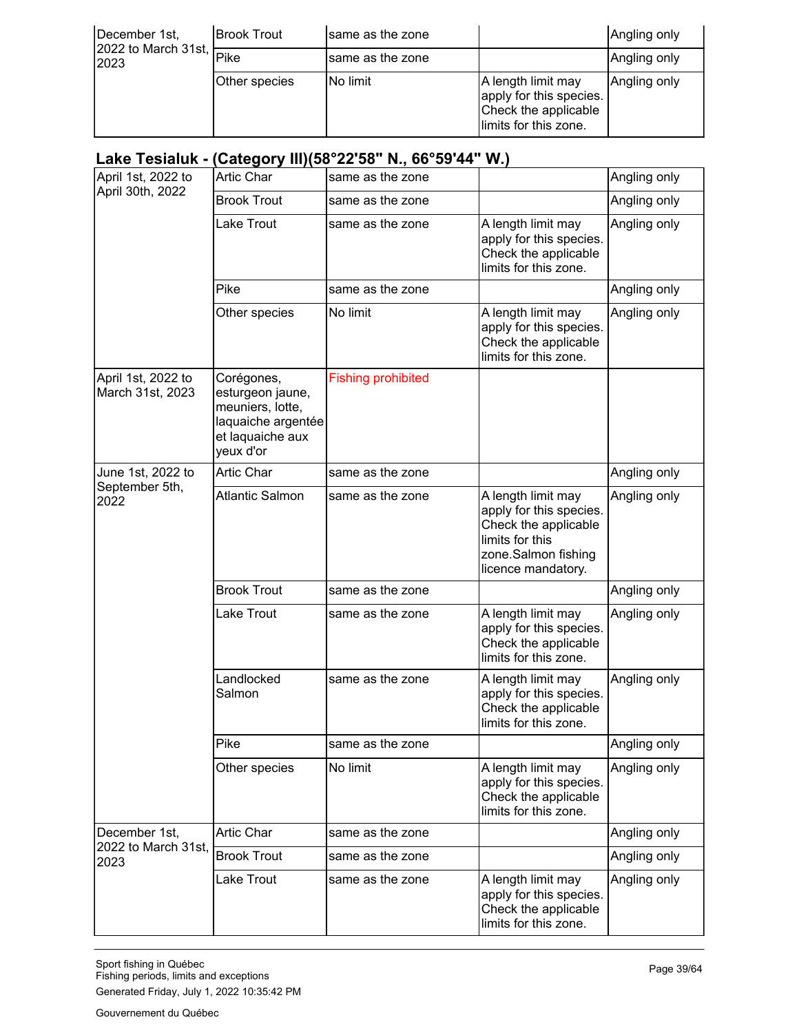| | | | | |
|---|---|---|---|---|
| December 1st, 2022 to March 31st, 2023 | Brook Trout | same as the zone | | Angling only |
| | Pike | same as the zone | | Angling only |
| | Other species | No limit | A length limit may apply for this species. Check the applicable limits for this zone. | Angling only |

### Lake Tesialuk - (Category III)(58°22'58" N., 66°59'44" W.)

| | | | | |
|---|---|---|---|---|
| April 1st, 2022 to April 30th, 2022 | Artic Char | same as the zone | | Angling only |
| | Brook Trout | same as the zone | | Angling only |
| | Lake Trout | same as the zone | A length limit may apply for this species. Check the applicable limits for this zone. | Angling only |
| | Pike | same as the zone | | Angling only |
| | Other species | No limit | A length limit may apply for this species. Check the applicable limits for this zone. | Angling only |
| April 1st, 2022 to March 31st, 2023 | Corégones, esturgeon jaune, meuniers, lotte, laquaiche argentée et laquaiche aux yeux d'or | Fishing prohibited | | |
| June 1st, 2022 to September 5th, 2022 | Artic Char | same as the zone | | Angling only |
| | Atlantic Salmon | same as the zone | A length limit may apply for this species. Check the applicable limits for this zone.Salmon fishing licence mandatory. | Angling only |
| | Brook Trout | same as the zone | | Angling only |
| | Lake Trout | same as the zone | A length limit may apply for this species. Check the applicable limits for this zone. | Angling only |
| | Landlocked Salmon | same as the zone | A length limit may apply for this species. Check the applicable limits for this zone. | Angling only |
| | Pike | same as the zone | | Angling only |
| | Other species | No limit | A length limit may apply for this species. Check the applicable limits for this zone. | Angling only |
| December 1st, 2022 to March 31st, 2023 | Artic Char | same as the zone | | Angling only |
| | Brook Trout | same as the zone | | Angling only |
| | Lake Trout | same as the zone | A length limit may apply for this species. Check the applicable limits for this zone. | Angling only |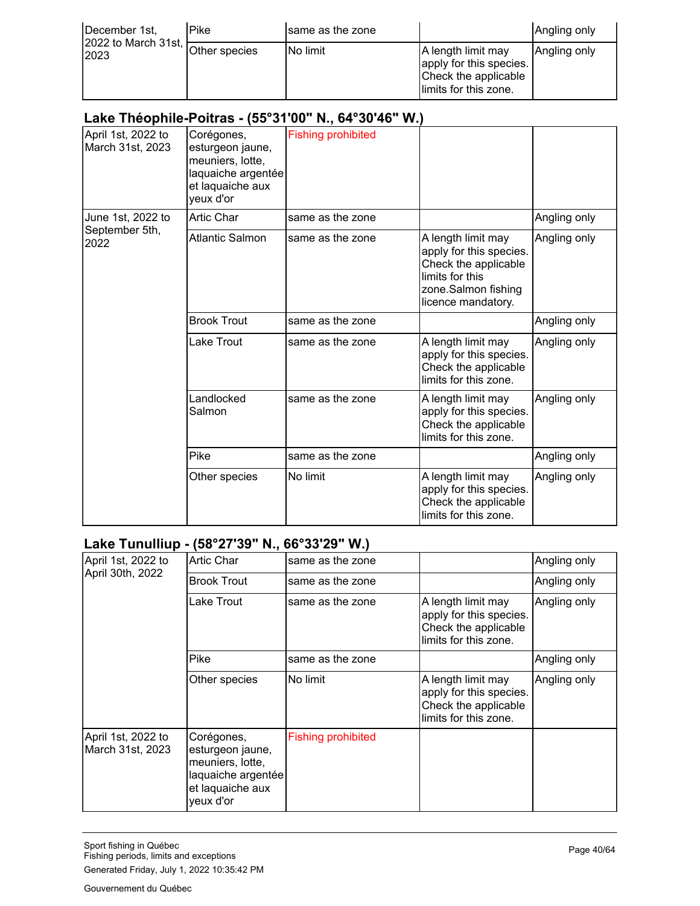| | | | | |
|---|---|---|---|---|
| December 1st, 2022 to March 31st, 2023 | Pike | same as the zone | | Angling only |
| | Other species | No limit | A length limit may apply for this species. Check the applicable limits for this zone. | Angling only |

## Lake Théophile-Poitras - (55°31'00" N., 64°30'46" W.)

| | | | | |
|---|---|---|---|---|
| April 1st, 2022 to March 31st, 2023 | Corégones, esturgeon jaune, meuniers, lotte, laquaiche argentée et laquaiche aux yeux d'or | Fishing prohibited | | |
| June 1st, 2022 to September 5th, 2022 | Artic Char | same as the zone | | Angling only |
| | Atlantic Salmon | same as the zone | A length limit may apply for this species. Check the applicable limits for this zone.Salmon fishing licence mandatory. | Angling only |
| | Brook Trout | same as the zone | | Angling only |
| | Lake Trout | same as the zone | A length limit may apply for this species. Check the applicable limits for this zone. | Angling only |
| | Landlocked Salmon | same as the zone | A length limit may apply for this species. Check the applicable limits for this zone. | Angling only |
| | Pike | same as the zone | | Angling only |
| | Other species | No limit | A length limit may apply for this species. Check the applicable limits for this zone. | Angling only |

## Lake Tunulliup - (58°27'39" N., 66°33'29" W.)

| | | | | |
|---|---|---|---|---|
| April 1st, 2022 to April 30th, 2022 | Artic Char | same as the zone | | Angling only |
| | Brook Trout | same as the zone | | Angling only |
| | Lake Trout | same as the zone | A length limit may apply for this species. Check the applicable limits for this zone. | Angling only |
| | Pike | same as the zone | | Angling only |
| | Other species | No limit | A length limit may apply for this species. Check the applicable limits for this zone. | Angling only |
| April 1st, 2022 to March 31st, 2023 | Corégones, esturgeon jaune, meuniers, lotte, laquaiche argentée et laquaiche aux yeux d'or | Fishing prohibited | | |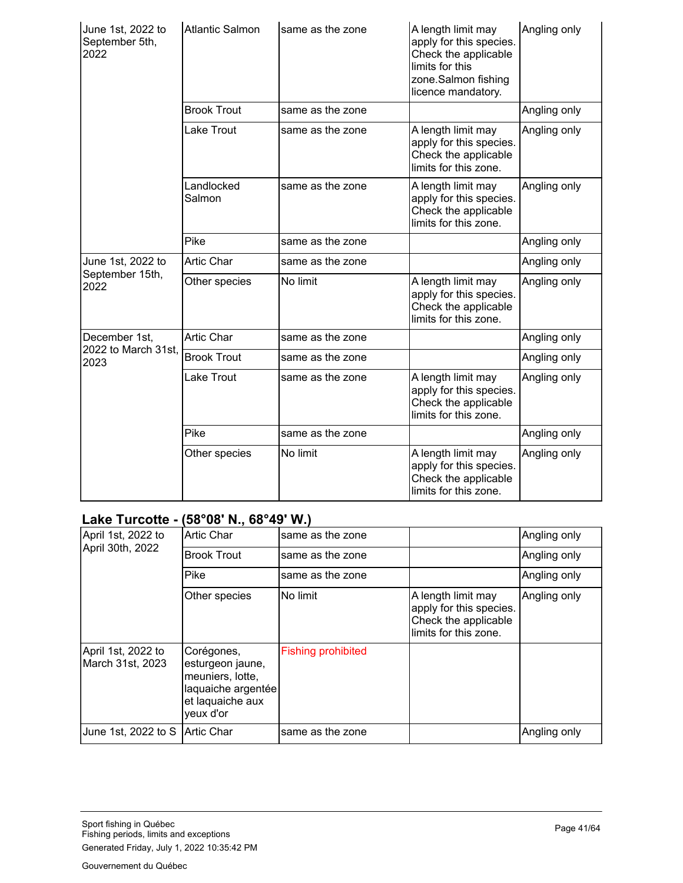| June 1st, 2022 to September 5th, 2022 | Atlantic Salmon | same as the zone | A length limit may apply for this species. Check the applicable limits for this zone.Salmon fishing licence mandatory. | Angling only |
|---|---|---|---|---|
| | Brook Trout | same as the zone | | Angling only |
| | Lake Trout | same as the zone | A length limit may apply for this species. Check the applicable limits for this zone. | Angling only |
| | Landlocked Salmon | same as the zone | A length limit may apply for this species. Check the applicable limits for this zone. | Angling only |
| | Pike | same as the zone | | Angling only |
| June 1st, 2022 to September 15th, 2022 | Artic Char | same as the zone | | Angling only |
| | Other species | No limit | A length limit may apply for this species. Check the applicable limits for this zone. | Angling only |
| December 1st, 2022 to March 31st, 2023 | Artic Char | same as the zone | | Angling only |
| | Brook Trout | same as the zone | | Angling only |
| | Lake Trout | same as the zone | A length limit may apply for this species. Check the applicable limits for this zone. | Angling only |
| | Pike | same as the zone | | Angling only |
| | Other species | No limit | A length limit may apply for this species. Check the applicable limits for this zone. | Angling only |

## Lake Turcotte - (58°08' N., 68°49' W.)

| April 1st, 2022 to April 30th, 2022 | Artic Char | same as the zone | | Angling only |
|---|---|---|---|---|
| | Brook Trout | same as the zone | | Angling only |
| | Pike | same as the zone | | Angling only |
| | Other species | No limit | A length limit may apply for this species. Check the applicable limits for this zone. | Angling only |
| April 1st, 2022 to March 31st, 2023 | Corégones, esturgeon jaune, meuniers, lotte, laquaiche argentée et laquaiche aux yeux d'or | Fishing prohibited | | |
| June 1st, 2022 to S | Artic Char | same as the zone | | Angling only |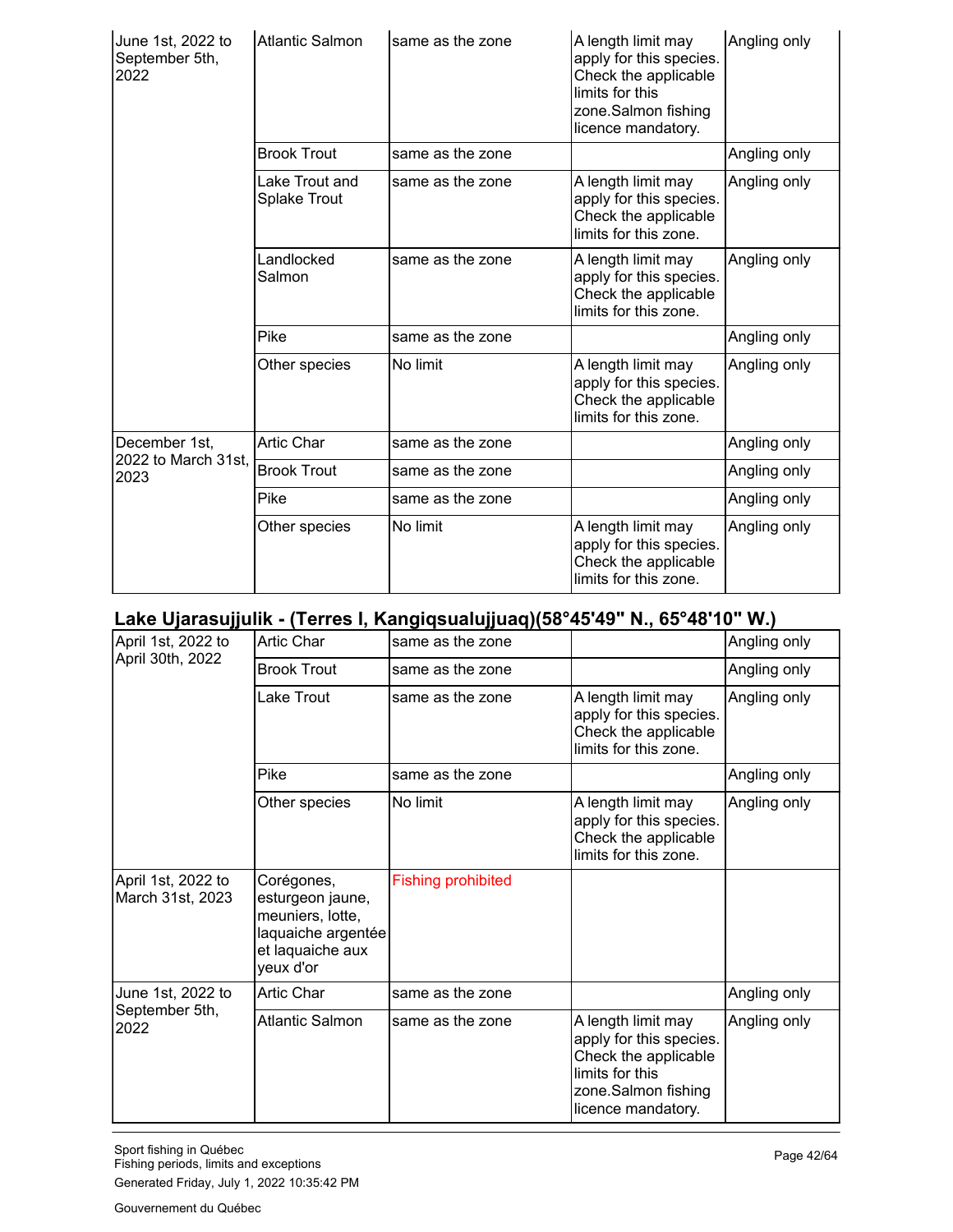| | | | | |
|---|---|---|---|---|
| June 1st, 2022 to September 5th, 2022 | Atlantic Salmon | same as the zone | A length limit may apply for this species. Check the applicable limits for this zone.Salmon fishing licence mandatory. | Angling only |
| | Brook Trout | same as the zone | | Angling only |
| | Lake Trout and Splake Trout | same as the zone | A length limit may apply for this species. Check the applicable limits for this zone. | Angling only |
| | Landlocked Salmon | same as the zone | A length limit may apply for this species. Check the applicable limits for this zone. | Angling only |
| | Pike | same as the zone | | Angling only |
| | Other species | No limit | A length limit may apply for this species. Check the applicable limits for this zone. | Angling only |
| December 1st, 2022 to March 31st, 2023 | Artic Char | same as the zone | | Angling only |
| | Brook Trout | same as the zone | | Angling only |
| | Pike | same as the zone | | Angling only |
| | Other species | No limit | A length limit may apply for this species. Check the applicable limits for this zone. | Angling only |

## Lake Ujarasujjulik - (Terres I, Kangiqsualujjuaq)(58°45'49" N., 65°48'10" W.)

| | | | | |
|---|---|---|---|---|
| April 1st, 2022 to April 30th, 2022 | Artic Char | same as the zone | | Angling only |
| | Brook Trout | same as the zone | | Angling only |
| | Lake Trout | same as the zone | A length limit may apply for this species. Check the applicable limits for this zone. | Angling only |
| | Pike | same as the zone | | Angling only |
| | Other species | No limit | A length limit may apply for this species. Check the applicable limits for this zone. | Angling only |
| April 1st, 2022 to March 31st, 2023 | Corégones, esturgeon jaune, meuniers, lotte, laquaiche argentée et laquaiche aux yeux d'or | Fishing prohibited | | |
| June 1st, 2022 to September 5th, 2022 | Artic Char | same as the zone | | Angling only |
| | Atlantic Salmon | same as the zone | A length limit may apply for this species. Check the applicable limits for this zone.Salmon fishing licence mandatory. | Angling only |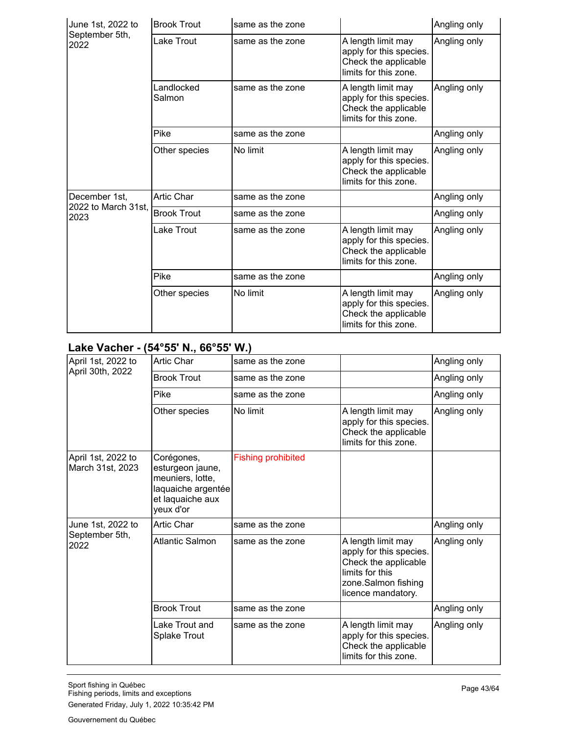| | | | | |
|---|---|---|---|---|
| June 1st, 2022 to September 5th, 2022 | Brook Trout | same as the zone | | Angling only |
| | Lake Trout | same as the zone | A length limit may apply for this species. Check the applicable limits for this zone. | Angling only |
| | Landlocked Salmon | same as the zone | A length limit may apply for this species. Check the applicable limits for this zone. | Angling only |
| | Pike | same as the zone | | Angling only |
| | Other species | No limit | A length limit may apply for this species. Check the applicable limits for this zone. | Angling only |
| December 1st, 2022 to March 31st, 2023 | Artic Char | same as the zone | | Angling only |
| | Brook Trout | same as the zone | | Angling only |
| | Lake Trout | same as the zone | A length limit may apply for this species. Check the applicable limits for this zone. | Angling only |
| | Pike | same as the zone | | Angling only |
| | Other species | No limit | A length limit may apply for this species. Check the applicable limits for this zone. | Angling only |

## Lake Vacher - (54°55' N., 66°55' W.)

| | | | | |
|---|---|---|---|---|
| April 1st, 2022 to April 30th, 2022 | Artic Char | same as the zone | | Angling only |
| | Brook Trout | same as the zone | | Angling only |
| | Pike | same as the zone | | Angling only |
| | Other species | No limit | A length limit may apply for this species. Check the applicable limits for this zone. | Angling only |
| April 1st, 2022 to March 31st, 2023 | Corégones, esturgeon jaune, meuniers, lotte, laquaiche argentée et laquaiche aux yeux d'or | Fishing prohibited | | |
| June 1st, 2022 to September 5th, 2022 | Artic Char | same as the zone | | Angling only |
| | Atlantic Salmon | same as the zone | A length limit may apply for this species. Check the applicable limits for this zone.Salmon fishing licence mandatory. | Angling only |
| | Brook Trout | same as the zone | | Angling only |
| | Lake Trout and Splake Trout | same as the zone | A length limit may apply for this species. Check the applicable limits for this zone. | Angling only |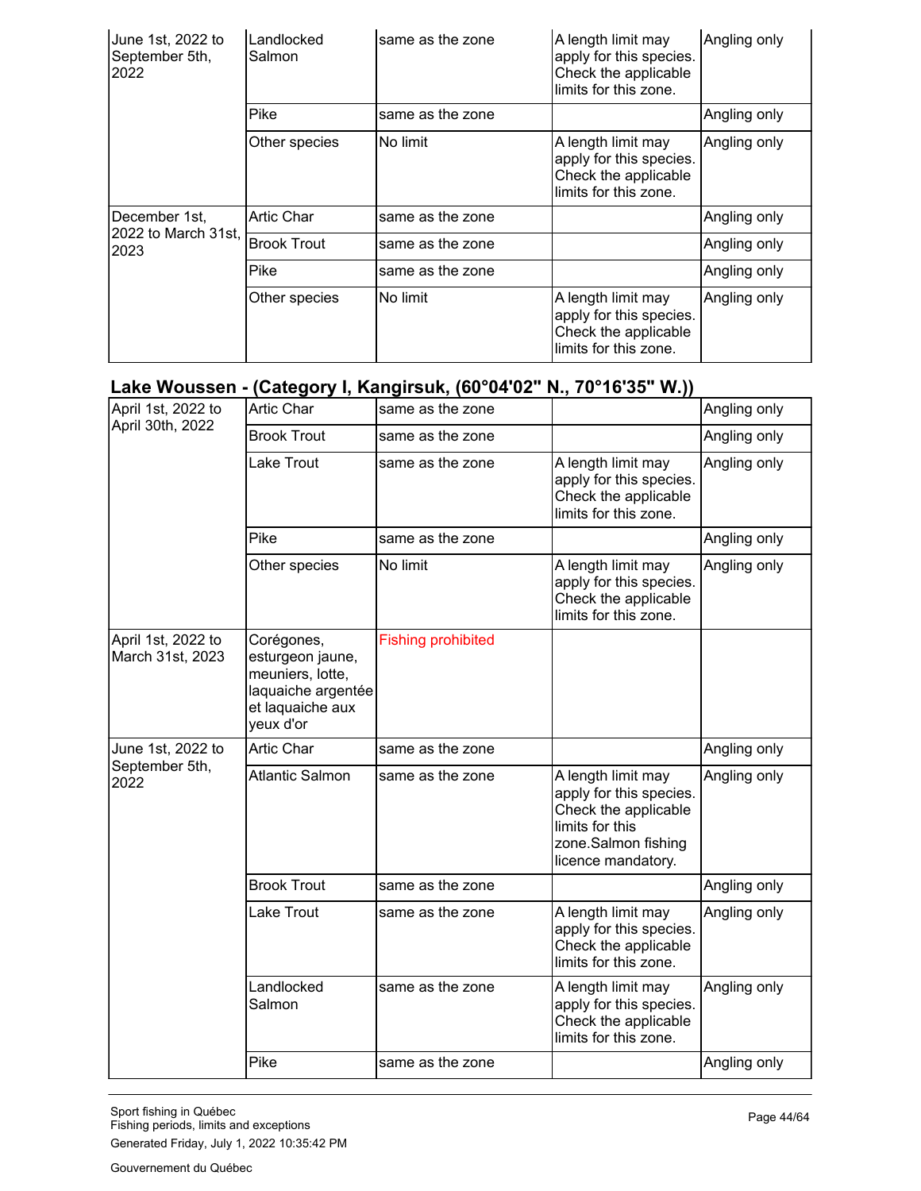| | | | | |
|---|---|---|---|---|
| June 1st, 2022 to September 5th, 2022 | Landlocked Salmon | same as the zone | A length limit may apply for this species. Check the applicable limits for this zone. | Angling only |
| | Pike | same as the zone | | Angling only |
| | Other species | No limit | A length limit may apply for this species. Check the applicable limits for this zone. | Angling only |
| December 1st, 2022 to March 31st, 2023 | Artic Char | same as the zone | | Angling only |
| | Brook Trout | same as the zone | | Angling only |
| | Pike | same as the zone | | Angling only |
| | Other species | No limit | A length limit may apply for this species. Check the applicable limits for this zone. | Angling only |

## Lake Woussen - (Category I, Kangirsuk, (60°04'02" N., 70°16'35" W.))

| | | | | |
|---|---|---|---|---|
| April 1st, 2022 to April 30th, 2022 | Artic Char | same as the zone | | Angling only |
| | Brook Trout | same as the zone | | Angling only |
| | Lake Trout | same as the zone | A length limit may apply for this species. Check the applicable limits for this zone. | Angling only |
| | Pike | same as the zone | | Angling only |
| | Other species | No limit | A length limit may apply for this species. Check the applicable limits for this zone. | Angling only |
| April 1st, 2022 to March 31st, 2023 | Corégones, esturgeon jaune, meuniers, lotte, laquaiche argentée et laquaiche aux yeux d'or | Fishing prohibited | | |
| June 1st, 2022 to September 5th, 2022 | Artic Char | same as the zone | | Angling only |
| | Atlantic Salmon | same as the zone | A length limit may apply for this species. Check the applicable limits for this zone.Salmon fishing licence mandatory. | Angling only |
| | Brook Trout | same as the zone | | Angling only |
| | Lake Trout | same as the zone | A length limit may apply for this species. Check the applicable limits for this zone. | Angling only |
| | Landlocked Salmon | same as the zone | A length limit may apply for this species. Check the applicable limits for this zone. | Angling only |
| | Pike | same as the zone | | Angling only |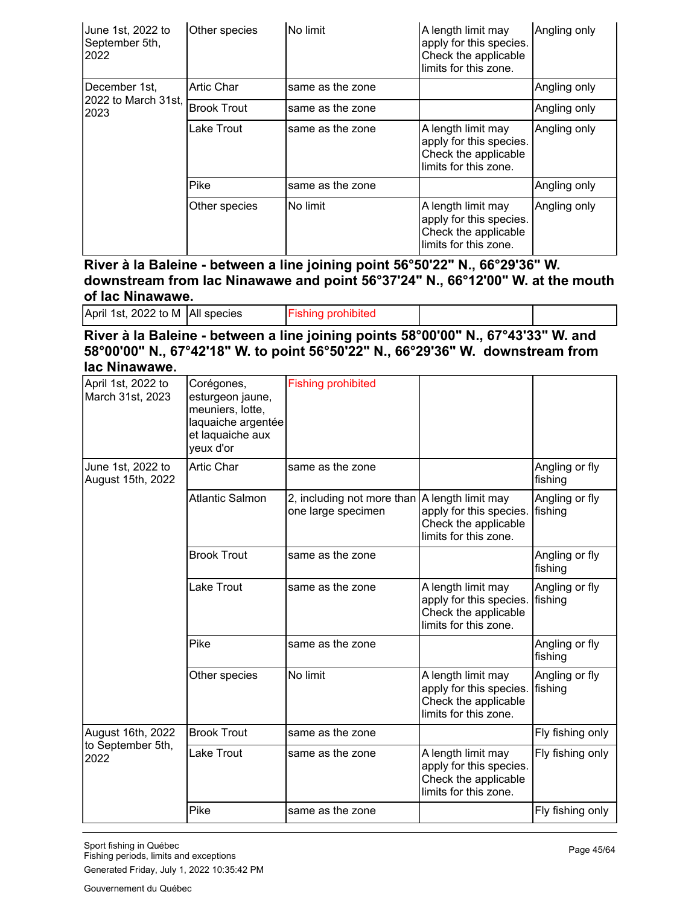| | | | | |
|---|---|---|---|---|
| June 1st, 2022 to September 5th, 2022 | Other species | No limit | A length limit may apply for this species. Check the applicable limits for this zone. | Angling only |
| December 1st, 2022 to March 31st, 2023 | Artic Char | same as the zone | | Angling only |
| | Brook Trout | same as the zone | | Angling only |
| | Lake Trout | same as the zone | A length limit may apply for this species. Check the applicable limits for this zone. | Angling only |
| | Pike | same as the zone | | Angling only |
| | Other species | No limit | A length limit may apply for this species. Check the applicable limits for this zone. | Angling only |

### River à la Baleine - between a line joining point 56°50'22" N., 66°29'36" W. downstream from lac Ninawawe and point 56°37'24" N., 66°12'00" W. at the mouth of lac Ninawawe.

| | | | | |
|---|---|---|---|---|
| April 1st, 2022 to M | All species | Fishing prohibited | | |

### River à la Baleine - between a line joining points 58°00'00" N., 67°43'33" W. and 58°00'00" N., 67°42'18" W. to point 56°50'22" N., 66°29'36" W. downstream from lac Ninawawe.

| | | | | |
|---|---|---|---|---|
| April 1st, 2022 to March 31st, 2023 | Corégones, esturgeon jaune, meuniers, lotte, laquaiche argentée et laquaiche aux yeux d'or | Fishing prohibited | | |
| June 1st, 2022 to August 15th, 2022 | Artic Char | same as the zone | | Angling or fly fishing |
| | Atlantic Salmon | 2, including not more than one large specimen | A length limit may apply for this species. Check the applicable limits for this zone. | Angling or fly fishing |
| | Brook Trout | same as the zone | | Angling or fly fishing |
| | Lake Trout | same as the zone | A length limit may apply for this species. Check the applicable limits for this zone. | Angling or fly fishing |
| | Pike | same as the zone | | Angling or fly fishing |
| | Other species | No limit | A length limit may apply for this species. Check the applicable limits for this zone. | Angling or fly fishing |
| August 16th, 2022 to September 5th, 2022 | Brook Trout | same as the zone | | Fly fishing only |
| | Lake Trout | same as the zone | A length limit may apply for this species. Check the applicable limits for this zone. | Fly fishing only |
| | Pike | same as the zone | | Fly fishing only |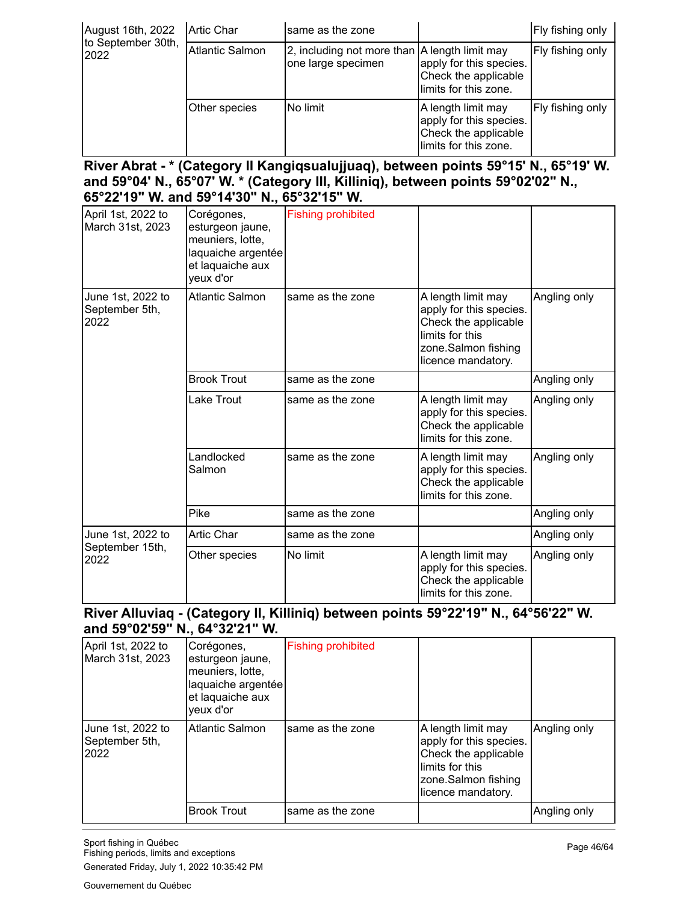| | | | | |
|---|---|---|---|---|
| August 16th, 2022 to September 30th, 2022 | Artic Char | same as the zone | | Fly fishing only |
| | Atlantic Salmon | 2, including not more than one large specimen | A length limit may apply for this species. Check the applicable limits for this zone. | Fly fishing only |
| | Other species | No limit | A length limit may apply for this species. Check the applicable limits for this zone. | Fly fishing only |

### River Abrat - * (Category II Kangiqsualujjuaq), between points 59°15' N., 65°19' W. and 59°04' N., 65°07' W. * (Category III, Killiniq), between points 59°02'02" N., 65°22'19" W. and 59°14'30" N., 65°32'15" W.

| | | | | |
|---|---|---|---|---|
| April 1st, 2022 to March 31st, 2023 | Corégones, esturgeon jaune, meuniers, lotte, laquaiche argentée et laquaiche aux yeux d'or | Fishing prohibited | | |
| June 1st, 2022 to September 5th, 2022 | Atlantic Salmon | same as the zone | A length limit may apply for this species. Check the applicable limits for this zone.Salmon fishing licence mandatory. | Angling only |
| | Brook Trout | same as the zone | | Angling only |
| | Lake Trout | same as the zone | A length limit may apply for this species. Check the applicable limits for this zone. | Angling only |
| | Landlocked Salmon | same as the zone | A length limit may apply for this species. Check the applicable limits for this zone. | Angling only |
| | Pike | same as the zone | | Angling only |
| June 1st, 2022 to September 15th, 2022 | Artic Char | same as the zone | | Angling only |
| | Other species | No limit | A length limit may apply for this species. Check the applicable limits for this zone. | Angling only |

### River Alluviaq - (Category II, Killiniq) between points 59°22'19" N., 64°56'22" W. and 59°02'59" N., 64°32'21" W.

| | | | | |
|---|---|---|---|---|
| April 1st, 2022 to March 31st, 2023 | Corégones, esturgeon jaune, meuniers, lotte, laquaiche argentée et laquaiche aux yeux d'or | Fishing prohibited | | |
| June 1st, 2022 to September 5th, 2022 | Atlantic Salmon | same as the zone | A length limit may apply for this species. Check the applicable limits for this zone.Salmon fishing licence mandatory. | Angling only |
| | Brook Trout | same as the zone | | Angling only |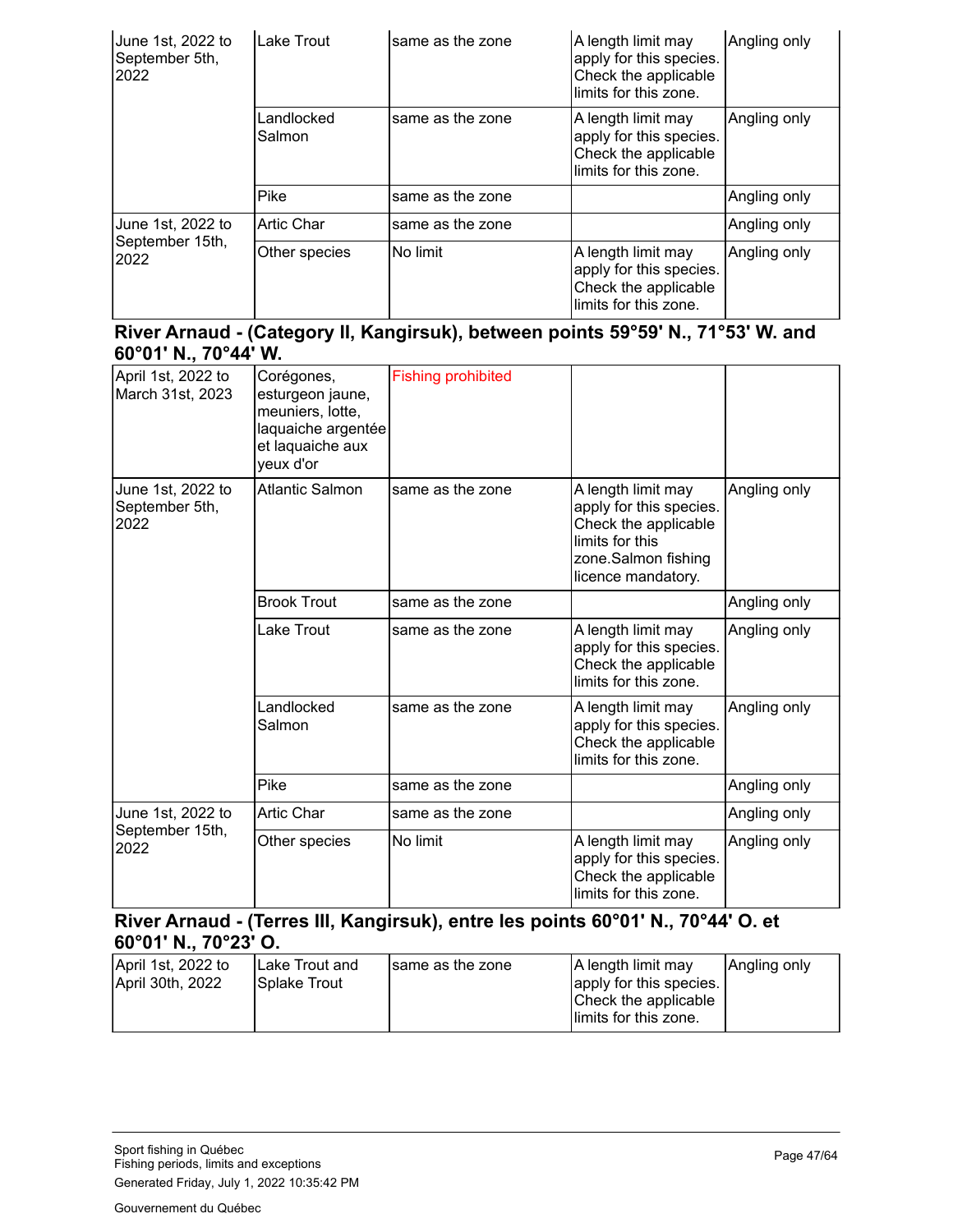| | | | | |
|---|---|---|---|---|
| June 1st, 2022 to September 5th, 2022 | Lake Trout | same as the zone | A length limit may apply for this species. Check the applicable limits for this zone. | Angling only |
| | Landlocked Salmon | same as the zone | A length limit may apply for this species. Check the applicable limits for this zone. | Angling only |
| | Pike | same as the zone | | Angling only |
| June 1st, 2022 to September 15th, 2022 | Artic Char | same as the zone | | Angling only |
| | Other species | No limit | A length limit may apply for this species. Check the applicable limits for this zone. | Angling only |

### River Arnaud - (Category II, Kangirsuk), between points 59°59' N., 71°53' W. and 60°01' N., 70°44' W.

| | | | | |
|---|---|---|---|---|
| April 1st, 2022 to March 31st, 2023 | Corégones, esturgeon jaune, meuniers, lotte, laquaiche argentée et laquaiche aux yeux d'or | Fishing prohibited | | |
| June 1st, 2022 to September 5th, 2022 | Atlantic Salmon | same as the zone | A length limit may apply for this species. Check the applicable limits for this zone.Salmon fishing licence mandatory. | Angling only |
| | Brook Trout | same as the zone | | Angling only |
| | Lake Trout | same as the zone | A length limit may apply for this species. Check the applicable limits for this zone. | Angling only |
| | Landlocked Salmon | same as the zone | A length limit may apply for this species. Check the applicable limits for this zone. | Angling only |
| | Pike | same as the zone | | Angling only |
| June 1st, 2022 to September 15th, 2022 | Artic Char | same as the zone | | Angling only |
| | Other species | No limit | A length limit may apply for this species. Check the applicable limits for this zone. | Angling only |

### River Arnaud - (Terres III, Kangirsuk), entre les points 60°01' N., 70°44' O. et 60°01' N., 70°23' O.

| | | | | |
|---|---|---|---|---|
| April 1st, 2022 to April 30th, 2022 | Lake Trout and Splake Trout | same as the zone | A length limit may apply for this species. Check the applicable limits for this zone. | Angling only |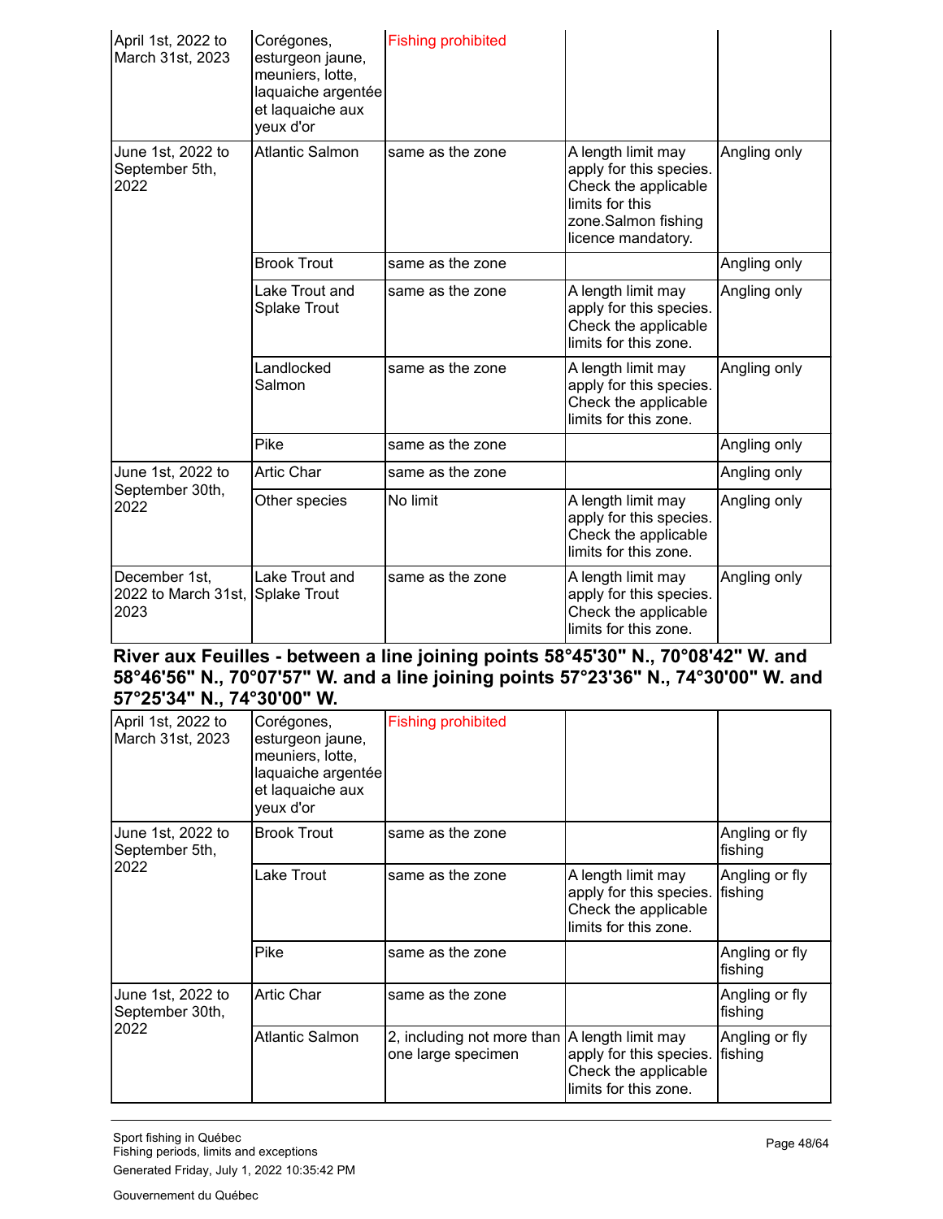| | | | | |
|---|---|---|---|---|
| April 1st, 2022 to March 31st, 2023 | Corégones, esturgeon jaune, meuniers, lotte, laquaiche argentée et laquaiche aux yeux d'or | Fishing prohibited | | |
| June 1st, 2022 to September 5th, 2022 | Atlantic Salmon | same as the zone | A length limit may apply for this species. Check the applicable limits for this zone.Salmon fishing licence mandatory. | Angling only |
| | Brook Trout | same as the zone | | Angling only |
| | Lake Trout and Splake Trout | same as the zone | A length limit may apply for this species. Check the applicable limits for this zone. | Angling only |
| | Landlocked Salmon | same as the zone | A length limit may apply for this species. Check the applicable limits for this zone. | Angling only |
| | Pike | same as the zone | | Angling only |
| June 1st, 2022 to September 30th, 2022 | Artic Char | same as the zone | | Angling only |
| | Other species | No limit | A length limit may apply for this species. Check the applicable limits for this zone. | Angling only |
| December 1st, 2022 to March 31st, 2023 | Lake Trout and Splake Trout | same as the zone | A length limit may apply for this species. Check the applicable limits for this zone. | Angling only |

**River aux Feuilles - between a line joining points 58°45'30" N., 70°08'42" W. and 58°46'56" N., 70°07'57" W. and a line joining points 57°23'36" N., 74°30'00" W. and 57°25'34" N., 74°30'00" W.**

| | | | | |
|---|---|---|---|---|
| April 1st, 2022 to March 31st, 2023 | Corégones, esturgeon jaune, meuniers, lotte, laquaiche argentée et laquaiche aux yeux d'or | Fishing prohibited | | |
| June 1st, 2022 to September 5th, 2022 | Brook Trout | same as the zone | | Angling or fly fishing |
| | Lake Trout | same as the zone | A length limit may apply for this species. Check the applicable limits for this zone. | Angling or fly fishing |
| | Pike | same as the zone | | Angling or fly fishing |
| June 1st, 2022 to September 30th, 2022 | Artic Char | same as the zone | | Angling or fly fishing |
| | Atlantic Salmon | 2, including not more than one large specimen | A length limit may apply for this species. Check the applicable limits for this zone. | Angling or fly fishing |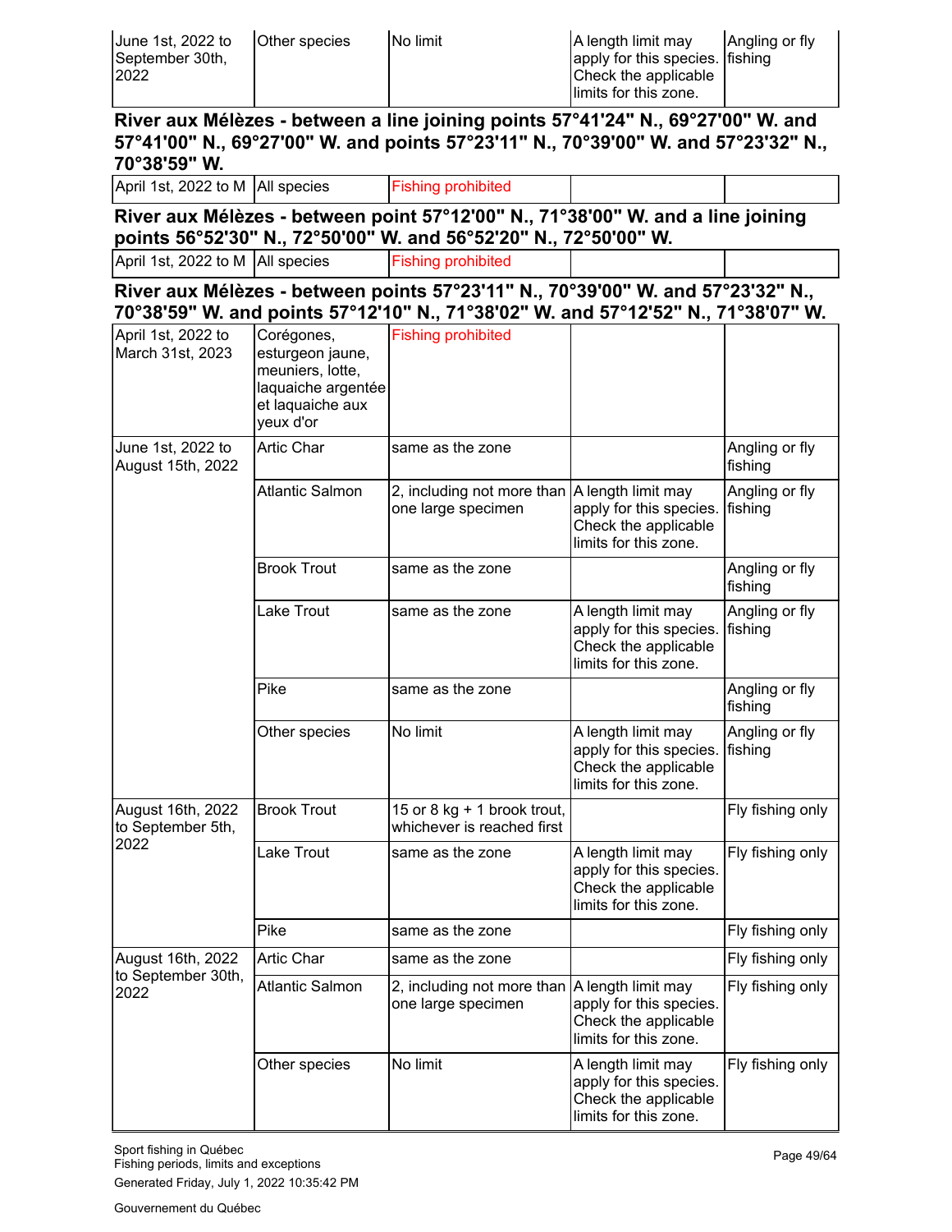| | | | | |
|---|---|---|---|---|
| June 1st, 2022 to September 30th, 2022 | Other species | No limit | A length limit may apply for this species. Check the applicable limits for this zone. | Angling or fly fishing |

### River aux Mélèzes - between a line joining points 57°41'24" N., 69°27'00" W. and 57°41'00" N., 69°27'00" W. and points 57°23'11" N., 70°39'00" W. and 57°23'32" N., 70°38'59" W.

| | | | | |
|---|---|---|---|---|
| April 1st, 2022 to M | All species | Fishing prohibited | | |

### River aux Mélèzes - between point 57°12'00" N., 71°38'00" W. and a line joining points 56°52'30" N., 72°50'00" W. and 56°52'20" N., 72°50'00" W.

| | | | | |
|---|---|---|---|---|
| April 1st, 2022 to M | All species | Fishing prohibited | | |

### River aux Mélèzes - between points 57°23'11" N., 70°39'00" W. and 57°23'32" N., 70°38'59" W. and points 57°12'10" N., 71°38'02" W. and 57°12'52" N., 71°38'07" W.

| | | | | |
|---|---|---|---|---|
| April 1st, 2022 to March 31st, 2023 | Corégones, esturgeon jaune, meuniers, lotte, laquaiche argentée et laquaiche aux yeux d'or | Fishing prohibited | | |
| June 1st, 2022 to August 15th, 2022 | Artic Char | same as the zone | | Angling or fly fishing |
| | Atlantic Salmon | 2, including not more than one large specimen | A length limit may apply for this species. Check the applicable limits for this zone. | Angling or fly fishing |
| | Brook Trout | same as the zone | | Angling or fly fishing |
| | Lake Trout | same as the zone | A length limit may apply for this species. Check the applicable limits for this zone. | Angling or fly fishing |
| | Pike | same as the zone | | Angling or fly fishing |
| | Other species | No limit | A length limit may apply for this species. Check the applicable limits for this zone. | Angling or fly fishing |
| August 16th, 2022 to September 5th, 2022 | Brook Trout | 15 or 8 kg + 1 brook trout, whichever is reached first | | Fly fishing only |
| | Lake Trout | same as the zone | A length limit may apply for this species. Check the applicable limits for this zone. | Fly fishing only |
| | Pike | same as the zone | | Fly fishing only |
| August 16th, 2022 to September 30th, 2022 | Artic Char | same as the zone | | Fly fishing only |
| | Atlantic Salmon | 2, including not more than one large specimen | A length limit may apply for this species. Check the applicable limits for this zone. | Fly fishing only |
| | Other species | No limit | A length limit may apply for this species. Check the applicable limits for this zone. | Fly fishing only |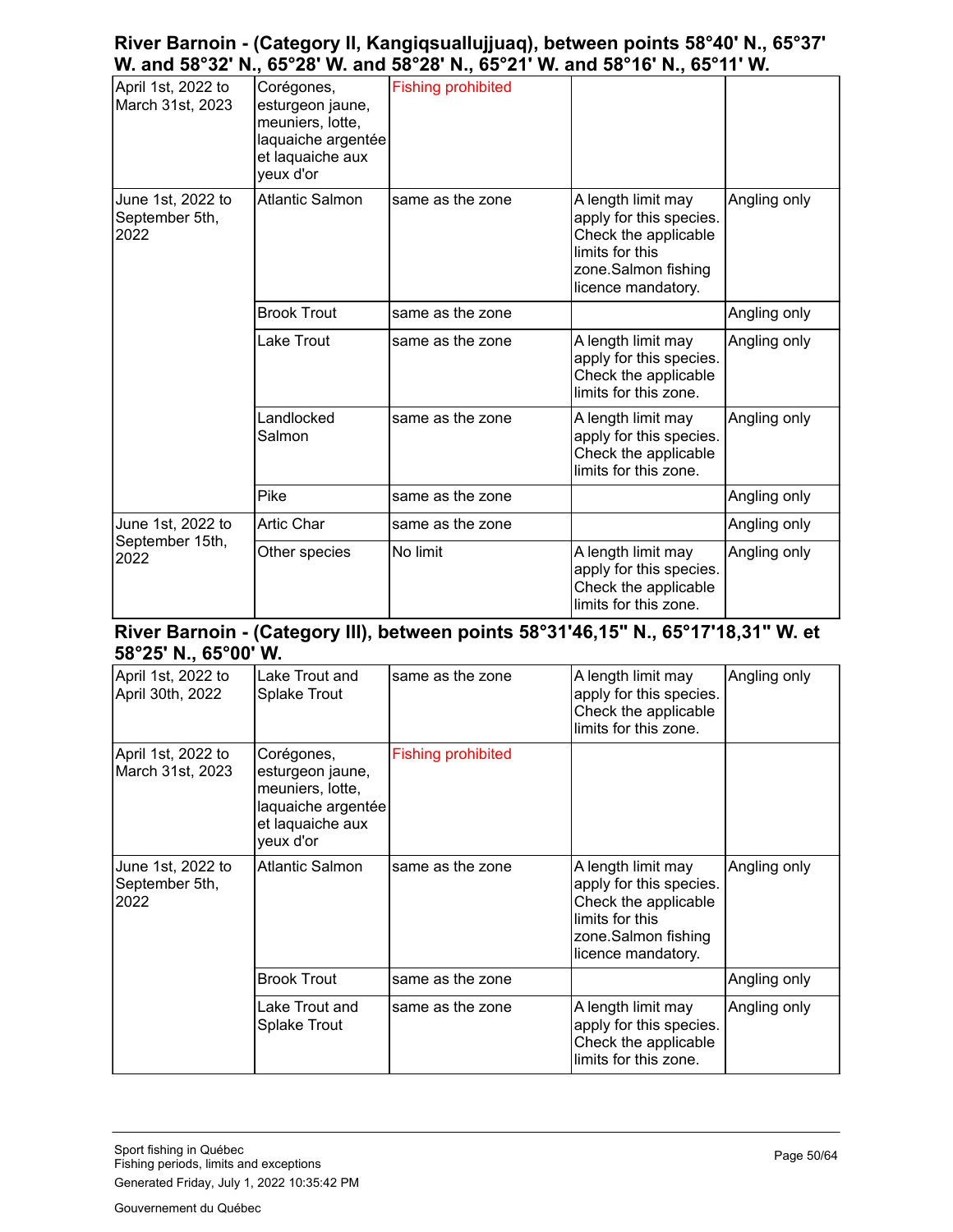## River Barnoin - (Category II, Kangiqsualujjuaq), between points 58°40' N., 65°37' W. and 58°32' N., 65°28' W. and 58°28' N., 65°21' W. and 58°16' N., 65°11' W.

| | | | | |
|---|---|---|---|---|
| April 1st, 2022 to March 31st, 2023 | Corégones, esturgeon jaune, meuniers, lotte, laquaiche argentée et laquaiche aux yeux d'or | Fishing prohibited | | |
| June 1st, 2022 to September 5th, 2022 | Atlantic Salmon | same as the zone | A length limit may apply for this species. Check the applicable limits for this zone.Salmon fishing licence mandatory. | Angling only |
| | Brook Trout | same as the zone | | Angling only |
| | Lake Trout | same as the zone | A length limit may apply for this species. Check the applicable limits for this zone. | Angling only |
| | Landlocked Salmon | same as the zone | A length limit may apply for this species. Check the applicable limits for this zone. | Angling only |
| | Pike | same as the zone | | Angling only |
| June 1st, 2022 to September 15th, 2022 | Artic Char | same as the zone | | Angling only |
| | Other species | No limit | A length limit may apply for this species. Check the applicable limits for this zone. | Angling only |

## River Barnoin - (Category III), between points 58°31'46,15" N., 65°17'18,31" W. et 58°25' N., 65°00' W.

| | | | | |
|---|---|---|---|---|
| April 1st, 2022 to April 30th, 2022 | Lake Trout and Splake Trout | same as the zone | A length limit may apply for this species. Check the applicable limits for this zone. | Angling only |
| April 1st, 2022 to March 31st, 2023 | Corégones, esturgeon jaune, meuniers, lotte, laquaiche argentée et laquaiche aux yeux d'or | Fishing prohibited | | |
| June 1st, 2022 to September 5th, 2022 | Atlantic Salmon | same as the zone | A length limit may apply for this species. Check the applicable limits for this zone.Salmon fishing licence mandatory. | Angling only |
| | Brook Trout | same as the zone | | Angling only |
| | Lake Trout and Splake Trout | same as the zone | A length limit may apply for this species. Check the applicable limits for this zone. | Angling only |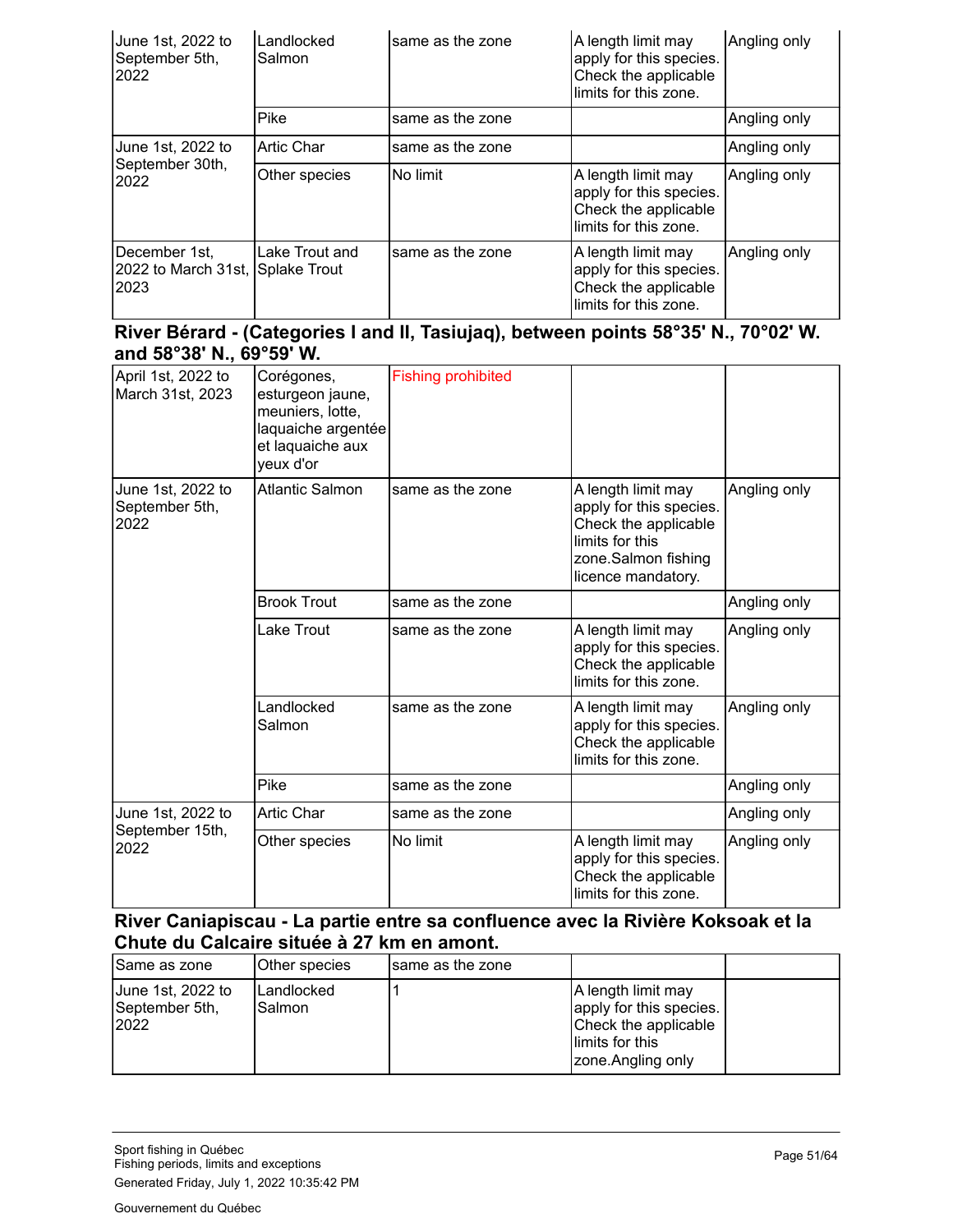| | | | | |
|---|---|---|---|---|
| June 1st, 2022 to September 5th, 2022 | Landlocked Salmon | same as the zone | A length limit may apply for this species. Check the applicable limits for this zone. | Angling only |
| | Pike | same as the zone | | Angling only |
| June 1st, 2022 to September 30th, 2022 | Artic Char | same as the zone | | Angling only |
| | Other species | No limit | A length limit may apply for this species. Check the applicable limits for this zone. | Angling only |
| December 1st, 2022 to March 31st, 2023 | Lake Trout and Splake Trout | same as the zone | A length limit may apply for this species. Check the applicable limits for this zone. | Angling only |

### River Bérard - (Categories I and II, Tasiujaq), between points 58°35' N., 70°02' W. and 58°38' N., 69°59' W.

| | | | | |
|---|---|---|---|---|
| April 1st, 2022 to March 31st, 2023 | Corégones, esturgeon jaune, meuniers, lotte, laquaiche argentée et laquaiche aux yeux d'or | Fishing prohibited | | |
| June 1st, 2022 to September 5th, 2022 | Atlantic Salmon | same as the zone | A length limit may apply for this species. Check the applicable limits for this zone.Salmon fishing licence mandatory. | Angling only |
| | Brook Trout | same as the zone | | Angling only |
| | Lake Trout | same as the zone | A length limit may apply for this species. Check the applicable limits for this zone. | Angling only |
| | Landlocked Salmon | same as the zone | A length limit may apply for this species. Check the applicable limits for this zone. | Angling only |
| | Pike | same as the zone | | Angling only |
| June 1st, 2022 to September 15th, 2022 | Artic Char | same as the zone | | Angling only |
| | Other species | No limit | A length limit may apply for this species. Check the applicable limits for this zone. | Angling only |

### River Caniapiscau - La partie entre sa confluence avec la Rivière Koksoak et la Chute du Calcaire située à 27 km en amont.

| | | | | |
|---|---|---|---|---|
| Same as zone | Other species | same as the zone | | |
| June 1st, 2022 to September 5th, 2022 | Landlocked Salmon | 1 | A length limit may apply for this species. Check the applicable limits for this zone.Angling only | |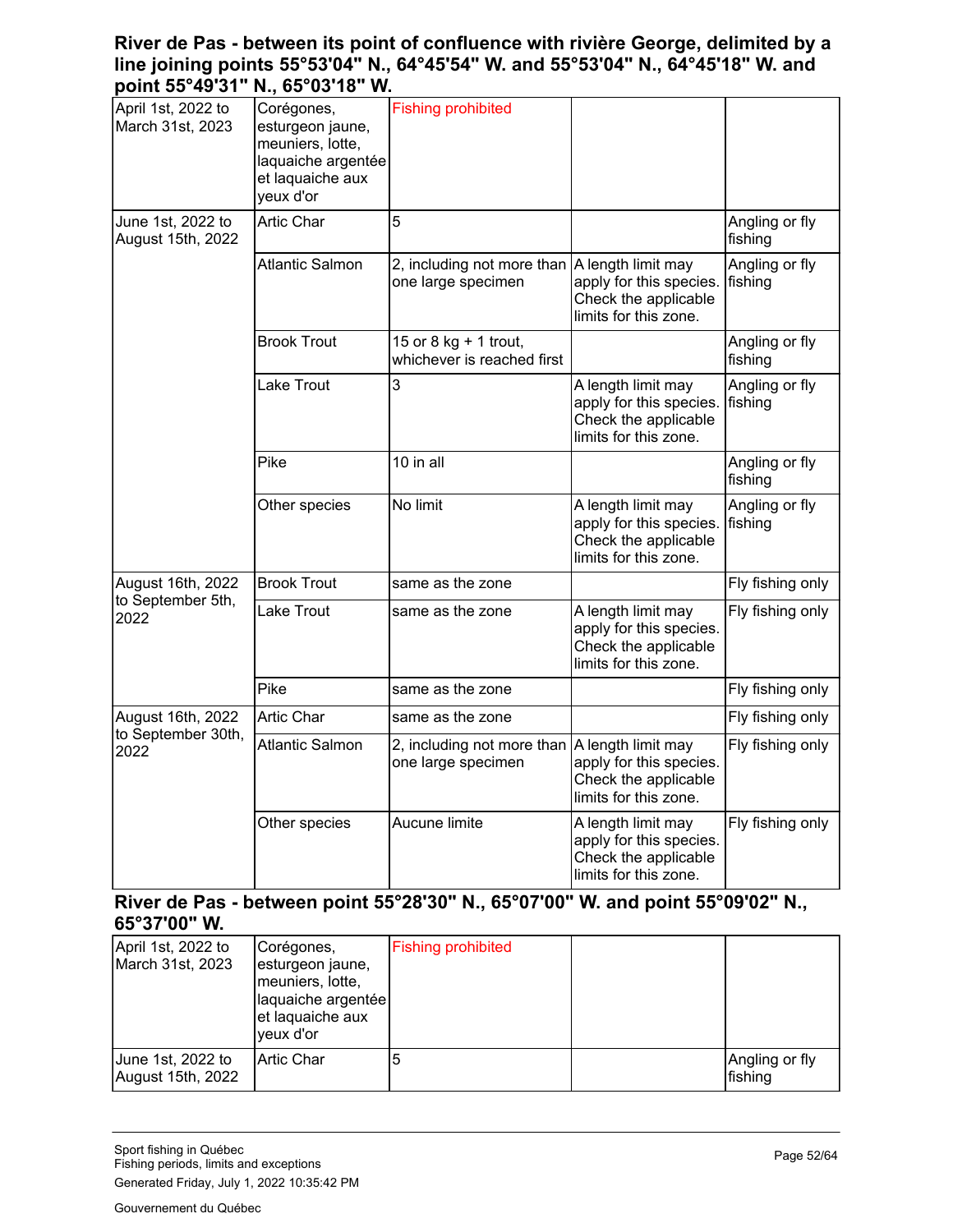### River de Pas - between its point of confluence with rivière George, delimited by a line joining points 55°53'04" N., 64°45'54" W. and 55°53'04" N., 64°45'18" W. and point 55°49'31" N., 65°03'18" W.

| | | | | |
|---|---|---|---|---|
| April 1st, 2022 to March 31st, 2023 | Corégones, esturgeon jaune, meuniers, lotte, laquaiche argentée et laquaiche aux yeux d'or | Fishing prohibited | | |
| June 1st, 2022 to August 15th, 2022 | Artic Char | 5 | | Angling or fly fishing |
| | Atlantic Salmon | 2, including not more than one large specimen | A length limit may apply for this species. Check the applicable limits for this zone. | Angling or fly fishing |
| | Brook Trout | 15 or 8 kg + 1 trout, whichever is reached first | | Angling or fly fishing |
| | Lake Trout | 3 | A length limit may apply for this species. Check the applicable limits for this zone. | Angling or fly fishing |
| | Pike | 10 in all | | Angling or fly fishing |
| | Other species | No limit | A length limit may apply for this species. Check the applicable limits for this zone. | Angling or fly fishing |
| August 16th, 2022 to September 5th, 2022 | Brook Trout | same as the zone | | Fly fishing only |
| | Lake Trout | same as the zone | A length limit may apply for this species. Check the applicable limits for this zone. | Fly fishing only |
| | Pike | same as the zone | | Fly fishing only |
| August 16th, 2022 to September 30th, 2022 | Artic Char | same as the zone | | Fly fishing only |
| | Atlantic Salmon | 2, including not more than one large specimen | A length limit may apply for this species. Check the applicable limits for this zone. | Fly fishing only |
| | Other species | Aucune limite | A length limit may apply for this species. Check the applicable limits for this zone. | Fly fishing only |

### River de Pas - between point 55°28'30" N., 65°07'00" W. and point 55°09'02" N., 65°37'00" W.

| | | | | |
|---|---|---|---|---|
| April 1st, 2022 to March 31st, 2023 | Corégones, esturgeon jaune, meuniers, lotte, laquaiche argentée et laquaiche aux yeux d'or | Fishing prohibited | | |
| June 1st, 2022 to August 15th, 2022 | Artic Char | 5 | | Angling or fly fishing |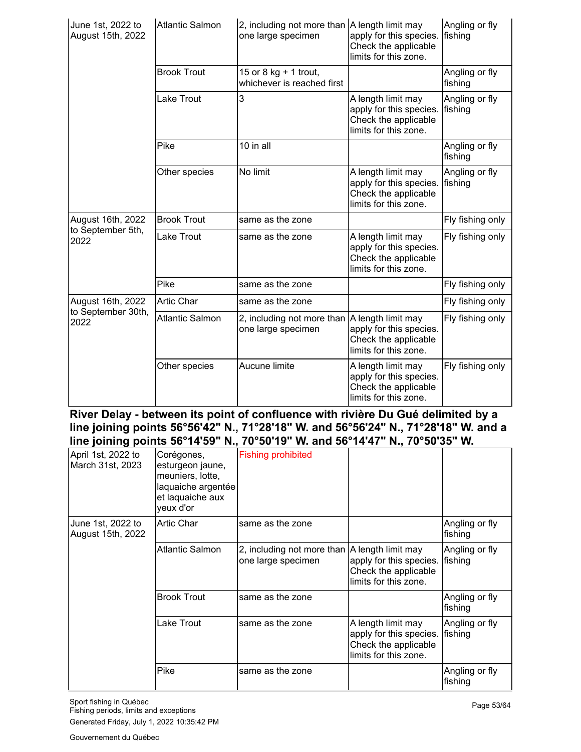| | | | | |
|---|---|---|---|---|
| June 1st, 2022 to August 15th, 2022 | Atlantic Salmon | 2, including not more than one large specimen | A length limit may apply for this species. Check the applicable limits for this zone. | Angling or fly fishing |
| | Brook Trout | 15 or 8 kg + 1 trout, whichever is reached first | | Angling or fly fishing |
| | Lake Trout | 3 | A length limit may apply for this species. Check the applicable limits for this zone. | Angling or fly fishing |
| | Pike | 10 in all | | Angling or fly fishing |
| | Other species | No limit | A length limit may apply for this species. Check the applicable limits for this zone. | Angling or fly fishing |
| August 16th, 2022 to September 5th, 2022 | Brook Trout | same as the zone | | Fly fishing only |
| | Lake Trout | same as the zone | A length limit may apply for this species. Check the applicable limits for this zone. | Fly fishing only |
| | Pike | same as the zone | | Fly fishing only |
| August 16th, 2022 to September 30th, 2022 | Artic Char | same as the zone | | Fly fishing only |
| | Atlantic Salmon | 2, including not more than one large specimen | A length limit may apply for this species. Check the applicable limits for this zone. | Fly fishing only |
| | Other species | Aucune limite | A length limit may apply for this species. Check the applicable limits for this zone. | Fly fishing only |

**River Delay - between its point of confluence with rivière Du Gué delimited by a line joining points 56°56'42" N., 71°28'18" W. and 56°56'24" N., 71°28'18" W. and a line joining points 56°14'59" N., 70°50'19" W. and 56°14'47" N., 70°50'35" W.**

| | | | | |
|---|---|---|---|---|
| April 1st, 2022 to March 31st, 2023 | Corégones, esturgeon jaune, meuniers, lotte, laquaiche argentée et laquaiche aux yeux d'or | Fishing prohibited | | |
| June 1st, 2022 to August 15th, 2022 | Artic Char | same as the zone | | Angling or fly fishing |
| | Atlantic Salmon | 2, including not more than one large specimen | A length limit may apply for this species. Check the applicable limits for this zone. | Angling or fly fishing |
| | Brook Trout | same as the zone | | Angling or fly fishing |
| | Lake Trout | same as the zone | A length limit may apply for this species. Check the applicable limits for this zone. | Angling or fly fishing |
| | Pike | same as the zone | | Angling or fly fishing |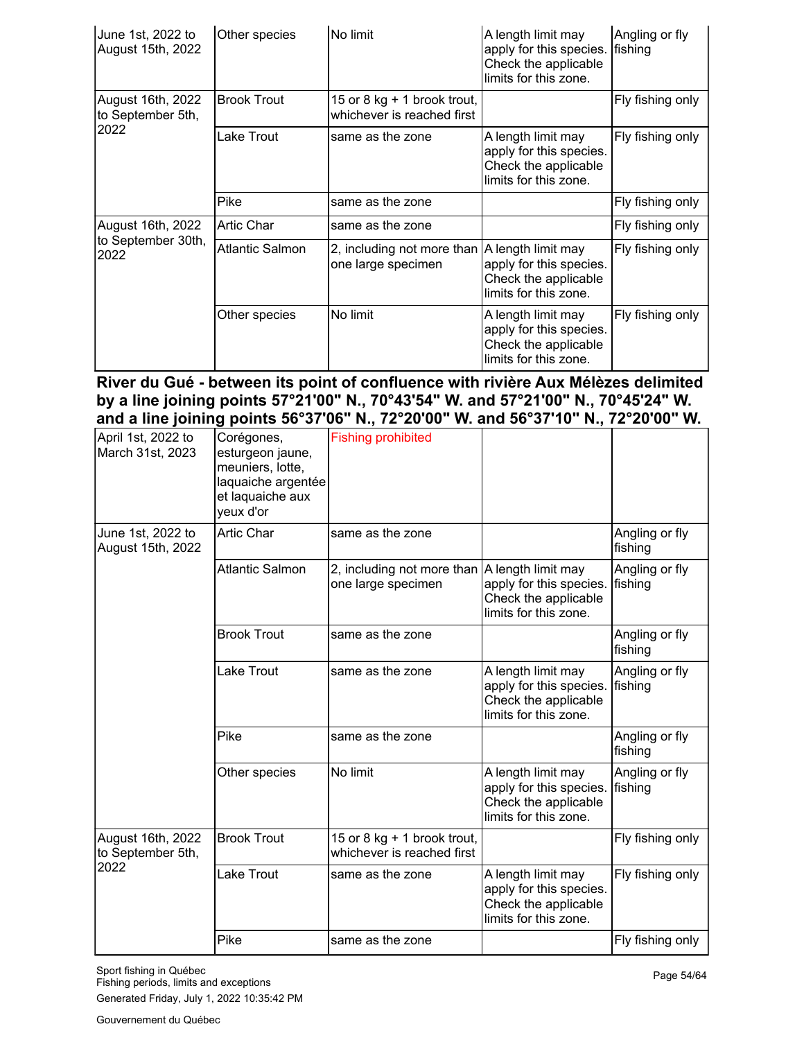| | | | | |
|---|---|---|---|---|
| June 1st, 2022 to August 15th, 2022 | Other species | No limit | A length limit may apply for this species. Check the applicable limits for this zone. | Angling or fly fishing |
| August 16th, 2022 to September 5th, 2022 | Brook Trout | 15 or 8 kg + 1 brook trout, whichever is reached first | | Fly fishing only |
| | Lake Trout | same as the zone | A length limit may apply for this species. Check the applicable limits for this zone. | Fly fishing only |
| | Pike | same as the zone | | Fly fishing only |
| August 16th, 2022 to September 30th, 2022 | Artic Char | same as the zone | | Fly fishing only |
| | Atlantic Salmon | 2, including not more than one large specimen | A length limit may apply for this species. Check the applicable limits for this zone. | Fly fishing only |
| | Other species | No limit | A length limit may apply for this species. Check the applicable limits for this zone. | Fly fishing only |

### River du Gué - between its point of confluence with rivière Aux Mélèzes delimited by a line joining points 57°21'00" N., 70°43'54" W. and 57°21'00" N., 70°45'24" W. and a line joining points 56°37'06" N., 72°20'00" W. and 56°37'10" N., 72°20'00" W.

| | | | | |
|---|---|---|---|---|
| April 1st, 2022 to March 31st, 2023 | Corégones, esturgeon jaune, meuniers, lotte, laquaiche argentée et laquaiche aux yeux d'or | Fishing prohibited | | |
| June 1st, 2022 to August 15th, 2022 | Artic Char | same as the zone | | Angling or fly fishing |
| | Atlantic Salmon | 2, including not more than one large specimen | A length limit may apply for this species. Check the applicable limits for this zone. | Angling or fly fishing |
| | Brook Trout | same as the zone | | Angling or fly fishing |
| | Lake Trout | same as the zone | A length limit may apply for this species. Check the applicable limits for this zone. | Angling or fly fishing |
| | Pike | same as the zone | | Angling or fly fishing |
| | Other species | No limit | A length limit may apply for this species. Check the applicable limits for this zone. | Angling or fly fishing |
| August 16th, 2022 to September 5th, 2022 | Brook Trout | 15 or 8 kg + 1 brook trout, whichever is reached first | | Fly fishing only |
| | Lake Trout | same as the zone | A length limit may apply for this species. Check the applicable limits for this zone. | Fly fishing only |
| | Pike | same as the zone | | Fly fishing only |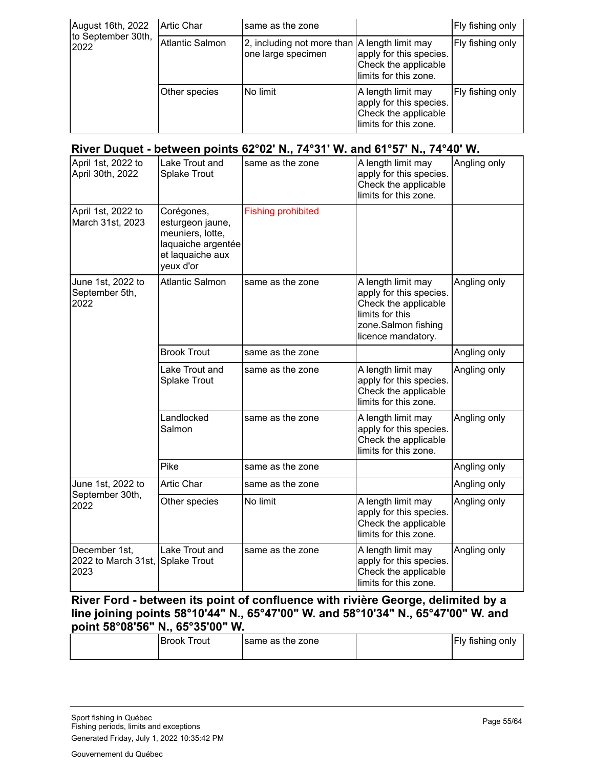| | | | | |
|---|---|---|---|---|
| August 16th, 2022 to September 30th, 2022 | Artic Char | same as the zone | | Fly fishing only |
| | Atlantic Salmon | 2, including not more than one large specimen | A length limit may apply for this species. Check the applicable limits for this zone. | Fly fishing only |
| | Other species | No limit | A length limit may apply for this species. Check the applicable limits for this zone. | Fly fishing only |

### River Duquet - between points 62°02' N., 74°31' W. and 61°57' N., 74°40' W.

| | | | | |
|---|---|---|---|---|
| April 1st, 2022 to April 30th, 2022 | Lake Trout and Splake Trout | same as the zone | A length limit may apply for this species. Check the applicable limits for this zone. | Angling only |
| April 1st, 2022 to March 31st, 2023 | Corégones, esturgeon jaune, meuniers, lotte, laquaiche argentée et laquaiche aux yeux d'or | Fishing prohibited | | |
| June 1st, 2022 to September 5th, 2022 | Atlantic Salmon | same as the zone | A length limit may apply for this species. Check the applicable limits for this zone.Salmon fishing licence mandatory. | Angling only |
| | Brook Trout | same as the zone | | Angling only |
| | Lake Trout and Splake Trout | same as the zone | A length limit may apply for this species. Check the applicable limits for this zone. | Angling only |
| | Landlocked Salmon | same as the zone | A length limit may apply for this species. Check the applicable limits for this zone. | Angling only |
| | Pike | same as the zone | | Angling only |
| June 1st, 2022 to September 30th, 2022 | Artic Char | same as the zone | | Angling only |
| | Other species | No limit | A length limit may apply for this species. Check the applicable limits for this zone. | Angling only |
| December 1st, 2022 to March 31st, 2023 | Lake Trout and Splake Trout | same as the zone | A length limit may apply for this species. Check the applicable limits for this zone. | Angling only |

### River Ford - between its point of confluence with rivière George, delimited by a line joining points 58°10'44" N., 65°47'00" W. and 58°10'34" N., 65°47'00" W. and point 58°08'56" N., 65°35'00" W.

| | | | | |
|---|---|---|---|---|
| | Brook Trout | same as the zone | | Fly fishing only |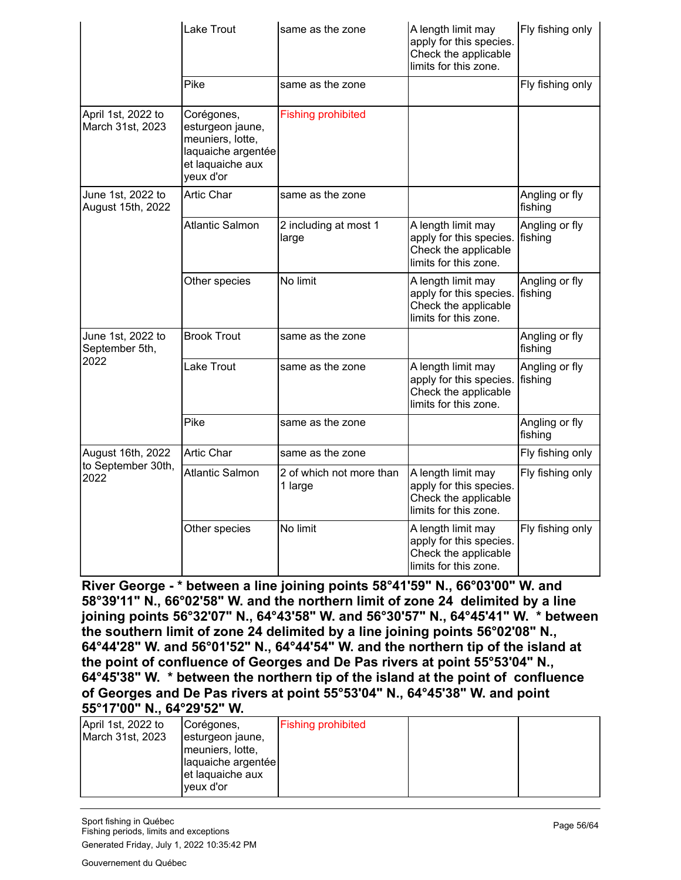| | | | | |
|---|---|---|---|---|
| | Lake Trout | same as the zone | A length limit may apply for this species. Check the applicable limits for this zone. | Fly fishing only |
| | Pike | same as the zone | | Fly fishing only |
| April 1st, 2022 to March 31st, 2023 | Corégones, esturgeon jaune, meuniers, lotte, laquaiche argentée et laquaiche aux yeux d'or | Fishing prohibited | | |
| June 1st, 2022 to August 15th, 2022 | Artic Char | same as the zone | | Angling or fly fishing |
| | Atlantic Salmon | 2 including at most 1 large | A length limit may apply for this species. Check the applicable limits for this zone. | Angling or fly fishing |
| | Other species | No limit | A length limit may apply for this species. Check the applicable limits for this zone. | Angling or fly fishing |
| June 1st, 2022 to September 5th, 2022 | Brook Trout | same as the zone | | Angling or fly fishing |
| | Lake Trout | same as the zone | A length limit may apply for this species. Check the applicable limits for this zone. | Angling or fly fishing |
| | Pike | same as the zone | | Angling or fly fishing |
| August 16th, 2022 to September 30th, 2022 | Artic Char | same as the zone | | Fly fishing only |
| | Atlantic Salmon | 2 of which not more than 1 large | A length limit may apply for this species. Check the applicable limits for this zone. | Fly fishing only |
| | Other species | No limit | A length limit may apply for this species. Check the applicable limits for this zone. | Fly fishing only |

**River George - * between a line joining points 58°41'59" N., 66°03'00" W. and 58°39'11" N., 66°02'58" W. and the northern limit of zone 24 delimited by a line joining points 56°32'07" N., 64°43'58" W. and 56°30'57" N., 64°45'41" W. * between the southern limit of zone 24 delimited by a line joining points 56°02'08" N., 64°44'28" W. and 56°01'52" N., 64°44'54" W. and the northern tip of the island at the point of confluence of Georges and De Pas rivers at point 55°53'04" N., 64°45'38" W. * between the northern tip of the island at the point of confluence of Georges and De Pas rivers at point 55°53'04" N., 64°45'38" W. and point 55°17'00" N., 64°29'52" W.**

| | | | | |
|---|---|---|---|---|
| April 1st, 2022 to March 31st, 2023 | Corégones, esturgeon jaune, meuniers, lotte, laquaiche argentée et laquaiche aux yeux d'or | Fishing prohibited | | |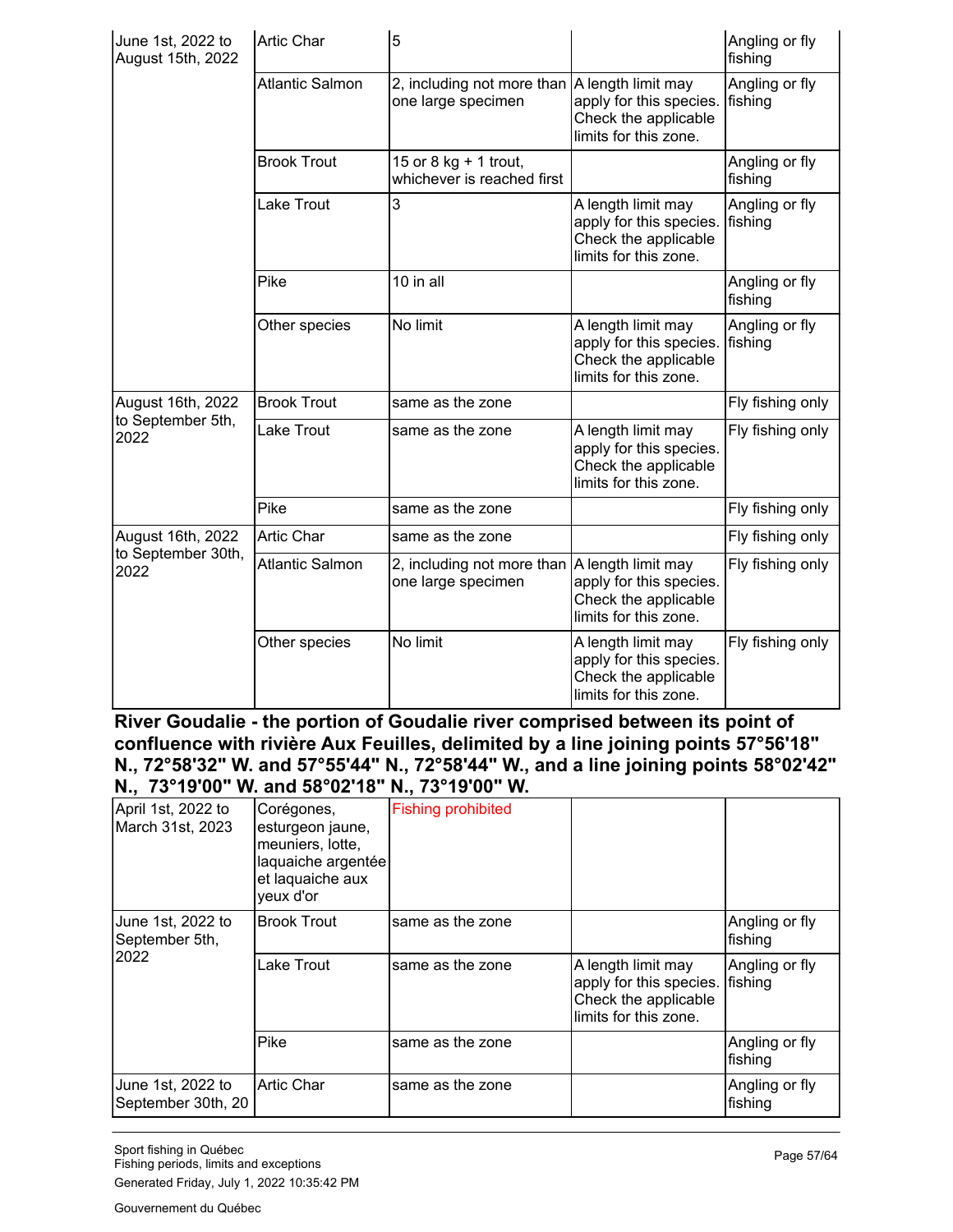| | | | | |
|---|---|---|---|---|
| June 1st, 2022 to August 15th, 2022 | Artic Char | 5 | | Angling or fly fishing |
| | Atlantic Salmon | 2, including not more than one large specimen | A length limit may apply for this species. Check the applicable limits for this zone. | Angling or fly fishing |
| | Brook Trout | 15 or 8 kg + 1 trout, whichever is reached first | | Angling or fly fishing |
| | Lake Trout | 3 | A length limit may apply for this species. Check the applicable limits for this zone. | Angling or fly fishing |
| | Pike | 10 in all | | Angling or fly fishing |
| | Other species | No limit | A length limit may apply for this species. Check the applicable limits for this zone. | Angling or fly fishing |
| August 16th, 2022 to September 5th, 2022 | Brook Trout | same as the zone | | Fly fishing only |
| | Lake Trout | same as the zone | A length limit may apply for this species. Check the applicable limits for this zone. | Fly fishing only |
| | Pike | same as the zone | | Fly fishing only |
| August 16th, 2022 to September 30th, 2022 | Artic Char | same as the zone | | Fly fishing only |
| | Atlantic Salmon | 2, including not more than one large specimen | A length limit may apply for this species. Check the applicable limits for this zone. | Fly fishing only |
| | Other species | No limit | A length limit may apply for this species. Check the applicable limits for this zone. | Fly fishing only |

**River Goudalie - the portion of Goudalie river comprised between its point of confluence with rivière Aux Feuilles, delimited by a line joining points 57°56'18" N., 72°58'32" W. and 57°55'44" N., 72°58'44" W., and a line joining points 58°02'42" N., 73°19'00" W. and 58°02'18" N., 73°19'00" W.**

| | | | | |
|---|---|---|---|---|
| April 1st, 2022 to March 31st, 2023 | Corégones, esturgeon jaune, meuniers, lotte, laquaiche argentée et laquaiche aux yeux d'or | Fishing prohibited | | |
| June 1st, 2022 to September 5th, 2022 | Brook Trout | same as the zone | | Angling or fly fishing |
| | Lake Trout | same as the zone | A length limit may apply for this species. Check the applicable limits for this zone. | Angling or fly fishing |
| | Pike | same as the zone | | Angling or fly fishing |
| June 1st, 2022 to September 30th, 20 | Artic Char | same as the zone | | Angling or fly fishing |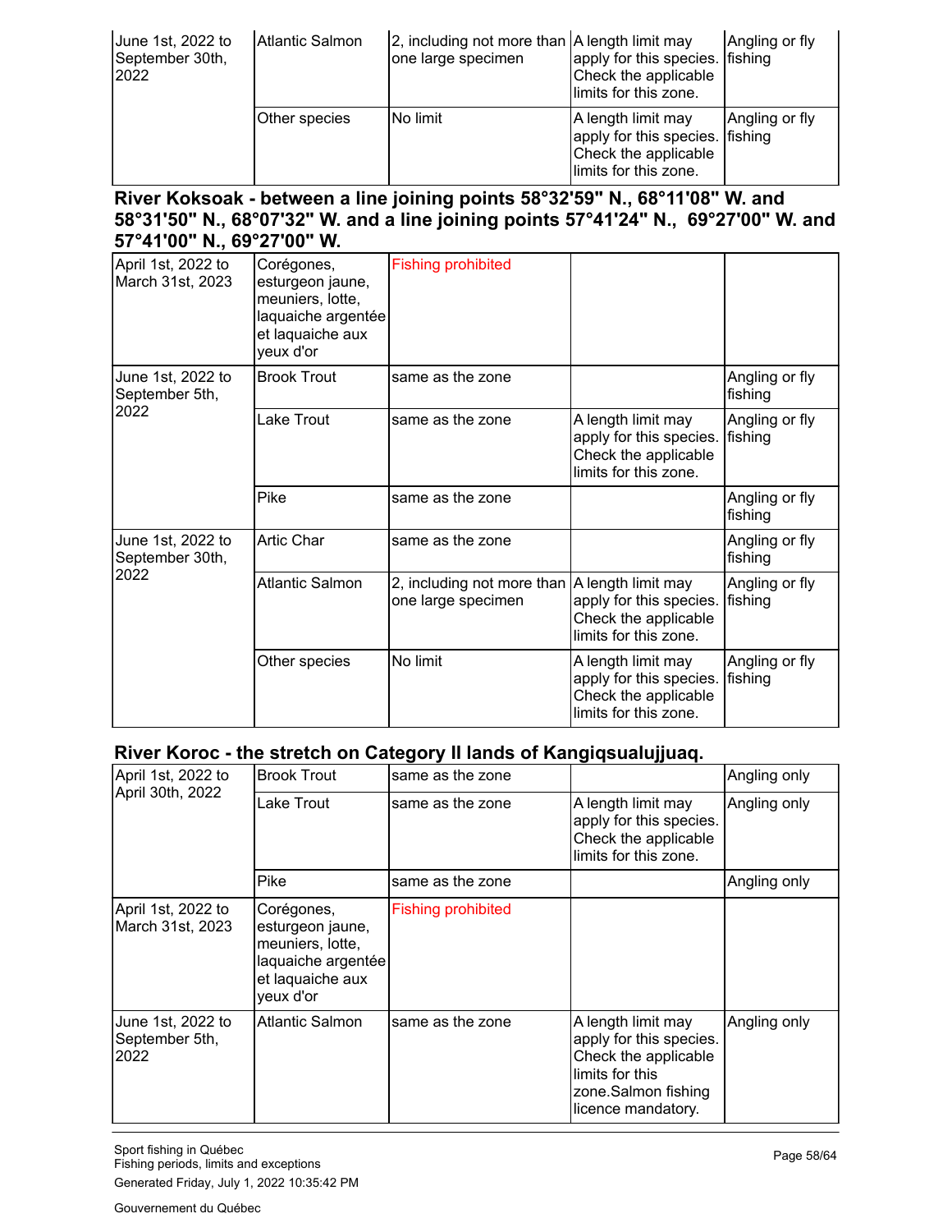| | | | | |
|---|---|---|---|---|
| June 1st, 2022 to September 30th, 2022 | Atlantic Salmon | 2, including not more than one large specimen | A length limit may apply for this species. Check the applicable limits for this zone. | Angling or fly fishing |
| | Other species | No limit | A length limit may apply for this species. Check the applicable limits for this zone. | Angling or fly fishing |

### River Koksoak - between a line joining points 58°32'59" N., 68°11'08" W. and 58°31'50" N., 68°07'32" W. and a line joining points 57°41'24" N., 69°27'00" W. and 57°41'00" N., 69°27'00" W.

| | | | | |
|---|---|---|---|---|
| April 1st, 2022 to March 31st, 2023 | Corégones, esturgeon jaune, meuniers, lotte, laquaiche argentée et laquaiche aux yeux d'or | Fishing prohibited | | |
| June 1st, 2022 to September 5th, 2022 | Brook Trout | same as the zone | | Angling or fly fishing |
| | Lake Trout | same as the zone | A length limit may apply for this species. Check the applicable limits for this zone. | Angling or fly fishing |
| | Pike | same as the zone | | Angling or fly fishing |
| June 1st, 2022 to September 30th, 2022 | Artic Char | same as the zone | | Angling or fly fishing |
| | Atlantic Salmon | 2, including not more than one large specimen | A length limit may apply for this species. Check the applicable limits for this zone. | Angling or fly fishing |
| | Other species | No limit | A length limit may apply for this species. Check the applicable limits for this zone. | Angling or fly fishing |

### River Koroc - the stretch on Category II lands of Kangiqsualujjuaq.

| | | | | |
|---|---|---|---|---|
| April 1st, 2022 to April 30th, 2022 | Brook Trout | same as the zone | | Angling only |
| | Lake Trout | same as the zone | A length limit may apply for this species. Check the applicable limits for this zone. | Angling only |
| | Pike | same as the zone | | Angling only |
| April 1st, 2022 to March 31st, 2023 | Corégones, esturgeon jaune, meuniers, lotte, laquaiche argentée et laquaiche aux yeux d'or | Fishing prohibited | | |
| June 1st, 2022 to September 5th, 2022 | Atlantic Salmon | same as the zone | A length limit may apply for this species. Check the applicable limits for this zone.Salmon fishing licence mandatory. | Angling only |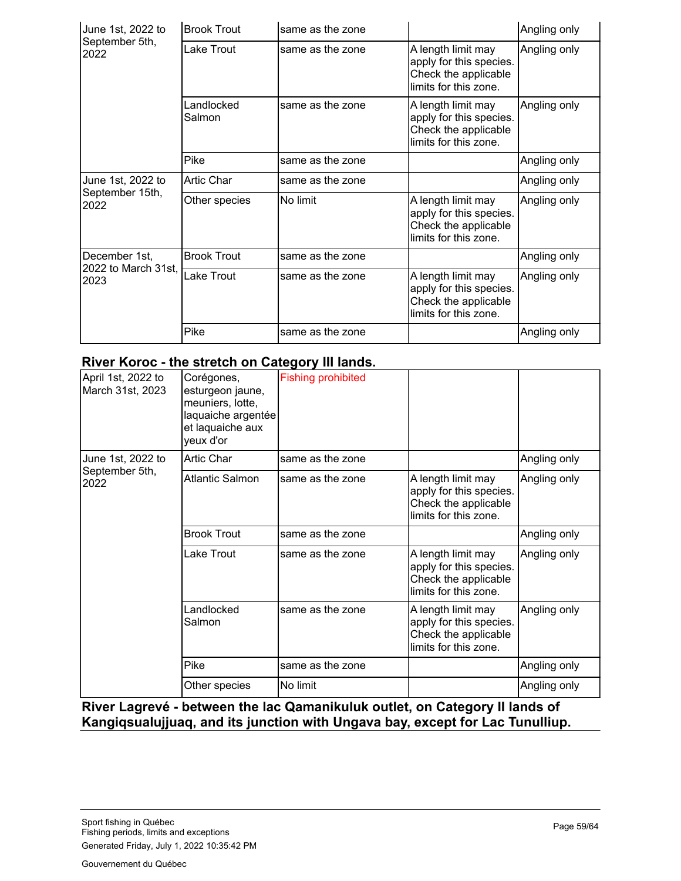| | | | | |
|---|---|---|---|---|
| June 1st, 2022 to September 5th, 2022 | Brook Trout | same as the zone | | Angling only |
| | Lake Trout | same as the zone | A length limit may apply for this species. Check the applicable limits for this zone. | Angling only |
| | Landlocked Salmon | same as the zone | A length limit may apply for this species. Check the applicable limits for this zone. | Angling only |
| | Pike | same as the zone | | Angling only |
| June 1st, 2022 to September 15th, 2022 | Artic Char | same as the zone | | Angling only |
| | Other species | No limit | A length limit may apply for this species. Check the applicable limits for this zone. | Angling only |
| December 1st, 2022 to March 31st, 2023 | Brook Trout | same as the zone | | Angling only |
| | Lake Trout | same as the zone | A length limit may apply for this species. Check the applicable limits for this zone. | Angling only |
| | Pike | same as the zone | | Angling only |

### River Koroc - the stretch on Category III lands.

| | | | | |
|---|---|---|---|---|
| April 1st, 2022 to March 31st, 2023 | Corégones, esturgeon jaune, meuniers, lotte, laquaiche argentée et laquaiche aux yeux d'or | Fishing prohibited | | |
| June 1st, 2022 to September 5th, 2022 | Artic Char | same as the zone | | Angling only |
| | Atlantic Salmon | same as the zone | A length limit may apply for this species. Check the applicable limits for this zone. | Angling only |
| | Brook Trout | same as the zone | | Angling only |
| | Lake Trout | same as the zone | A length limit may apply for this species. Check the applicable limits for this zone. | Angling only |
| | Landlocked Salmon | same as the zone | A length limit may apply for this species. Check the applicable limits for this zone. | Angling only |
| | Pike | same as the zone | | Angling only |
| | Other species | No limit | | Angling only |

### River Lagrevé - between the lac Qamanikuluk outlet, on Category II lands of Kangiqsualujjuaq, and its junction with Ungava bay, except for Lac Tunulliup.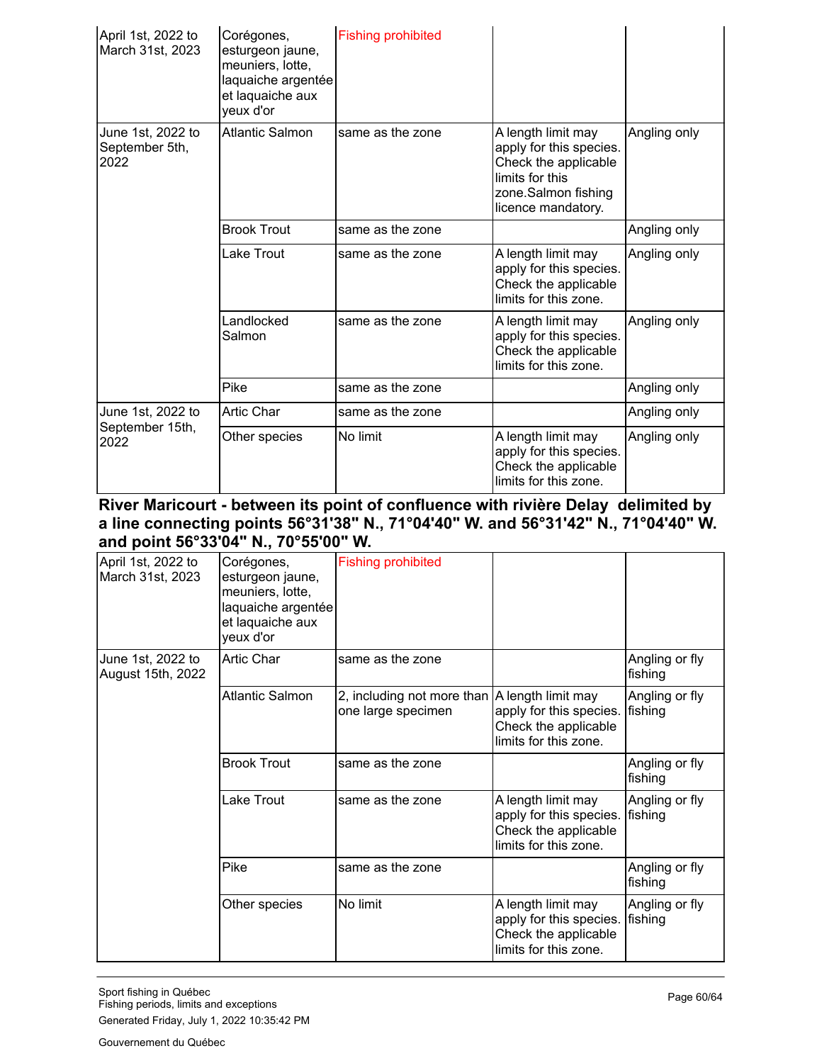| | | | | |
|---|---|---|---|---|
| April 1st, 2022 to March 31st, 2023 | Corégones, esturgeon jaune, meuniers, lotte, laquaiche argentée et laquaiche aux yeux d'or | Fishing prohibited | | |
| June 1st, 2022 to September 5th, 2022 | Atlantic Salmon | same as the zone | A length limit may apply for this species. Check the applicable limits for this zone.Salmon fishing licence mandatory. | Angling only |
| | Brook Trout | same as the zone | | Angling only |
| | Lake Trout | same as the zone | A length limit may apply for this species. Check the applicable limits for this zone. | Angling only |
| | Landlocked Salmon | same as the zone | A length limit may apply for this species. Check the applicable limits for this zone. | Angling only |
| | Pike | same as the zone | | Angling only |
| June 1st, 2022 to September 15th, 2022 | Artic Char | same as the zone | | Angling only |
| | Other species | No limit | A length limit may apply for this species. Check the applicable limits for this zone. | Angling only |

**River Maricourt - between its point of confluence with rivière Delay delimited by a line connecting points 56°31'38" N., 71°04'40" W. and 56°31'42" N., 71°04'40" W. and point 56°33'04" N., 70°55'00" W.**

| | | | | |
|---|---|---|---|---|
| April 1st, 2022 to March 31st, 2023 | Corégones, esturgeon jaune, meuniers, lotte, laquaiche argentée et laquaiche aux yeux d'or | Fishing prohibited | | |
| June 1st, 2022 to August 15th, 2022 | Artic Char | same as the zone | | Angling or fly fishing |
| | Atlantic Salmon | 2, including not more than one large specimen | A length limit may apply for this species. Check the applicable limits for this zone. | Angling or fly fishing |
| | Brook Trout | same as the zone | | Angling or fly fishing |
| | Lake Trout | same as the zone | A length limit may apply for this species. Check the applicable limits for this zone. | Angling or fly fishing |
| | Pike | same as the zone | | Angling or fly fishing |
| | Other species | No limit | A length limit may apply for this species. Check the applicable limits for this zone. | Angling or fly fishing |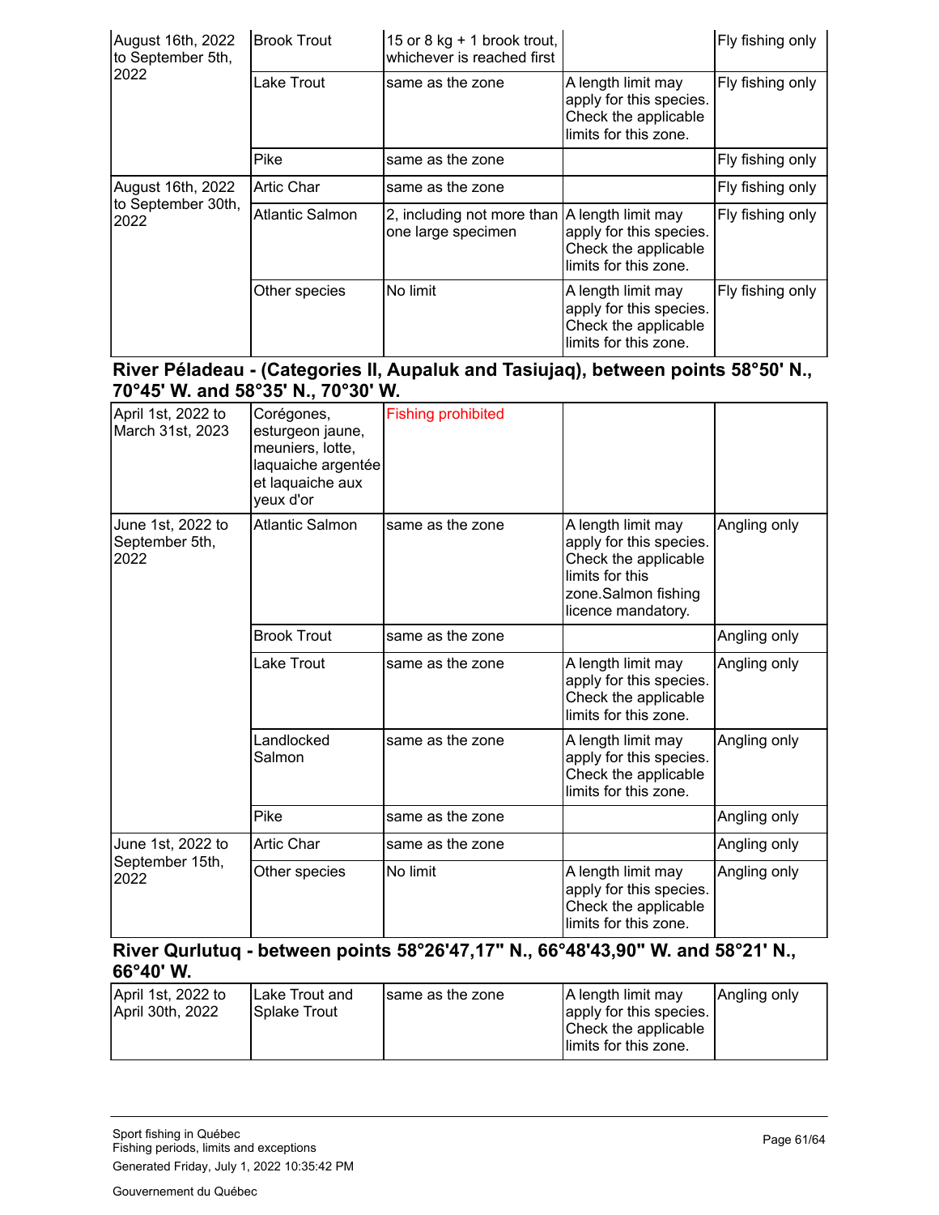| | | | | |
|---|---|---|---|---|
| August 16th, 2022 to September 5th, 2022 | Brook Trout | 15 or 8 kg + 1 brook trout, whichever is reached first | | Fly fishing only |
| | Lake Trout | same as the zone | A length limit may apply for this species. Check the applicable limits for this zone. | Fly fishing only |
| | Pike | same as the zone | | Fly fishing only |
| August 16th, 2022 to September 30th, 2022 | Artic Char | same as the zone | | Fly fishing only |
| | Atlantic Salmon | 2, including not more than one large specimen | A length limit may apply for this species. Check the applicable limits for this zone. | Fly fishing only |
| | Other species | No limit | A length limit may apply for this species. Check the applicable limits for this zone. | Fly fishing only |

### River Péladeau - (Categories II, Aupaluk and Tasiujaq), between points 58°50' N., 70°45' W. and 58°35' N., 70°30' W.

| | | | | |
|---|---|---|---|---|
| April 1st, 2022 to March 31st, 2023 | Corégones, esturgeon jaune, meuniers, lotte, laquaiche argentée et laquaiche aux yeux d'or | Fishing prohibited | | |
| June 1st, 2022 to September 5th, 2022 | Atlantic Salmon | same as the zone | A length limit may apply for this species. Check the applicable limits for this zone.Salmon fishing licence mandatory. | Angling only |
| | Brook Trout | same as the zone | | Angling only |
| | Lake Trout | same as the zone | A length limit may apply for this species. Check the applicable limits for this zone. | Angling only |
| | Landlocked Salmon | same as the zone | A length limit may apply for this species. Check the applicable limits for this zone. | Angling only |
| | Pike | same as the zone | | Angling only |
| June 1st, 2022 to September 15th, 2022 | Artic Char | same as the zone | | Angling only |
| | Other species | No limit | A length limit may apply for this species. Check the applicable limits for this zone. | Angling only |

### River Qurlutuq - between points 58°26'47,17" N., 66°48'43,90" W. and 58°21' N., 66°40' W.

| | | | | |
|---|---|---|---|---|
| April 1st, 2022 to April 30th, 2022 | Lake Trout and Splake Trout | same as the zone | A length limit may apply for this species. Check the applicable limits for this zone. | Angling only |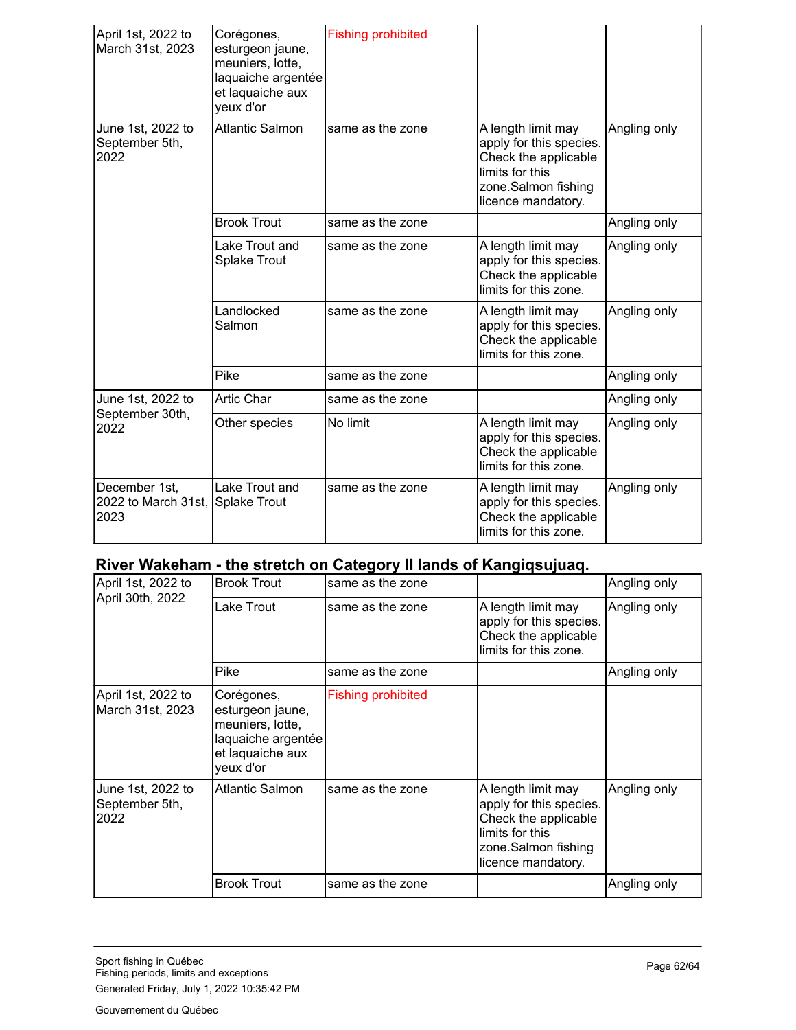| | | | | |
|---|---|---|---|---|
| April 1st, 2022 to March 31st, 2023 | Corégones, esturgeon jaune, meuniers, lotte, laquaiche argentée et laquaiche aux yeux d'or | Fishing prohibited | | |
| June 1st, 2022 to September 5th, 2022 | Atlantic Salmon | same as the zone | A length limit may apply for this species. Check the applicable limits for this zone.Salmon fishing licence mandatory. | Angling only |
| | Brook Trout | same as the zone | | Angling only |
| | Lake Trout and Splake Trout | same as the zone | A length limit may apply for this species. Check the applicable limits for this zone. | Angling only |
| | Landlocked Salmon | same as the zone | A length limit may apply for this species. Check the applicable limits for this zone. | Angling only |
| | Pike | same as the zone | | Angling only |
| June 1st, 2022 to September 30th, 2022 | Artic Char | same as the zone | | Angling only |
| | Other species | No limit | A length limit may apply for this species. Check the applicable limits for this zone. | Angling only |
| December 1st, 2022 to March 31st, 2023 | Lake Trout and Splake Trout | same as the zone | A length limit may apply for this species. Check the applicable limits for this zone. | Angling only |

### River Wakeham - the stretch on Category II lands of Kangiqsujuaq.

| | | | | |
|---|---|---|---|---|
| April 1st, 2022 to April 30th, 2022 | Brook Trout | same as the zone | | Angling only |
| | Lake Trout | same as the zone | A length limit may apply for this species. Check the applicable limits for this zone. | Angling only |
| | Pike | same as the zone | | Angling only |
| April 1st, 2022 to March 31st, 2023 | Corégones, esturgeon jaune, meuniers, lotte, laquaiche argentée et laquaiche aux yeux d'or | Fishing prohibited | | |
| June 1st, 2022 to September 5th, 2022 | Atlantic Salmon | same as the zone | A length limit may apply for this species. Check the applicable limits for this zone.Salmon fishing licence mandatory. | Angling only |
| | Brook Trout | same as the zone | | Angling only |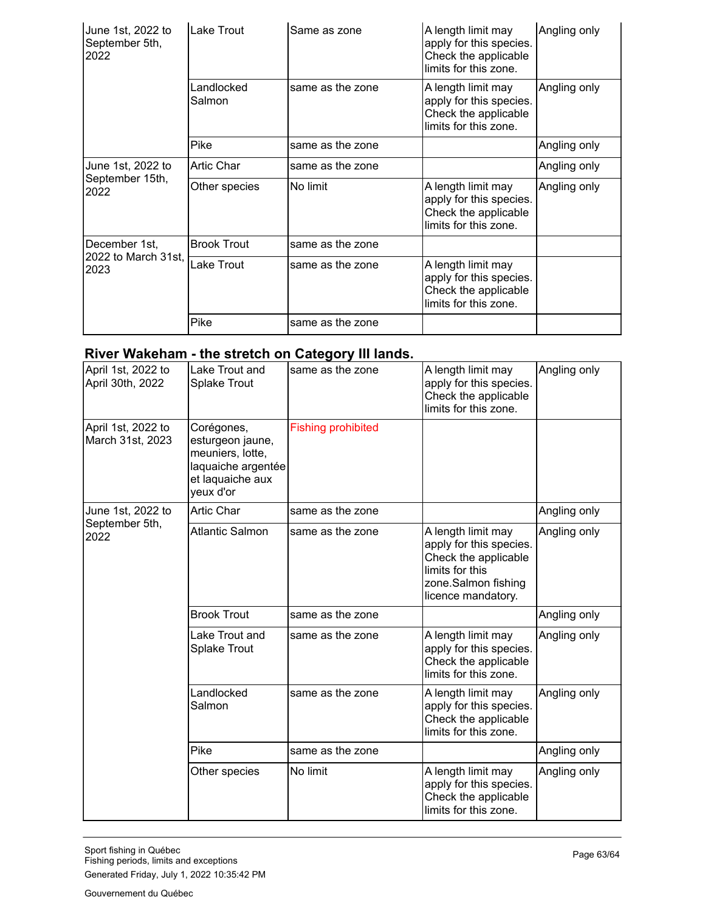| | | | | |
|---|---|---|---|---|
| June 1st, 2022 to September 5th, 2022 | Lake Trout | Same as zone | A length limit may apply for this species. Check the applicable limits for this zone. | Angling only |
| | Landlocked Salmon | same as the zone | A length limit may apply for this species. Check the applicable limits for this zone. | Angling only |
| | Pike | same as the zone | | Angling only |
| June 1st, 2022 to September 15th, 2022 | Artic Char | same as the zone | | Angling only |
| | Other species | No limit | A length limit may apply for this species. Check the applicable limits for this zone. | Angling only |
| December 1st, 2022 to March 31st, 2023 | Brook Trout | same as the zone | | |
| | Lake Trout | same as the zone | A length limit may apply for this species. Check the applicable limits for this zone. | |
| | Pike | same as the zone | | |

## River Wakeham - the stretch on Category III lands.

| | | | | |
|---|---|---|---|---|
| April 1st, 2022 to April 30th, 2022 | Lake Trout and Splake Trout | same as the zone | A length limit may apply for this species. Check the applicable limits for this zone. | Angling only |
| April 1st, 2022 to March 31st, 2023 | Corégones, esturgeon jaune, meuniers, lotte, laquaiche argentée et laquaiche aux yeux d'or | Fishing prohibited | | |
| June 1st, 2022 to September 5th, 2022 | Artic Char | same as the zone | | Angling only |
| | Atlantic Salmon | same as the zone | A length limit may apply for this species. Check the applicable limits for this zone.Salmon fishing licence mandatory. | Angling only |
| | Brook Trout | same as the zone | | Angling only |
| | Lake Trout and Splake Trout | same as the zone | A length limit may apply for this species. Check the applicable limits for this zone. | Angling only |
| | Landlocked Salmon | same as the zone | A length limit may apply for this species. Check the applicable limits for this zone. | Angling only |
| | Pike | same as the zone | | Angling only |
| | Other species | No limit | A length limit may apply for this species. Check the applicable limits for this zone. | Angling only |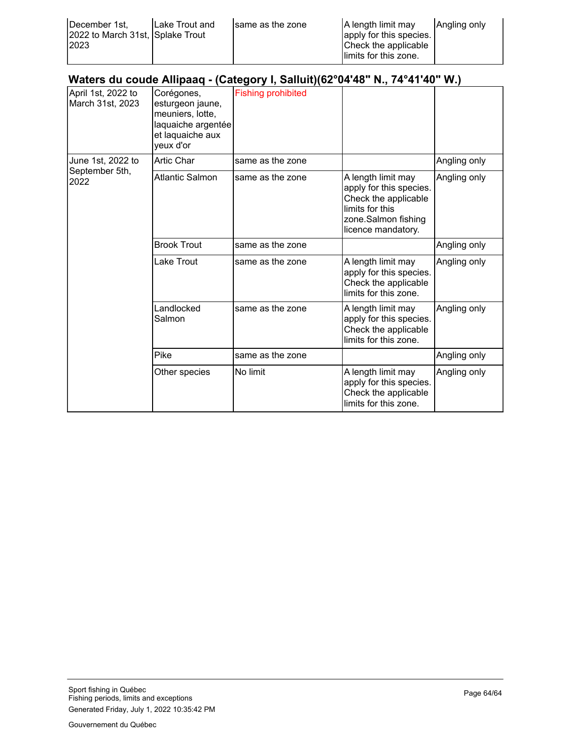| | | | | |
|---|---|---|---|---|
| December 1st, 2022 to March 31st, 2023 | Lake Trout and Splake Trout | same as the zone | A length limit may apply for this species. Check the applicable limits for this zone. | Angling only |

### Waters du coude Allipaaq - (Category I, Salluit)(62°04'48" N., 74°41'40" W.)

| | | | | |
|---|---|---|---|---|
| April 1st, 2022 to March 31st, 2023 | Corégones, esturgeon jaune, meuniers, lotte, laquaiche argentée et laquaiche aux yeux d'or | Fishing prohibited | | |
| June 1st, 2022 to September 5th, 2022 | Artic Char | same as the zone | | Angling only |
| | Atlantic Salmon | same as the zone | A length limit may apply for this species. Check the applicable limits for this zone.Salmon fishing licence mandatory. | Angling only |
| | Brook Trout | same as the zone | | Angling only |
| | Lake Trout | same as the zone | A length limit may apply for this species. Check the applicable limits for this zone. | Angling only |
| | Landlocked Salmon | same as the zone | A length limit may apply for this species. Check the applicable limits for this zone. | Angling only |
| | Pike | same as the zone | | Angling only |
| | Other species | No limit | A length limit may apply for this species. Check the applicable limits for this zone. | Angling only |